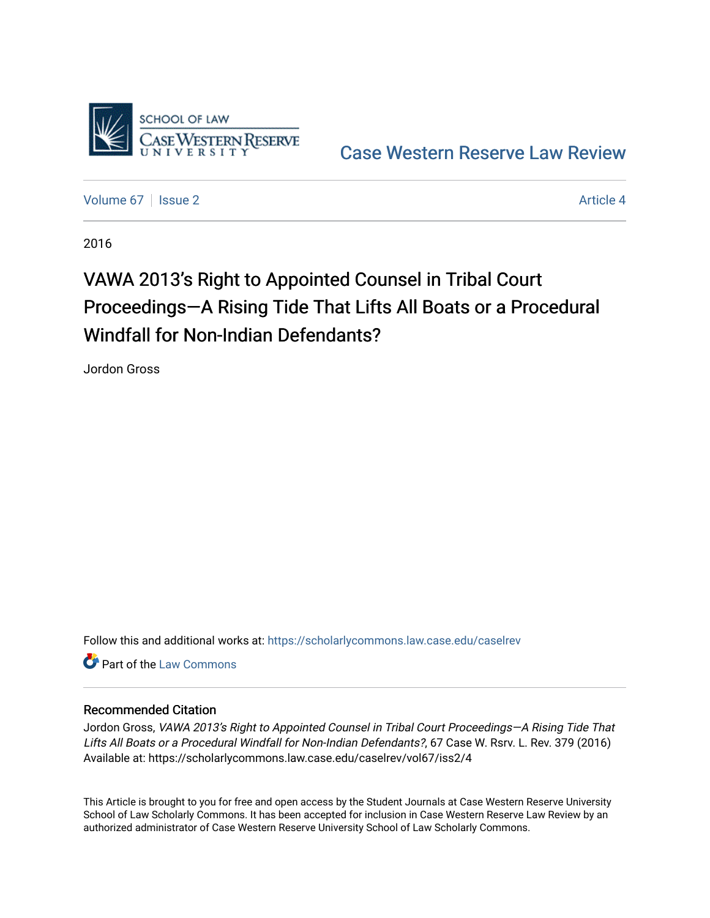Case Western Reserve Law Review

Volume 67 | Issue 2 Article 4

2016

# VAWA 2013's Right to Appointed Counsel in Tribal Court Proceedings—A Rising Tide That Lifts All Boats or a Procedural Windfall for Non-Indian Defendants?

Jordon Gross

Follow this and additional works at: https://scholarlycommons.law.case.edu/caselrev

Part of the Law Commons

## Recommended Citation

Jordon Gross, *VAWA 2013's Right to Appointed Counsel in Tribal Court Proceedings—A Rising Tide That Lifts All Boats or a Procedural Windfall for Non-Indian Defendants?*, 67 Case W. Rsrv. L. Rev. 379 (2016)
Available at: https://scholarlycommons.law.case.edu/caselrev/vol67/iss2/4

This Article is brought to you for free and open access by the Student Journals at Case Western Reserve University School of Law Scholarly Commons. It has been accepted for inclusion in Case Western Reserve Law Review by an authorized administrator of Case Western Reserve University School of Law Scholarly Commons.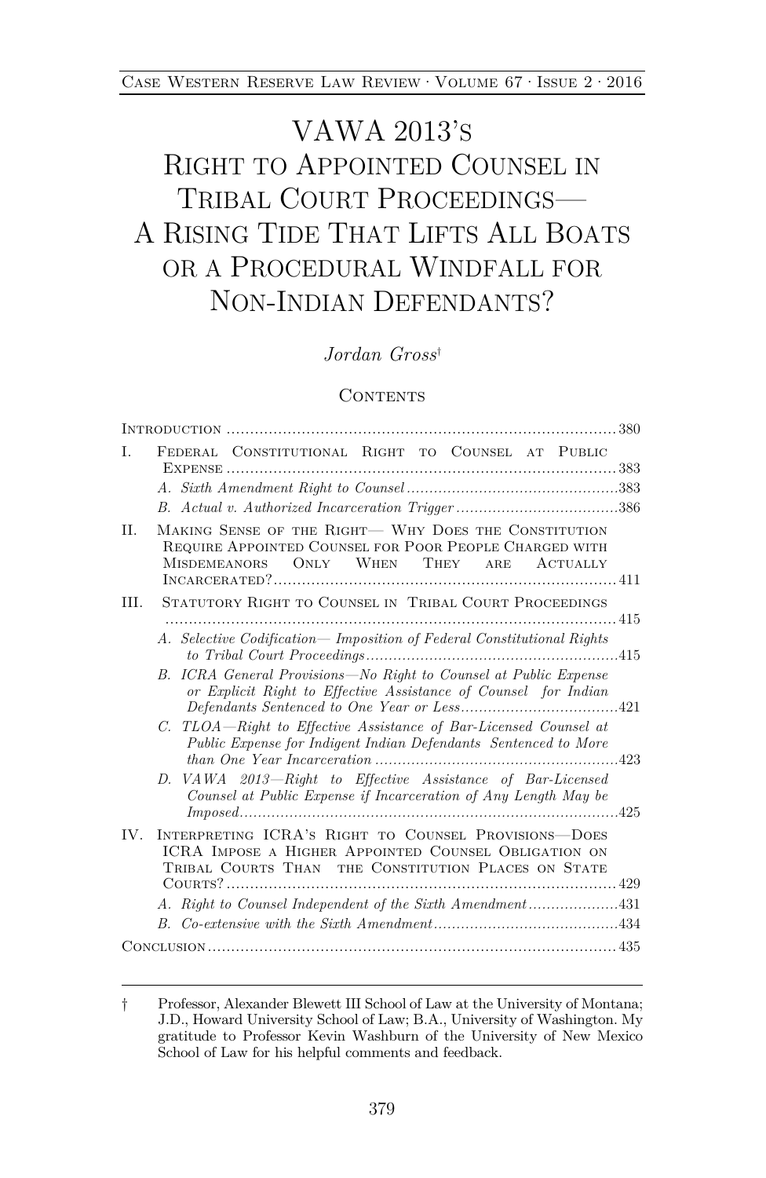# VAWA 2013's Right to Appointed Counsel in Tribal Court Proceedings— A Rising Tide That Lifts All Boats or a Procedural Windfall for Non-Indian Defendants?

*Jordan Gross*†

## Contents

Introduction .......... 380

I. Federal Constitutional Right to Counsel at Public Expense .......... 383

- A. *Sixth Amendment Right to Counsel* .......... 383
- B. *Actual v. Authorized Incarceration Trigger* .......... 386

II. Making Sense of the Right— Why Does the Constitution Require Appointed Counsel for Poor People Charged with Misdemeanors Only When They are Actually Incarcerated? .......... 411

III. Statutory Right to Counsel in Tribal Court Proceedings .......... 415

- A. *Selective Codification— Imposition of Federal Constitutional Rights to Tribal Court Proceedings* .......... 415
- B. *ICRA General Provisions—No Right to Counsel at Public Expense or Explicit Right to Effective Assistance of Counsel for Indian Defendants Sentenced to One Year or Less* .......... 421
- C. *TLOA—Right to Effective Assistance of Bar-Licensed Counsel at Public Expense for Indigent Indian Defendants Sentenced to More than One Year Incarceration* .......... 423
- D. *VAWA 2013—Right to Effective Assistance of Bar-Licensed Counsel at Public Expense if Incarceration of Any Length May be Imposed* .......... 425

IV. Interpreting ICRA's Right to Counsel Provisions—Does ICRA Impose a Higher Appointed Counsel Obligation on Tribal Courts Than the Constitution Places on State Courts? .......... 429

- A. *Right to Counsel Independent of the Sixth Amendment* .......... 431
- B. *Co-extensive with the Sixth Amendment* .......... 434

Conclusion .......... 435

---

† Professor, Alexander Blewett III School of Law at the University of Montana; J.D., Howard University School of Law; B.A., University of Washington. My gratitude to Professor Kevin Washburn of the University of New Mexico School of Law for his helpful comments and feedback.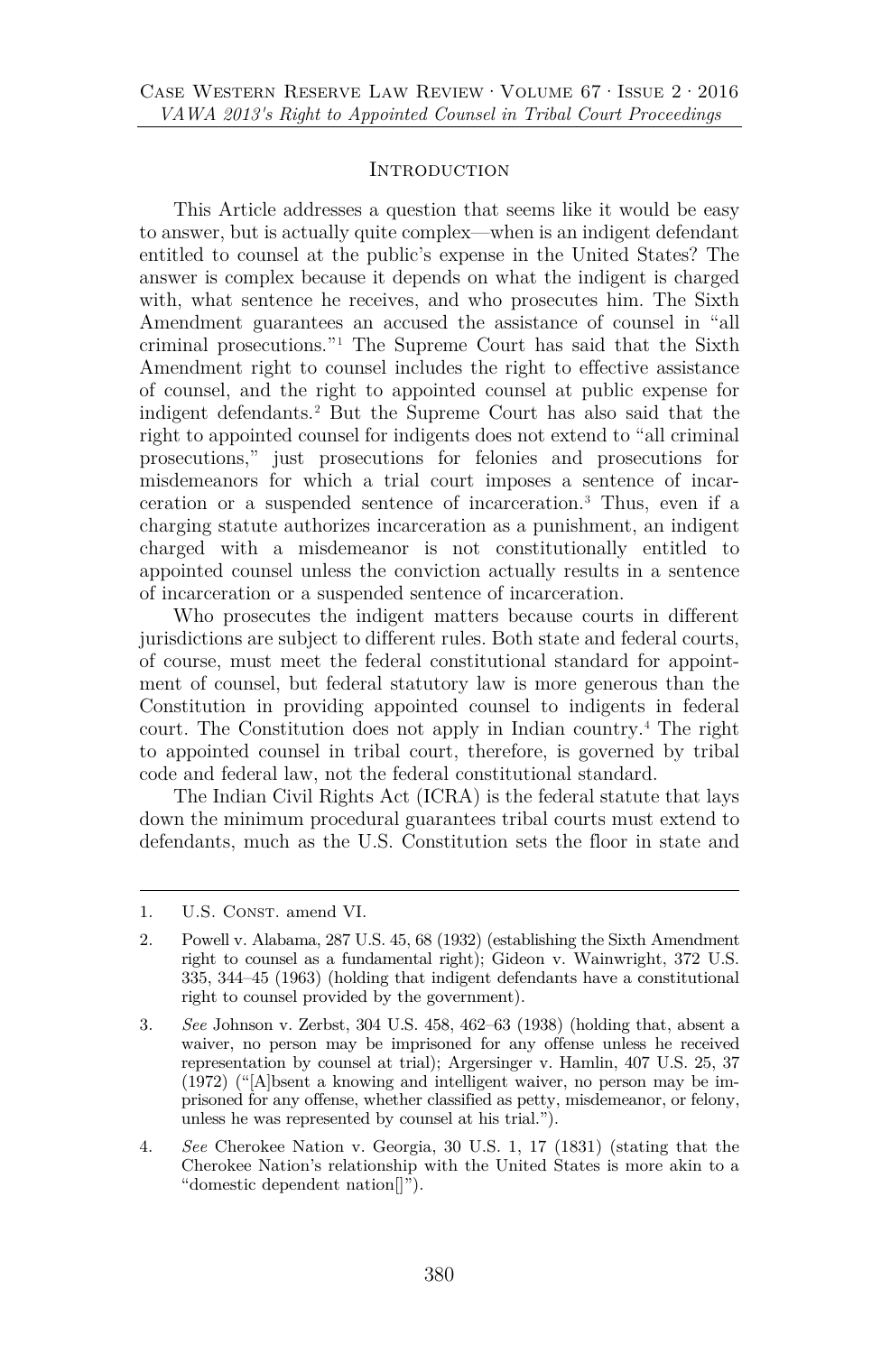## Introduction

This Article addresses a question that seems like it would be easy to answer, but is actually quite complex—when is an indigent defendant entitled to counsel at the public's expense in the United States? The answer is complex because it depends on what the indigent is charged with, what sentence he receives, and who prosecutes him. The Sixth Amendment guarantees an accused the assistance of counsel in "all criminal prosecutions."[1] The Supreme Court has said that the Sixth Amendment right to counsel includes the right to effective assistance of counsel, and the right to appointed counsel at public expense for indigent defendants.[2] But the Supreme Court has also said that the right to appointed counsel for indigents does not extend to "all criminal prosecutions," just prosecutions for felonies and prosecutions for misdemeanors for which a trial court imposes a sentence of incarceration or a suspended sentence of incarceration.[3] Thus, even if a charging statute authorizes incarceration as a punishment, an indigent charged with a misdemeanor is not constitutionally entitled to appointed counsel unless the conviction actually results in a sentence of incarceration or a suspended sentence of incarceration.

Who prosecutes the indigent matters because courts in different jurisdictions are subject to different rules. Both state and federal courts, of course, must meet the federal constitutional standard for appointment of counsel, but federal statutory law is more generous than the Constitution in providing appointed counsel to indigents in federal court. The Constitution does not apply in Indian country.[4] The right to appointed counsel in tribal court, therefore, is governed by tribal code and federal law, not the federal constitutional standard.

The Indian Civil Rights Act (ICRA) is the federal statute that lays down the minimum procedural guarantees tribal courts must extend to defendants, much as the U.S. Constitution sets the floor in state and

---

1. U.S. Const. amend VI.

2. Powell v. Alabama, 287 U.S. 45, 68 (1932) (establishing the Sixth Amendment right to counsel as a fundamental right); Gideon v. Wainwright, 372 U.S. 335, 344–45 (1963) (holding that indigent defendants have a constitutional right to counsel provided by the government).

3. *See* Johnson v. Zerbst, 304 U.S. 458, 462–63 (1938) (holding that, absent a waiver, no person may be imprisoned for any offense unless he received representation by counsel at trial); Argersinger v. Hamlin, 407 U.S. 25, 37 (1972) ("[A]bsent a knowing and intelligent waiver, no person may be imprisoned for any offense, whether classified as petty, misdemeanor, or felony, unless he was represented by counsel at his trial.").

4. *See* Cherokee Nation v. Georgia, 30 U.S. 1, 17 (1831) (stating that the Cherokee Nation's relationship with the United States is more akin to a "domestic dependent nation[]").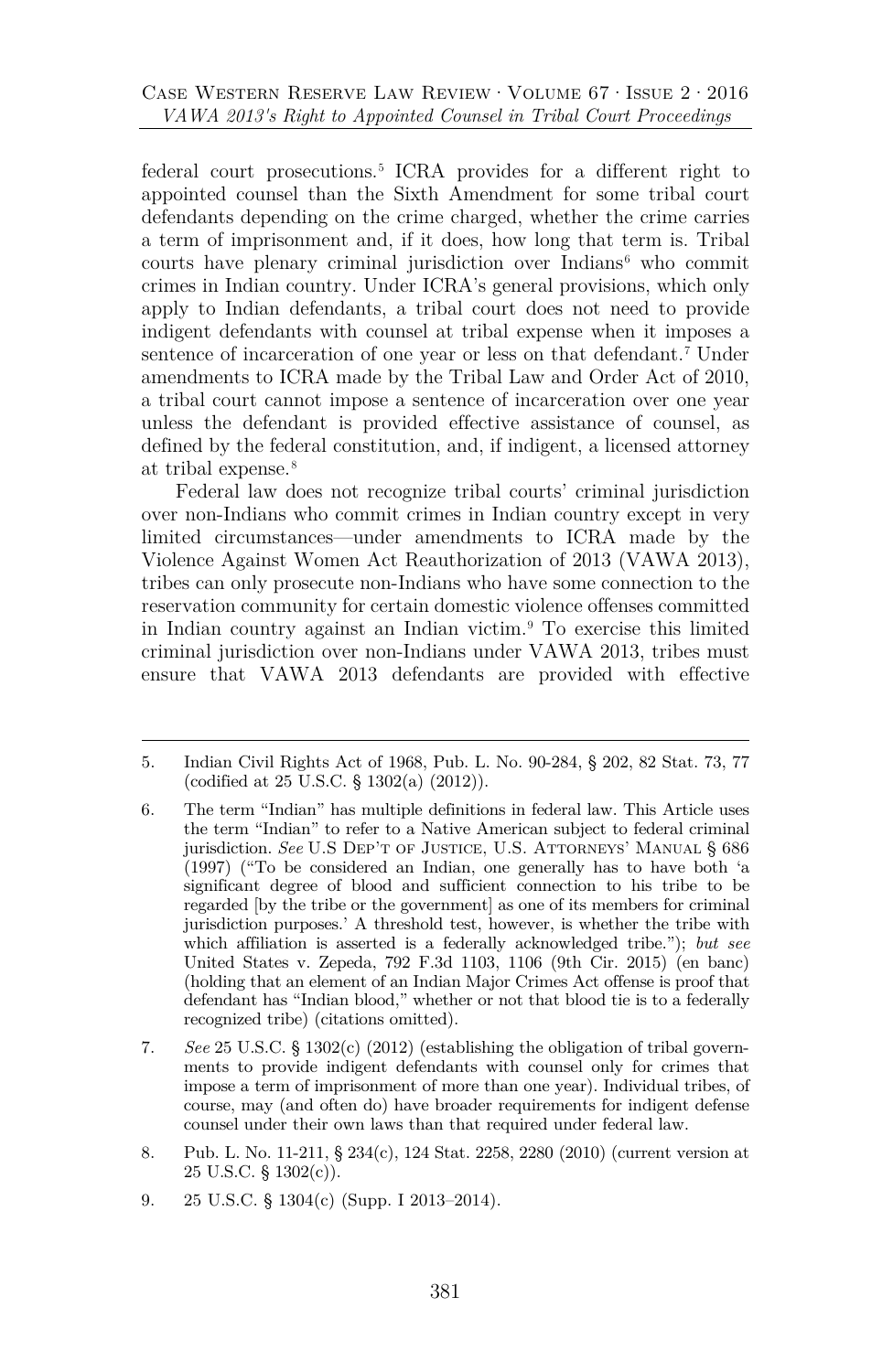federal court prosecutions.[5] ICRA provides for a different right to appointed counsel than the Sixth Amendment for some tribal court defendants depending on the crime charged, whether the crime carries a term of imprisonment and, if it does, how long that term is. Tribal courts have plenary criminal jurisdiction over Indians[6] who commit crimes in Indian country. Under ICRA's general provisions, which only apply to Indian defendants, a tribal court does not need to provide indigent defendants with counsel at tribal expense when it imposes a sentence of incarceration of one year or less on that defendant.[7] Under amendments to ICRA made by the Tribal Law and Order Act of 2010, a tribal court cannot impose a sentence of incarceration over one year unless the defendant is provided effective assistance of counsel, as defined by the federal constitution, and, if indigent, a licensed attorney at tribal expense.[8]

Federal law does not recognize tribal courts' criminal jurisdiction over non-Indians who commit crimes in Indian country except in very limited circumstances—under amendments to ICRA made by the Violence Against Women Act Reauthorization of 2013 (VAWA 2013), tribes can only prosecute non-Indians who have some connection to the reservation community for certain domestic violence offenses committed in Indian country against an Indian victim.[9] To exercise this limited criminal jurisdiction over non-Indians under VAWA 2013, tribes must ensure that VAWA 2013 defendants are provided with effective

---

5. Indian Civil Rights Act of 1968, Pub. L. No. 90-284, § 202, 82 Stat. 73, 77 (codified at 25 U.S.C. § 1302(a) (2012)).

6. The term "Indian" has multiple definitions in federal law. This Article uses the term "Indian" to refer to a Native American subject to federal criminal jurisdiction. *See* U.S DEP'T OF JUSTICE, U.S. ATTORNEYS' MANUAL § 686 (1997) ("To be considered an Indian, one generally has to have both 'a significant degree of blood and sufficient connection to his tribe to be regarded [by the tribe or the government] as one of its members for criminal jurisdiction purposes.' A threshold test, however, is whether the tribe with which affiliation is asserted is a federally acknowledged tribe."); *but see* United States v. Zepeda, 792 F.3d 1103, 1106 (9th Cir. 2015) (en banc) (holding that an element of an Indian Major Crimes Act offense is proof that defendant has "Indian blood," whether or not that blood tie is to a federally recognized tribe) (citations omitted).

7. *See* 25 U.S.C. § 1302(c) (2012) (establishing the obligation of tribal governments to provide indigent defendants with counsel only for crimes that impose a term of imprisonment of more than one year). Individual tribes, of course, may (and often do) have broader requirements for indigent defense counsel under their own laws than that required under federal law.

8. Pub. L. No. 11-211, § 234(c), 124 Stat. 2258, 2280 (2010) (current version at 25 U.S.C. § 1302(c)).

9. 25 U.S.C. § 1304(c) (Supp. I 2013–2014).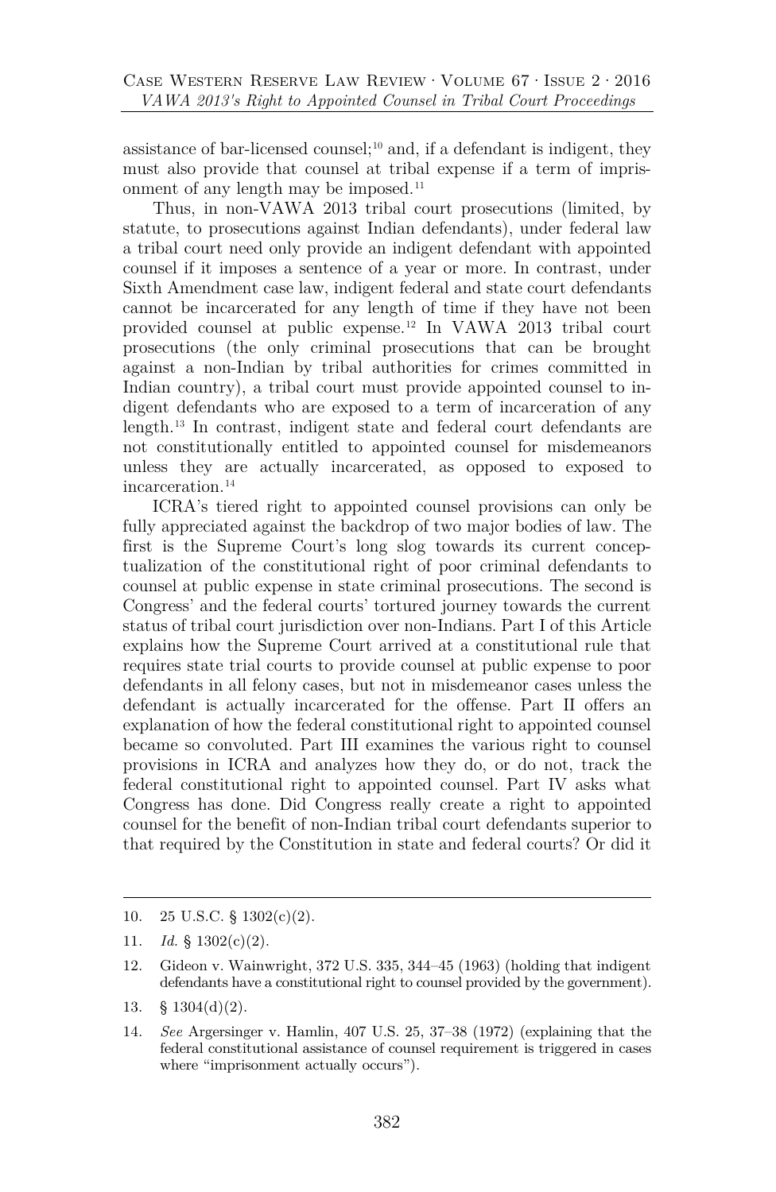assistance of bar-licensed counsel;[10] and, if a defendant is indigent, they must also provide that counsel at tribal expense if a term of imprisonment of any length may be imposed.[11]

Thus, in non-VAWA 2013 tribal court prosecutions (limited, by statute, to prosecutions against Indian defendants), under federal law a tribal court need only provide an indigent defendant with appointed counsel if it imposes a sentence of a year or more. In contrast, under Sixth Amendment case law, indigent federal and state court defendants cannot be incarcerated for any length of time if they have not been provided counsel at public expense.[12] In VAWA 2013 tribal court prosecutions (the only criminal prosecutions that can be brought against a non-Indian by tribal authorities for crimes committed in Indian country), a tribal court must provide appointed counsel to indigent defendants who are exposed to a term of incarceration of any length.[13] In contrast, indigent state and federal court defendants are not constitutionally entitled to appointed counsel for misdemeanors unless they are actually incarcerated, as opposed to exposed to incarceration.[14]

ICRA's tiered right to appointed counsel provisions can only be fully appreciated against the backdrop of two major bodies of law. The first is the Supreme Court's long slog towards its current conceptualization of the constitutional right of poor criminal defendants to counsel at public expense in state criminal prosecutions. The second is Congress' and the federal courts' tortured journey towards the current status of tribal court jurisdiction over non-Indians. Part I of this Article explains how the Supreme Court arrived at a constitutional rule that requires state trial courts to provide counsel at public expense to poor defendants in all felony cases, but not in misdemeanor cases unless the defendant is actually incarcerated for the offense. Part II offers an explanation of how the federal constitutional right to appointed counsel became so convoluted. Part III examines the various right to counsel provisions in ICRA and analyzes how they do, or do not, track the federal constitutional right to appointed counsel. Part IV asks what Congress has done. Did Congress really create a right to appointed counsel for the benefit of non-Indian tribal court defendants superior to that required by the Constitution in state and federal courts? Or did it

---

10. 25 U.S.C. § 1302(c)(2).

11. *Id.* § 1302(c)(2).

12. Gideon v. Wainwright, 372 U.S. 335, 344–45 (1963) (holding that indigent defendants have a constitutional right to counsel provided by the government).

13. § 1304(d)(2).

14. *See* Argersinger v. Hamlin, 407 U.S. 25, 37–38 (1972) (explaining that the federal constitutional assistance of counsel requirement is triggered in cases where "imprisonment actually occurs").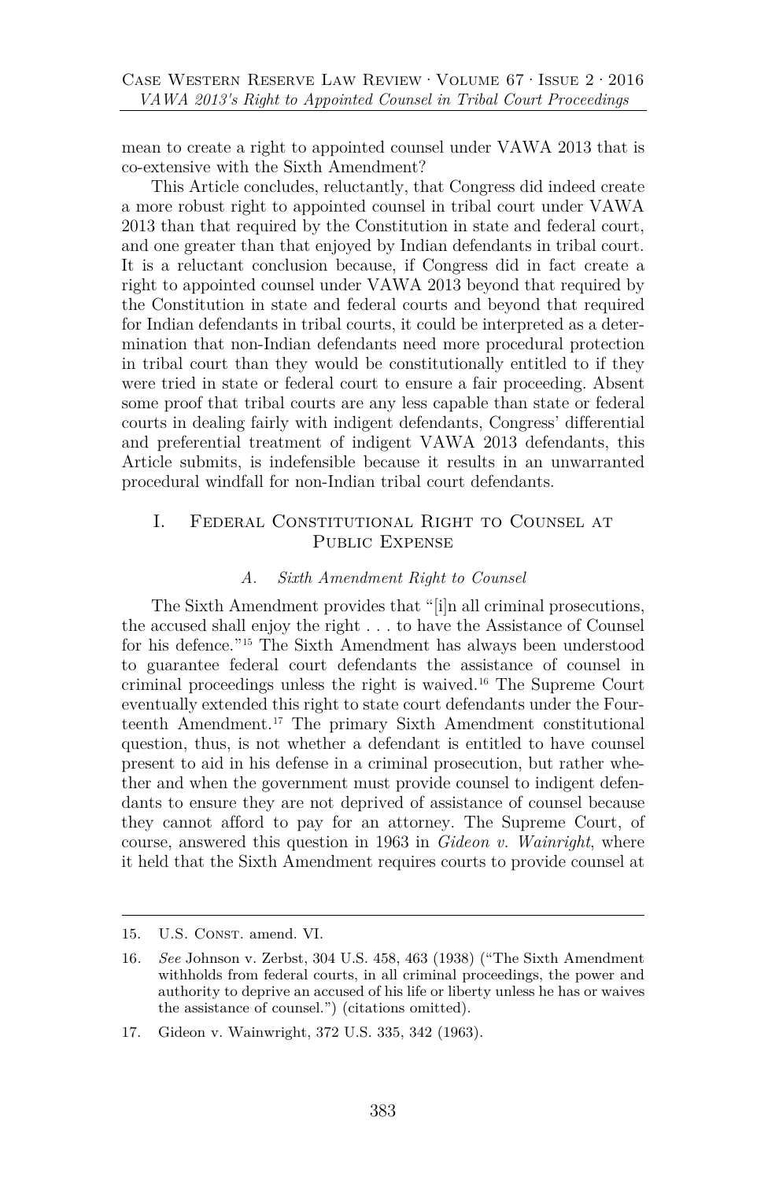mean to create a right to appointed counsel under VAWA 2013 that is co-extensive with the Sixth Amendment?

This Article concludes, reluctantly, that Congress did indeed create a more robust right to appointed counsel in tribal court under VAWA 2013 than that required by the Constitution in state and federal court, and one greater than that enjoyed by Indian defendants in tribal court. It is a reluctant conclusion because, if Congress did in fact create a right to appointed counsel under VAWA 2013 beyond that required by the Constitution in state and federal courts and beyond that required for Indian defendants in tribal courts, it could be interpreted as a determination that non-Indian defendants need more procedural protection in tribal court than they would be constitutionally entitled to if they were tried in state or federal court to ensure a fair proceeding. Absent some proof that tribal courts are any less capable than state or federal courts in dealing fairly with indigent defendants, Congress' differential and preferential treatment of indigent VAWA 2013 defendants, this Article submits, is indefensible because it results in an unwarranted procedural windfall for non-Indian tribal court defendants.

## I. Federal Constitutional Right to Counsel at Public Expense

### *A. Sixth Amendment Right to Counsel*

The Sixth Amendment provides that "[i]n all criminal prosecutions, the accused shall enjoy the right . . . to have the Assistance of Counsel for his defence."[15] The Sixth Amendment has always been understood to guarantee federal court defendants the assistance of counsel in criminal proceedings unless the right is waived.[16] The Supreme Court eventually extended this right to state court defendants under the Fourteenth Amendment.[17] The primary Sixth Amendment constitutional question, thus, is not whether a defendant is entitled to have counsel present to aid in his defense in a criminal prosecution, but rather whether and when the government must provide counsel to indigent defendants to ensure they are not deprived of assistance of counsel because they cannot afford to pay for an attorney. The Supreme Court, of course, answered this question in 1963 in *Gideon v. Wainright*, where it held that the Sixth Amendment requires courts to provide counsel at

---

15. U.S. Const. amend. VI.

16. *See* Johnson v. Zerbst, 304 U.S. 458, 463 (1938) ("The Sixth Amendment withholds from federal courts, in all criminal proceedings, the power and authority to deprive an accused of his life or liberty unless he has or waives the assistance of counsel.") (citations omitted).

17. Gideon v. Wainwright, 372 U.S. 335, 342 (1963).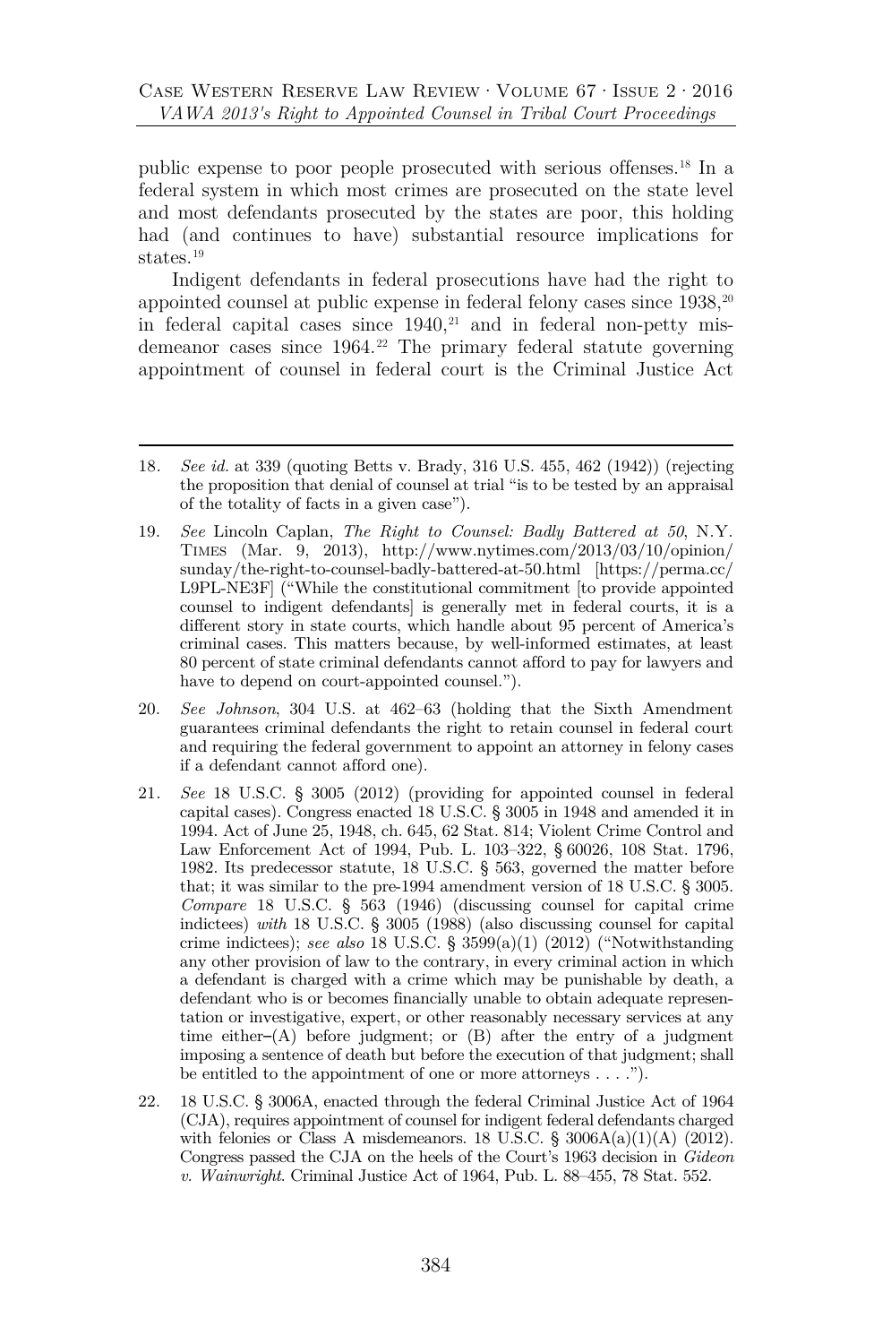public expense to poor people prosecuted with serious offenses.[18] In a federal system in which most crimes are prosecuted on the state level and most defendants prosecuted by the states are poor, this holding had (and continues to have) substantial resource implications for states.[19]

Indigent defendants in federal prosecutions have had the right to appointed counsel at public expense in federal felony cases since 1938,[20] in federal capital cases since 1940,[21] and in federal non-petty misdemeanor cases since 1964.[22] The primary federal statute governing appointment of counsel in federal court is the Criminal Justice Act

---

18. *See id.* at 339 (quoting Betts v. Brady, 316 U.S. 455, 462 (1942)) (rejecting the proposition that denial of counsel at trial "is to be tested by an appraisal of the totality of facts in a given case").

19. *See* Lincoln Caplan, *The Right to Counsel: Badly Battered at 50*, N.Y. TIMES (Mar. 9, 2013), http://www.nytimes.com/2013/03/10/opinion/sunday/the-right-to-counsel-badly-battered-at-50.html [https://perma.cc/L9PL-NE3F] ("While the constitutional commitment [to provide appointed counsel to indigent defendants] is generally met in federal courts, it is a different story in state courts, which handle about 95 percent of America's criminal cases. This matters because, by well-informed estimates, at least 80 percent of state criminal defendants cannot afford to pay for lawyers and have to depend on court-appointed counsel.").

20. *See Johnson*, 304 U.S. at 462–63 (holding that the Sixth Amendment guarantees criminal defendants the right to retain counsel in federal court and requiring the federal government to appoint an attorney in felony cases if a defendant cannot afford one).

21. *See* 18 U.S.C. § 3005 (2012) (providing for appointed counsel in federal capital cases). Congress enacted 18 U.S.C. § 3005 in 1948 and amended it in 1994. Act of June 25, 1948, ch. 645, 62 Stat. 814; Violent Crime Control and Law Enforcement Act of 1994, Pub. L. 103–322, § 60026, 108 Stat. 1796, 1982. Its predecessor statute, 18 U.S.C. § 563, governed the matter before that; it was similar to the pre-1994 amendment version of 18 U.S.C. § 3005. *Compare* 18 U.S.C. § 563 (1946) (discussing counsel for capital crime indictees) *with* 18 U.S.C. § 3005 (1988) (also discussing counsel for capital crime indictees); *see also* 18 U.S.C. § 3599(a)(1) (2012) ("Notwithstanding any other provision of law to the contrary, in every criminal action in which a defendant is charged with a crime which may be punishable by death, a defendant who is or becomes financially unable to obtain adequate representation or investigative, expert, or other reasonably necessary services at any time either–(A) before judgment; or (B) after the entry of a judgment imposing a sentence of death but before the execution of that judgment; shall be entitled to the appointment of one or more attorneys . . . .").

22. 18 U.S.C. § 3006A, enacted through the federal Criminal Justice Act of 1964 (CJA), requires appointment of counsel for indigent federal defendants charged with felonies or Class A misdemeanors. 18 U.S.C. § 3006A(a)(1)(A) (2012). Congress passed the CJA on the heels of the Court's 1963 decision in *Gideon v. Wainwright*. Criminal Justice Act of 1964, Pub. L. 88–455, 78 Stat. 552.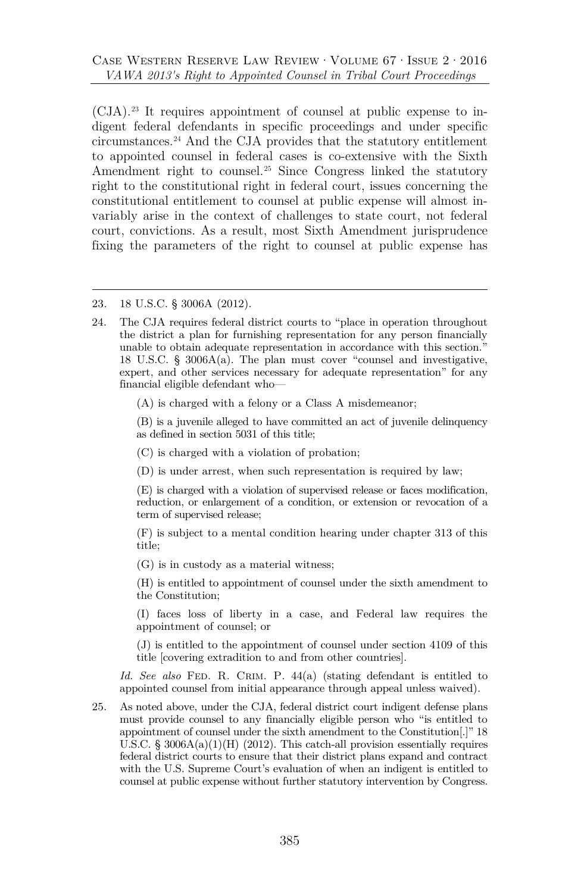(CJA).[23] It requires appointment of counsel at public expense to indigent federal defendants in specific proceedings and under specific circumstances.[24] And the CJA provides that the statutory entitlement to appointed counsel in federal cases is co-extensive with the Sixth Amendment right to counsel.[25] Since Congress linked the statutory right to the constitutional right in federal court, issues concerning the constitutional entitlement to counsel at public expense will almost invariably arise in the context of challenges to state court, not federal court, convictions. As a result, most Sixth Amendment jurisprudence fixing the parameters of the right to counsel at public expense has

---

23. 18 U.S.C. § 3006A (2012).

24. The CJA requires federal district courts to "place in operation throughout the district a plan for furnishing representation for any person financially unable to obtain adequate representation in accordance with this section." 18 U.S.C. § 3006A(a). The plan must cover "counsel and investigative, expert, and other services necessary for adequate representation" for any financial eligible defendant who—

    (A) is charged with a felony or a Class A misdemeanor;

    (B) is a juvenile alleged to have committed an act of juvenile delinquency as defined in section 5031 of this title;

    (C) is charged with a violation of probation;

    (D) is under arrest, when such representation is required by law;

    (E) is charged with a violation of supervised release or faces modification, reduction, or enlargement of a condition, or extension or revocation of a term of supervised release;

    (F) is subject to a mental condition hearing under chapter 313 of this title;

    (G) is in custody as a material witness;

    (H) is entitled to appointment of counsel under the sixth amendment to the Constitution;

    (I) faces loss of liberty in a case, and Federal law requires the appointment of counsel; or

    (J) is entitled to the appointment of counsel under section 4109 of this title [covering extradition to and from other countries].

    *Id. See also* Fed. R. Crim. P. 44(a) (stating defendant is entitled to appointed counsel from initial appearance through appeal unless waived).

25. As noted above, under the CJA, federal district court indigent defense plans must provide counsel to any financially eligible person who "is entitled to appointment of counsel under the sixth amendment to the Constitution[.]" 18 U.S.C. § 3006A(a)(1)(H) (2012). This catch-all provision essentially requires federal district courts to ensure that their district plans expand and contract with the U.S. Supreme Court's evaluation of when an indigent is entitled to counsel at public expense without further statutory intervention by Congress.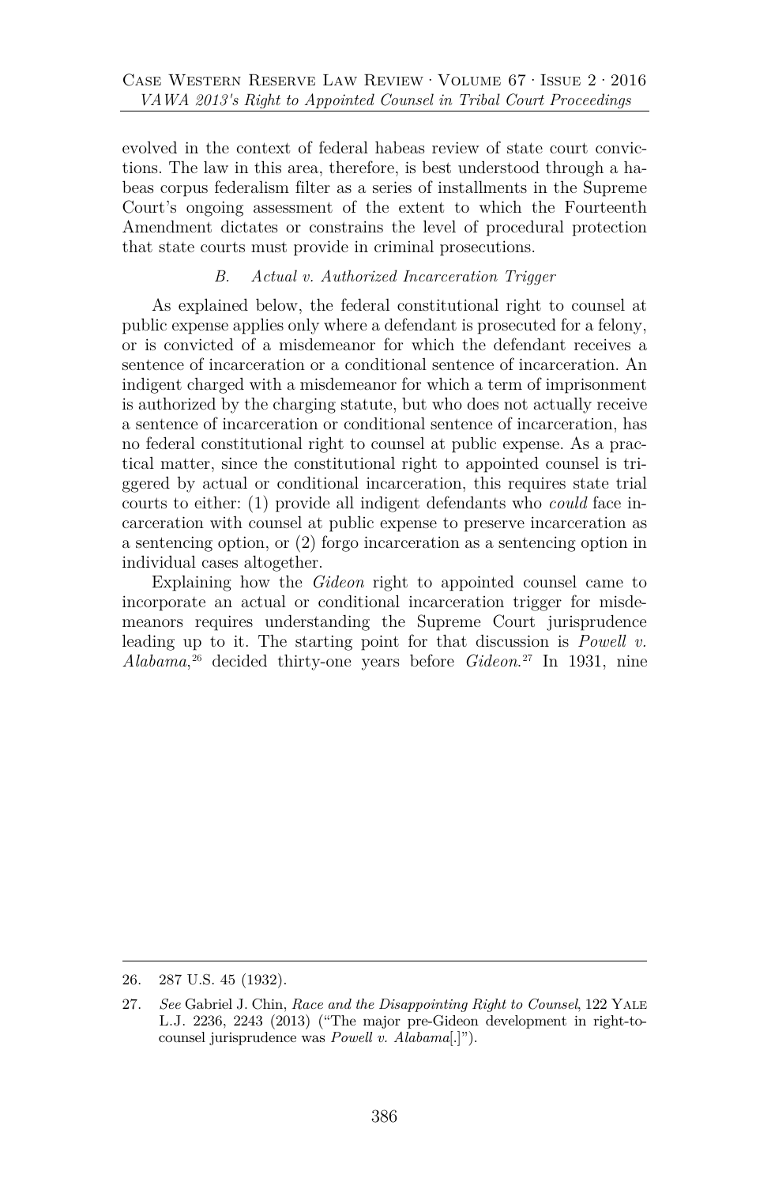evolved in the context of federal habeas review of state court convictions. The law in this area, therefore, is best understood through a habeas corpus federalism filter as a series of installments in the Supreme Court's ongoing assessment of the extent to which the Fourteenth Amendment dictates or constrains the level of procedural protection that state courts must provide in criminal prosecutions.

### B. *Actual v. Authorized Incarceration Trigger*

As explained below, the federal constitutional right to counsel at public expense applies only where a defendant is prosecuted for a felony, or is convicted of a misdemeanor for which the defendant receives a sentence of incarceration or a conditional sentence of incarceration. An indigent charged with a misdemeanor for which a term of imprisonment is authorized by the charging statute, but who does not actually receive a sentence of incarceration or conditional sentence of incarceration, has no federal constitutional right to counsel at public expense. As a practical matter, since the constitutional right to appointed counsel is triggered by actual or conditional incarceration, this requires state trial courts to either: (1) provide all indigent defendants who *could* face incarceration with counsel at public expense to preserve incarceration as a sentencing option, or (2) forgo incarceration as a sentencing option in individual cases altogether.

Explaining how the *Gideon* right to appointed counsel came to incorporate an actual or conditional incarceration trigger for misdemeanors requires understanding the Supreme Court jurisprudence leading up to it. The starting point for that discussion is *Powell v. Alabama*,[26] decided thirty-one years before *Gideon*.[27] In 1931, nine

---

26. 287 U.S. 45 (1932).

27. *See* Gabriel J. Chin, *Race and the Disappointing Right to Counsel*, 122 YALE L.J. 2236, 2243 (2013) ("The major pre-Gideon development in right-to-counsel jurisprudence was *Powell v. Alabama*[.]").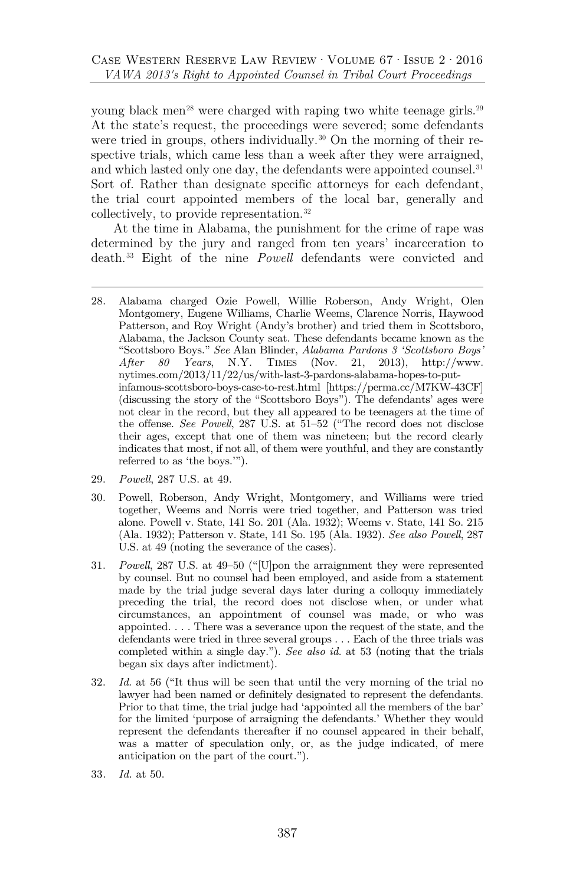young black men[28] were charged with raping two white teenage girls.[29] At the state's request, the proceedings were severed; some defendants were tried in groups, others individually.[30] On the morning of their respective trials, which came less than a week after they were arraigned, and which lasted only one day, the defendants were appointed counsel.[31] Sort of. Rather than designate specific attorneys for each defendant, the trial court appointed members of the local bar, generally and collectively, to provide representation.[32]

At the time in Alabama, the punishment for the crime of rape was determined by the jury and ranged from ten years' incarceration to death.[33] Eight of the nine *Powell* defendants were convicted and

---

28. Alabama charged Ozie Powell, Willie Roberson, Andy Wright, Olen Montgomery, Eugene Williams, Charlie Weems, Clarence Norris, Haywood Patterson, and Roy Wright (Andy's brother) and tried them in Scottsboro, Alabama, the Jackson County seat. These defendants became known as the "Scottsboro Boys." *See* Alan Blinder, *Alabama Pardons 3 'Scottsboro Boys' After 80 Years*, N.Y. TIMES (Nov. 21, 2013), http://www.nytimes.com/2013/11/22/us/with-last-3-pardons-alabama-hopes-to-put-infamous-scottsboro-boys-case-to-rest.html [https://perma.cc/M7KW-43CF] (discussing the story of the "Scottsboro Boys"). The defendants' ages were not clear in the record, but they all appeared to be teenagers at the time of the offense. *See Powell*, 287 U.S. at 51–52 ("The record does not disclose their ages, except that one of them was nineteen; but the record clearly indicates that most, if not all, of them were youthful, and they are constantly referred to as 'the boys.'").

29. *Powell*, 287 U.S. at 49.

30. Powell, Roberson, Andy Wright, Montgomery, and Williams were tried together, Weems and Norris were tried together, and Patterson was tried alone. Powell v. State, 141 So. 201 (Ala. 1932); Weems v. State, 141 So. 215 (Ala. 1932); Patterson v. State, 141 So. 195 (Ala. 1932). *See also Powell*, 287 U.S. at 49 (noting the severance of the cases).

31. *Powell*, 287 U.S. at 49–50 ("[U]pon the arraignment they were represented by counsel. But no counsel had been employed, and aside from a statement made by the trial judge several days later during a colloquy immediately preceding the trial, the record does not disclose when, or under what circumstances, an appointment of counsel was made, or who was appointed. . . . There was a severance upon the request of the state, and the defendants were tried in three several groups . . . Each of the three trials was completed within a single day."). *See also id.* at 53 (noting that the trials began six days after indictment).

32. *Id.* at 56 ("It thus will be seen that until the very morning of the trial no lawyer had been named or definitely designated to represent the defendants. Prior to that time, the trial judge had 'appointed all the members of the bar' for the limited 'purpose of arraigning the defendants.' Whether they would represent the defendants thereafter if no counsel appeared in their behalf, was a matter of speculation only, or, as the judge indicated, of mere anticipation on the part of the court.").

33. *Id.* at 50.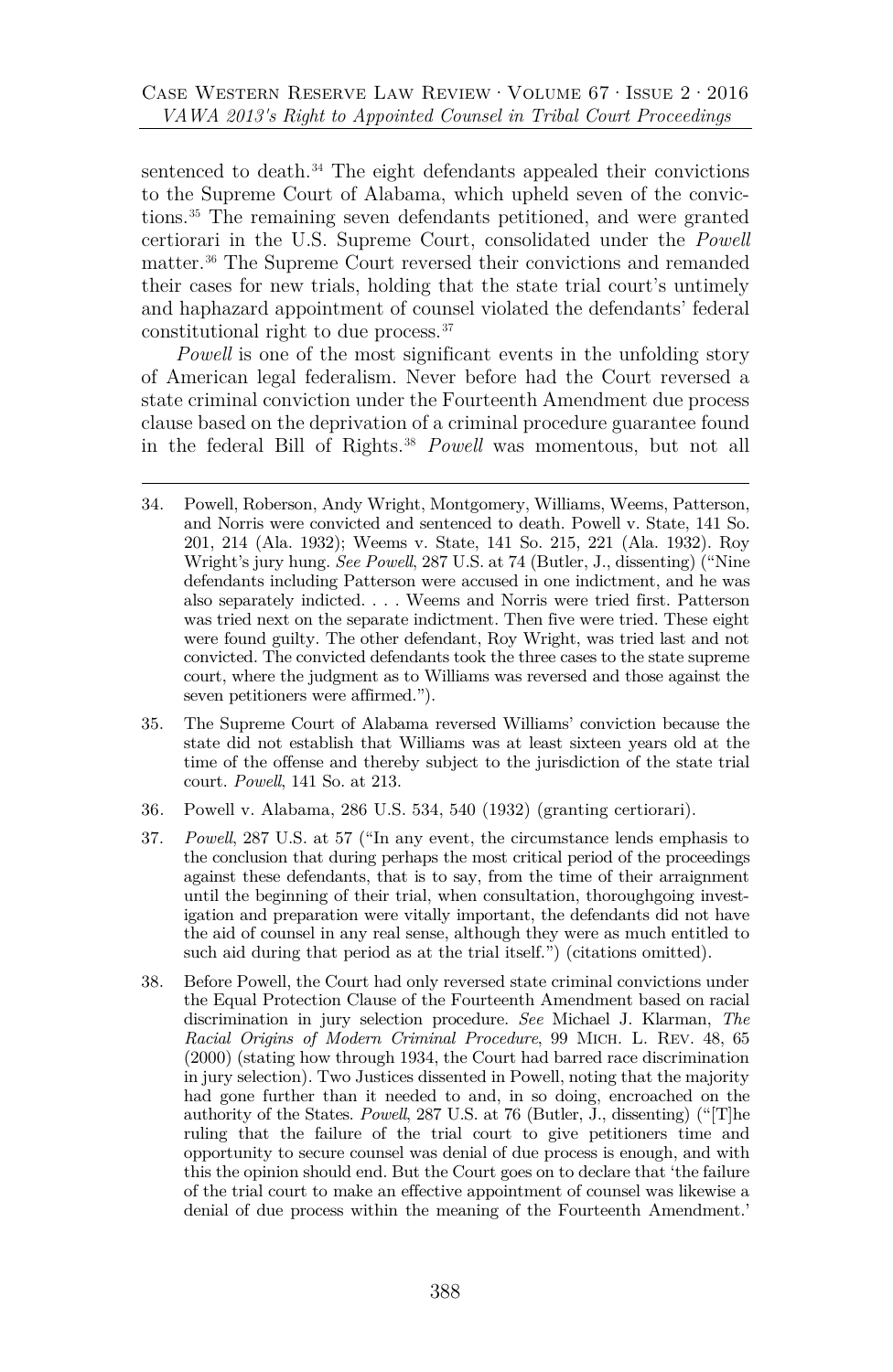sentenced to death.[34] The eight defendants appealed their convictions to the Supreme Court of Alabama, which upheld seven of the convictions.[35] The remaining seven defendants petitioned, and were granted certiorari in the U.S. Supreme Court, consolidated under the *Powell* matter.[36] The Supreme Court reversed their convictions and remanded their cases for new trials, holding that the state trial court's untimely and haphazard appointment of counsel violated the defendants' federal constitutional right to due process.[37]

*Powell* is one of the most significant events in the unfolding story of American legal federalism. Never before had the Court reversed a state criminal conviction under the Fourteenth Amendment due process clause based on the deprivation of a criminal procedure guarantee found in the federal Bill of Rights.[38] *Powell* was momentous, but not all

---

34. Powell, Roberson, Andy Wright, Montgomery, Williams, Weems, Patterson, and Norris were convicted and sentenced to death. Powell v. State, 141 So. 201, 214 (Ala. 1932); Weems v. State, 141 So. 215, 221 (Ala. 1932). Roy Wright's jury hung. *See Powell*, 287 U.S. at 74 (Butler, J., dissenting) ("Nine defendants including Patterson were accused in one indictment, and he was also separately indicted. . . . Weems and Norris were tried first. Patterson was tried next on the separate indictment. Then five were tried. These eight were found guilty. The other defendant, Roy Wright, was tried last and not convicted. The convicted defendants took the three cases to the state supreme court, where the judgment as to Williams was reversed and those against the seven petitioners were affirmed.").

35. The Supreme Court of Alabama reversed Williams' conviction because the state did not establish that Williams was at least sixteen years old at the time of the offense and thereby subject to the jurisdiction of the state trial court. *Powell*, 141 So. at 213.

36. Powell v. Alabama, 286 U.S. 534, 540 (1932) (granting certiorari).

37. *Powell*, 287 U.S. at 57 ("In any event, the circumstance lends emphasis to the conclusion that during perhaps the most critical period of the proceedings against these defendants, that is to say, from the time of their arraignment until the beginning of their trial, when consultation, thoroughgoing investigation and preparation were vitally important, the defendants did not have the aid of counsel in any real sense, although they were as much entitled to such aid during that period as at the trial itself.") (citations omitted).

38. Before Powell, the Court had only reversed state criminal convictions under the Equal Protection Clause of the Fourteenth Amendment based on racial discrimination in jury selection procedure. *See* Michael J. Klarman, *The Racial Origins of Modern Criminal Procedure*, 99 MICH. L. REV. 48, 65 (2000) (stating how through 1934, the Court had barred race discrimination in jury selection). Two Justices dissented in Powell, noting that the majority had gone further than it needed to and, in so doing, encroached on the authority of the States. *Powell*, 287 U.S. at 76 (Butler, J., dissenting) ("[T]he ruling that the failure of the trial court to give petitioners time and opportunity to secure counsel was denial of due process is enough, and with this the opinion should end. But the Court goes on to declare that 'the failure of the trial court to make an effective appointment of counsel was likewise a denial of due process within the meaning of the Fourteenth Amendment.'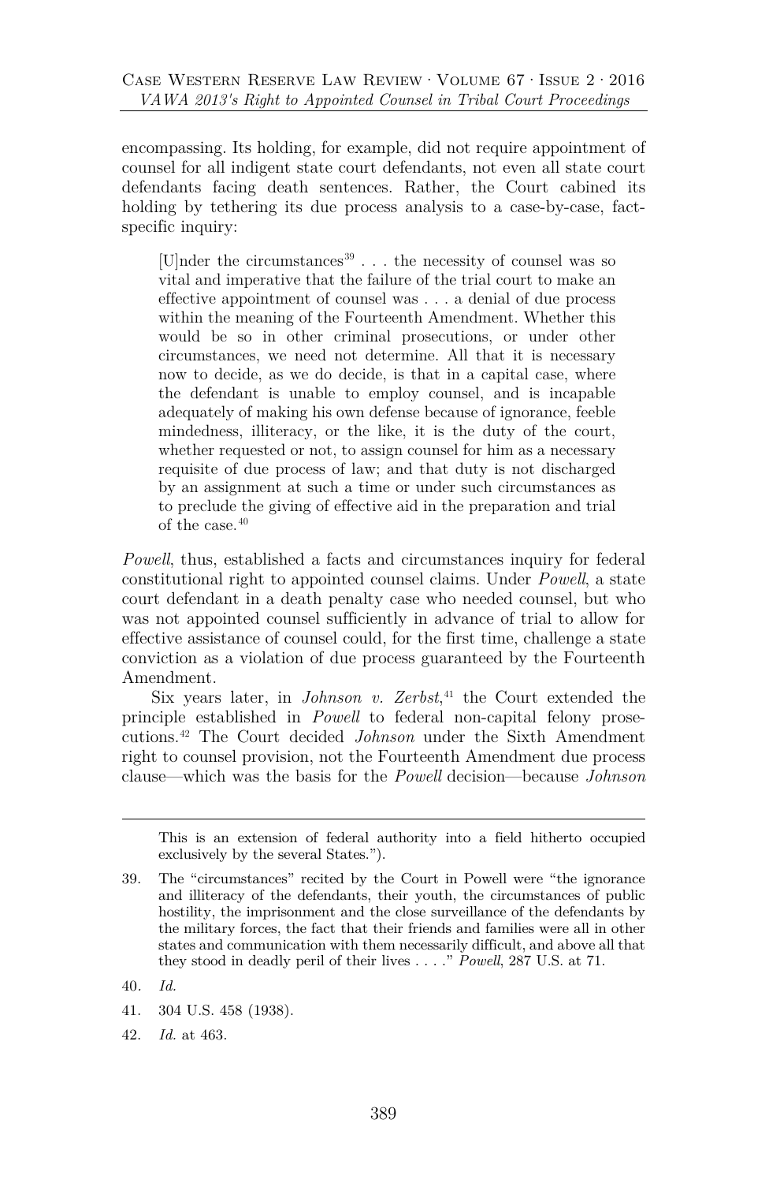encompassing. Its holding, for example, did not require appointment of counsel for all indigent state court defendants, not even all state court defendants facing death sentences. Rather, the Court cabined its holding by tethering its due process analysis to a case-by-case, fact-specific inquiry:

> [U]nder the circumstances[39] . . . the necessity of counsel was so vital and imperative that the failure of the trial court to make an effective appointment of counsel was . . . a denial of due process within the meaning of the Fourteenth Amendment. Whether this would be so in other criminal prosecutions, or under other circumstances, we need not determine. All that it is necessary now to decide, as we do decide, is that in a capital case, where the defendant is unable to employ counsel, and is incapable adequately of making his own defense because of ignorance, feeble mindedness, illiteracy, or the like, it is the duty of the court, whether requested or not, to assign counsel for him as a necessary requisite of due process of law; and that duty is not discharged by an assignment at such a time or under such circumstances as to preclude the giving of effective aid in the preparation and trial of the case.[40]

*Powell*, thus, established a facts and circumstances inquiry for federal constitutional right to appointed counsel claims. Under *Powell*, a state court defendant in a death penalty case who needed counsel, but who was not appointed counsel sufficiently in advance of trial to allow for effective assistance of counsel could, for the first time, challenge a state conviction as a violation of due process guaranteed by the Fourteenth Amendment.

Six years later, in *Johnson v. Zerbst*,[41] the Court extended the principle established in *Powell* to federal non-capital felony prosecutions.[42] The Court decided *Johnson* under the Sixth Amendment right to counsel provision, not the Fourteenth Amendment due process clause—which was the basis for the *Powell* decision—because *Johnson*

---

This is an extension of federal authority into a field hitherto occupied exclusively by the several States.").

39. The "circumstances" recited by the Court in Powell were "the ignorance and illiteracy of the defendants, their youth, the circumstances of public hostility, the imprisonment and the close surveillance of the defendants by the military forces, the fact that their friends and families were all in other states and communication with them necessarily difficult, and above all that they stood in deadly peril of their lives . . . ." *Powell*, 287 U.S. at 71.

40. *Id.*

41. 304 U.S. 458 (1938).

42. *Id.* at 463.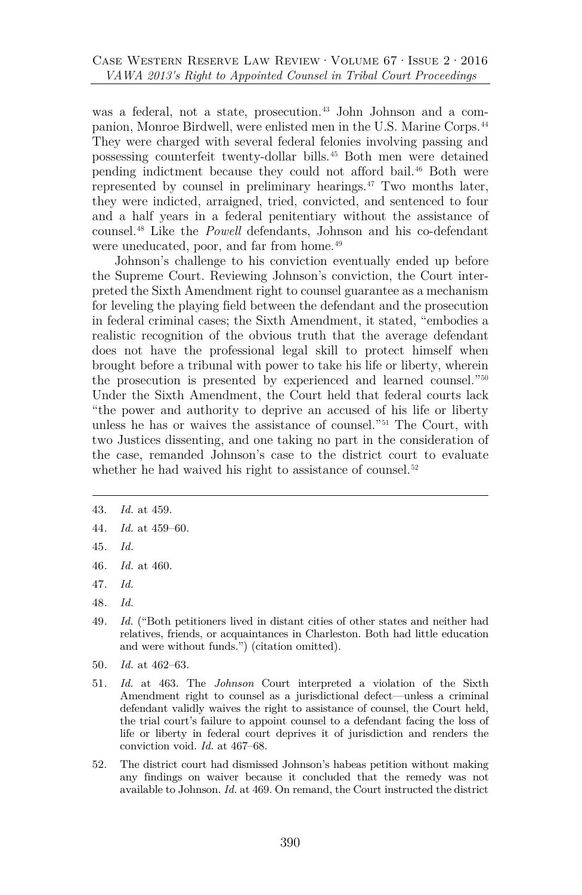was a federal, not a state, prosecution.[43] John Johnson and a companion, Monroe Birdwell, were enlisted men in the U.S. Marine Corps.[44] They were charged with several federal felonies involving passing and possessing counterfeit twenty-dollar bills.[45] Both men were detained pending indictment because they could not afford bail.[46] Both were represented by counsel in preliminary hearings.[47] Two months later, they were indicted, arraigned, tried, convicted, and sentenced to four and a half years in a federal penitentiary without the assistance of counsel.[48] Like the *Powell* defendants, Johnson and his co-defendant were uneducated, poor, and far from home.[49]

Johnson's challenge to his conviction eventually ended up before the Supreme Court. Reviewing Johnson's conviction, the Court interpreted the Sixth Amendment right to counsel guarantee as a mechanism for leveling the playing field between the defendant and the prosecution in federal criminal cases; the Sixth Amendment, it stated, "embodies a realistic recognition of the obvious truth that the average defendant does not have the professional legal skill to protect himself when brought before a tribunal with power to take his life or liberty, wherein the prosecution is presented by experienced and learned counsel."[50] Under the Sixth Amendment, the Court held that federal courts lack "the power and authority to deprive an accused of his life or liberty unless he has or waives the assistance of counsel."[51] The Court, with two Justices dissenting, and one taking no part in the consideration of the case, remanded Johnson's case to the district court to evaluate whether he had waived his right to assistance of counsel.[52]

---

43. *Id.* at 459.
44. *Id.* at 459–60.
45. *Id.*
46. *Id.* at 460.
47. *Id.*
48. *Id.*
49. *Id.* ("Both petitioners lived in distant cities of other states and neither had relatives, friends, or acquaintances in Charleston. Both had little education and were without funds.") (citation omitted).
50. *Id.* at 462–63.
51. *Id.* at 463. The *Johnson* Court interpreted a violation of the Sixth Amendment right to counsel as a jurisdictional defect—unless a criminal defendant validly waives the right to assistance of counsel, the Court held, the trial court's failure to appoint counsel to a defendant facing the loss of life or liberty in federal court deprives it of jurisdiction and renders the conviction void. *Id.* at 467–68.
52. The district court had dismissed Johnson's habeas petition without making any findings on waiver because it concluded that the remedy was not available to Johnson. *Id.* at 469. On remand, the Court instructed the district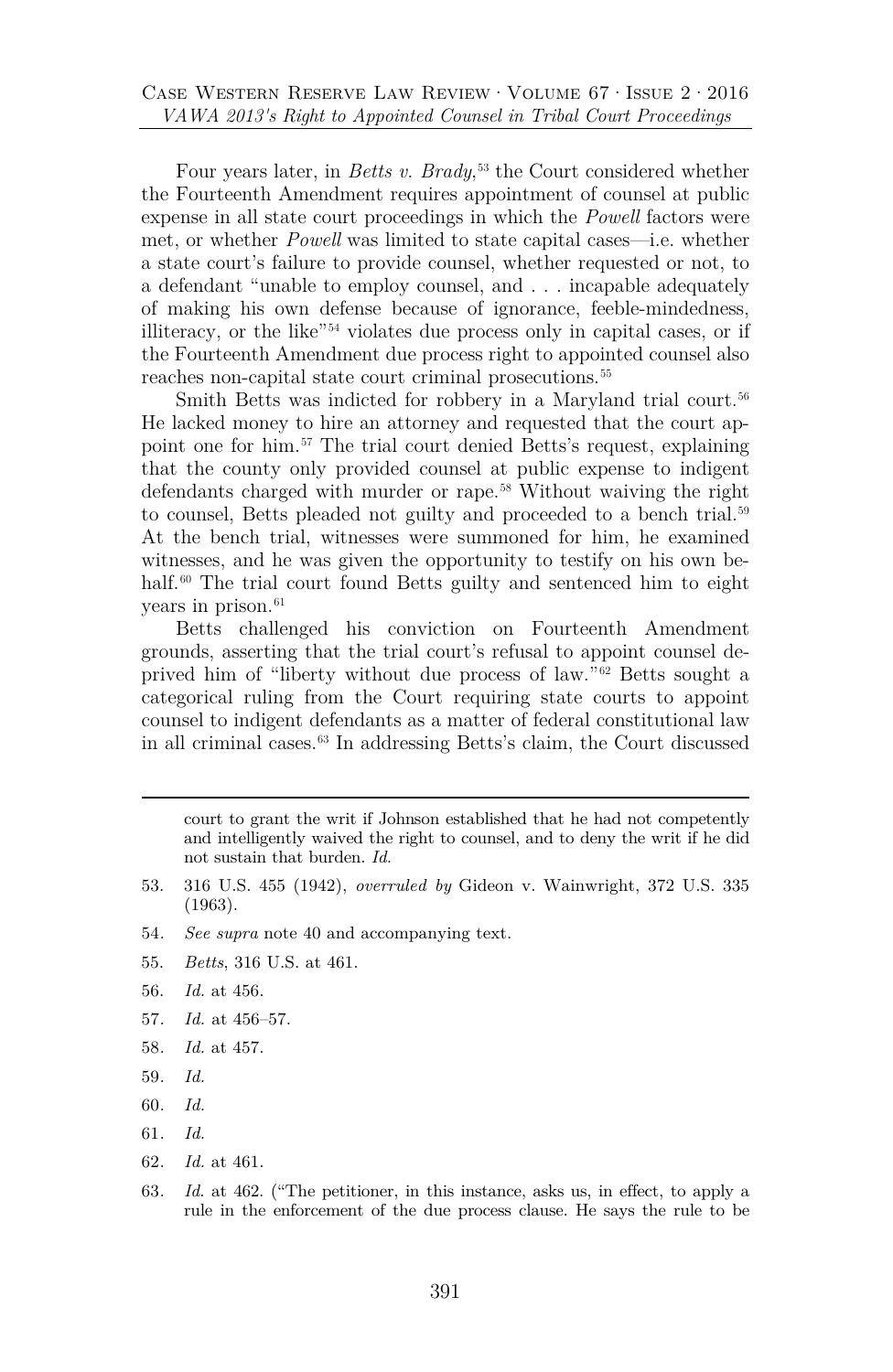Four years later, in *Betts v. Brady*,[53] the Court considered whether the Fourteenth Amendment requires appointment of counsel at public expense in all state court proceedings in which the *Powell* factors were met, or whether *Powell* was limited to state capital cases—i.e. whether a state court's failure to provide counsel, whether requested or not, to a defendant "unable to employ counsel, and . . . incapable adequately of making his own defense because of ignorance, feeble-mindedness, illiteracy, or the like"[54] violates due process only in capital cases, or if the Fourteenth Amendment due process right to appointed counsel also reaches non-capital state court criminal prosecutions.[55]

Smith Betts was indicted for robbery in a Maryland trial court.[56] He lacked money to hire an attorney and requested that the court appoint one for him.[57] The trial court denied Betts's request, explaining that the county only provided counsel at public expense to indigent defendants charged with murder or rape.[58] Without waiving the right to counsel, Betts pleaded not guilty and proceeded to a bench trial.[59] At the bench trial, witnesses were summoned for him, he examined witnesses, and he was given the opportunity to testify on his own behalf.[60] The trial court found Betts guilty and sentenced him to eight years in prison.[61]

Betts challenged his conviction on Fourteenth Amendment grounds, asserting that the trial court's refusal to appoint counsel deprived him of "liberty without due process of law."[62] Betts sought a categorical ruling from the Court requiring state courts to appoint counsel to indigent defendants as a matter of federal constitutional law in all criminal cases.[63] In addressing Betts's claim, the Court discussed

---

court to grant the writ if Johnson established that he had not competently and intelligently waived the right to counsel, and to deny the writ if he did not sustain that burden. *Id.*

53. 316 U.S. 455 (1942), *overruled by* Gideon v. Wainwright, 372 U.S. 335 (1963).

54. *See supra* note 40 and accompanying text.

55. *Betts*, 316 U.S. at 461.

56. *Id.* at 456.

57. *Id.* at 456–57.

58. *Id.* at 457.

59. *Id.*

60. *Id.*

61. *Id.*

62. *Id.* at 461.

63. *Id.* at 462. ("The petitioner, in this instance, asks us, in effect, to apply a rule in the enforcement of the due process clause. He says the rule to be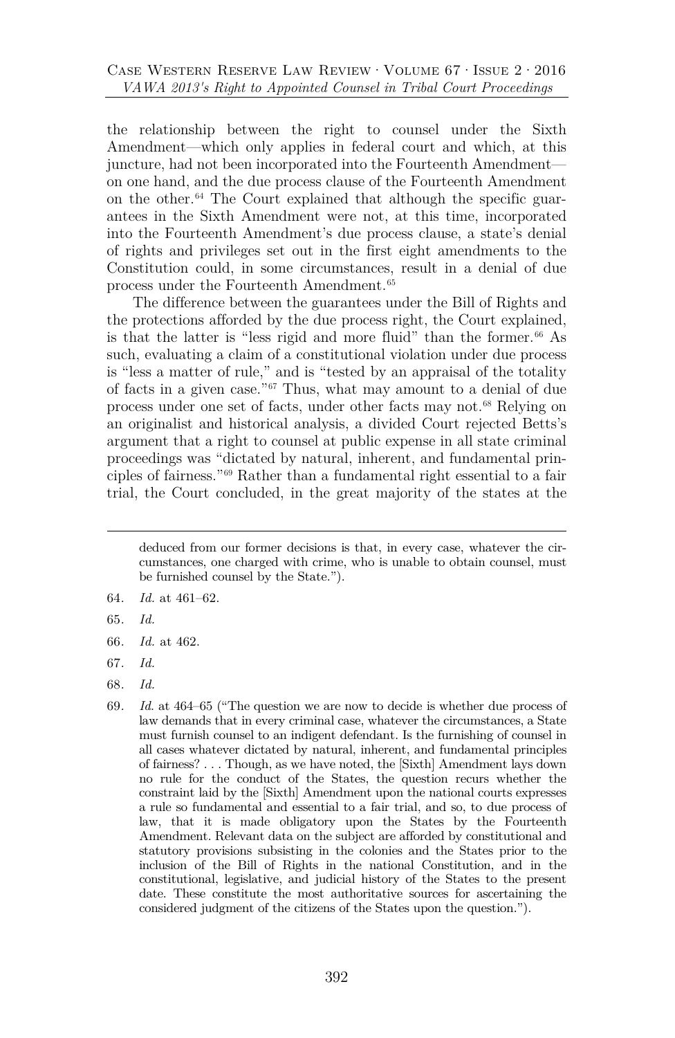the relationship between the right to counsel under the Sixth Amendment—which only applies in federal court and which, at this juncture, had not been incorporated into the Fourteenth Amendment—on one hand, and the due process clause of the Fourteenth Amendment on the other.[64] The Court explained that although the specific guarantees in the Sixth Amendment were not, at this time, incorporated into the Fourteenth Amendment's due process clause, a state's denial of rights and privileges set out in the first eight amendments to the Constitution could, in some circumstances, result in a denial of due process under the Fourteenth Amendment.[65]

The difference between the guarantees under the Bill of Rights and the protections afforded by the due process right, the Court explained, is that the latter is "less rigid and more fluid" than the former.[66] As such, evaluating a claim of a constitutional violation under due process is "less a matter of rule," and is "tested by an appraisal of the totality of facts in a given case."[67] Thus, what may amount to a denial of due process under one set of facts, under other facts may not.[68] Relying on an originalist and historical analysis, a divided Court rejected Betts's argument that a right to counsel at public expense in all state criminal proceedings was "dictated by natural, inherent, and fundamental principles of fairness."[69] Rather than a fundamental right essential to a fair trial, the Court concluded, in the great majority of the states at the

---

deduced from our former decisions is that, in every case, whatever the circumstances, one charged with crime, who is unable to obtain counsel, must be furnished counsel by the State.").

64. *Id.* at 461–62.

65. *Id.*

66. *Id.* at 462.

67. *Id.*

68. *Id.*

69. *Id.* at 464–65 ("The question we are now to decide is whether due process of law demands that in every criminal case, whatever the circumstances, a State must furnish counsel to an indigent defendant. Is the furnishing of counsel in all cases whatever dictated by natural, inherent, and fundamental principles of fairness? . . . Though, as we have noted, the [Sixth] Amendment lays down no rule for the conduct of the States, the question recurs whether the constraint laid by the [Sixth] Amendment upon the national courts expresses a rule so fundamental and essential to a fair trial, and so, to due process of law, that it is made obligatory upon the States by the Fourteenth Amendment. Relevant data on the subject are afforded by constitutional and statutory provisions subsisting in the colonies and the States prior to the inclusion of the Bill of Rights in the national Constitution, and in the constitutional, legislative, and judicial history of the States to the present date. These constitute the most authoritative sources for ascertaining the considered judgment of the citizens of the States upon the question.").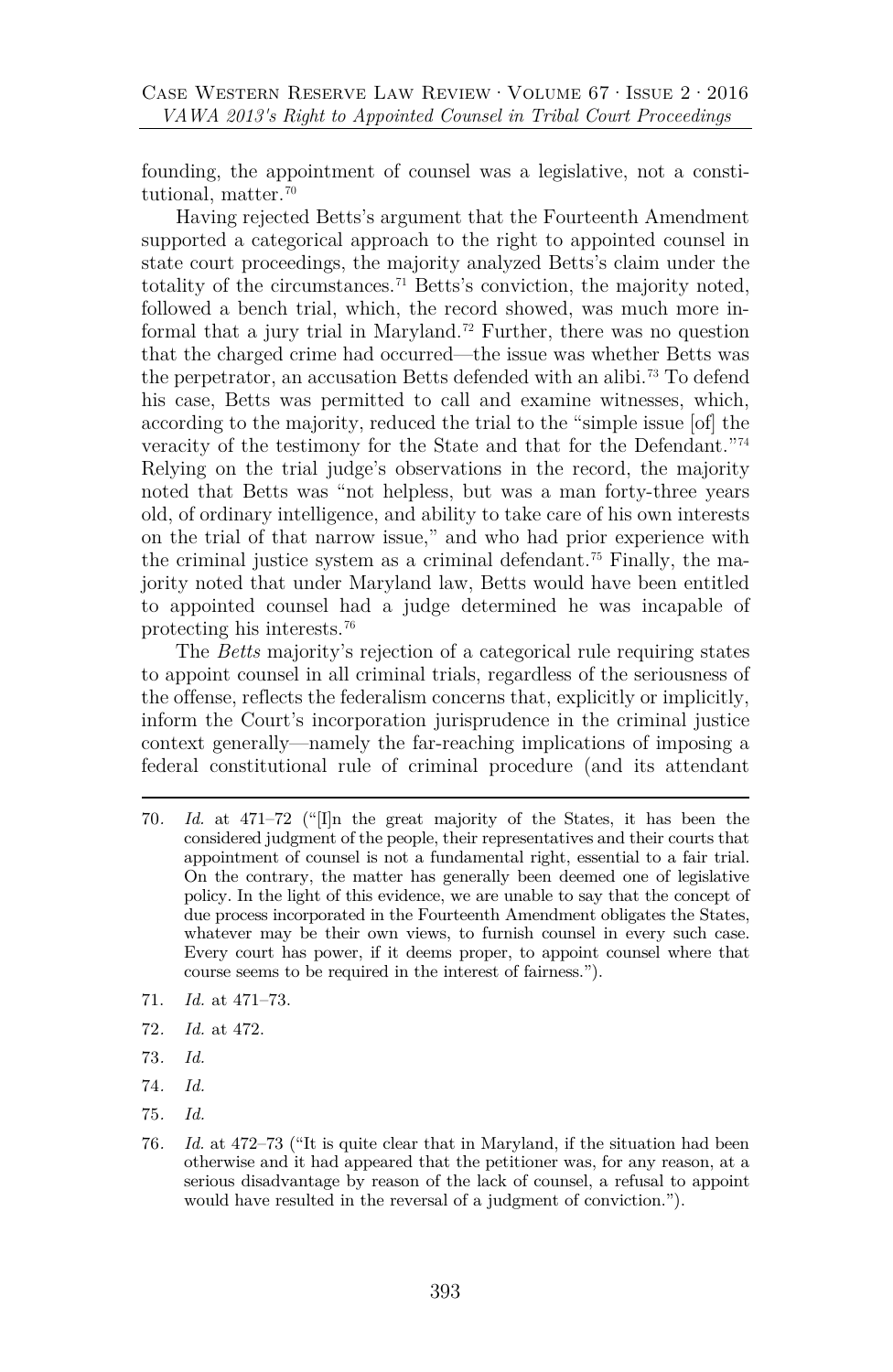founding, the appointment of counsel was a legislative, not a constitutional, matter.[70]

Having rejected Betts's argument that the Fourteenth Amendment supported a categorical approach to the right to appointed counsel in state court proceedings, the majority analyzed Betts's claim under the totality of the circumstances.[71] Betts's conviction, the majority noted, followed a bench trial, which, the record showed, was much more informal that a jury trial in Maryland.[72] Further, there was no question that the charged crime had occurred—the issue was whether Betts was the perpetrator, an accusation Betts defended with an alibi.[73] To defend his case, Betts was permitted to call and examine witnesses, which, according to the majority, reduced the trial to the "simple issue [of] the veracity of the testimony for the State and that for the Defendant."[74] Relying on the trial judge's observations in the record, the majority noted that Betts was "not helpless, but was a man forty-three years old, of ordinary intelligence, and ability to take care of his own interests on the trial of that narrow issue," and who had prior experience with the criminal justice system as a criminal defendant.[75] Finally, the majority noted that under Maryland law, Betts would have been entitled to appointed counsel had a judge determined he was incapable of protecting his interests.[76]

The *Betts* majority's rejection of a categorical rule requiring states to appoint counsel in all criminal trials, regardless of the seriousness of the offense, reflects the federalism concerns that, explicitly or implicitly, inform the Court's incorporation jurisprudence in the criminal justice context generally—namely the far-reaching implications of imposing a federal constitutional rule of criminal procedure (and its attendant

---

70. *Id.* at 471–72 ("[I]n the great majority of the States, it has been the considered judgment of the people, their representatives and their courts that appointment of counsel is not a fundamental right, essential to a fair trial. On the contrary, the matter has generally been deemed one of legislative policy. In the light of this evidence, we are unable to say that the concept of due process incorporated in the Fourteenth Amendment obligates the States, whatever may be their own views, to furnish counsel in every such case. Every court has power, if it deems proper, to appoint counsel where that course seems to be required in the interest of fairness.").

71. *Id.* at 471–73.

72. *Id.* at 472.

73. *Id.*

74. *Id.*

75. *Id.*

76. *Id.* at 472–73 ("It is quite clear that in Maryland, if the situation had been otherwise and it had appeared that the petitioner was, for any reason, at a serious disadvantage by reason of the lack of counsel, a refusal to appoint would have resulted in the reversal of a judgment of conviction.").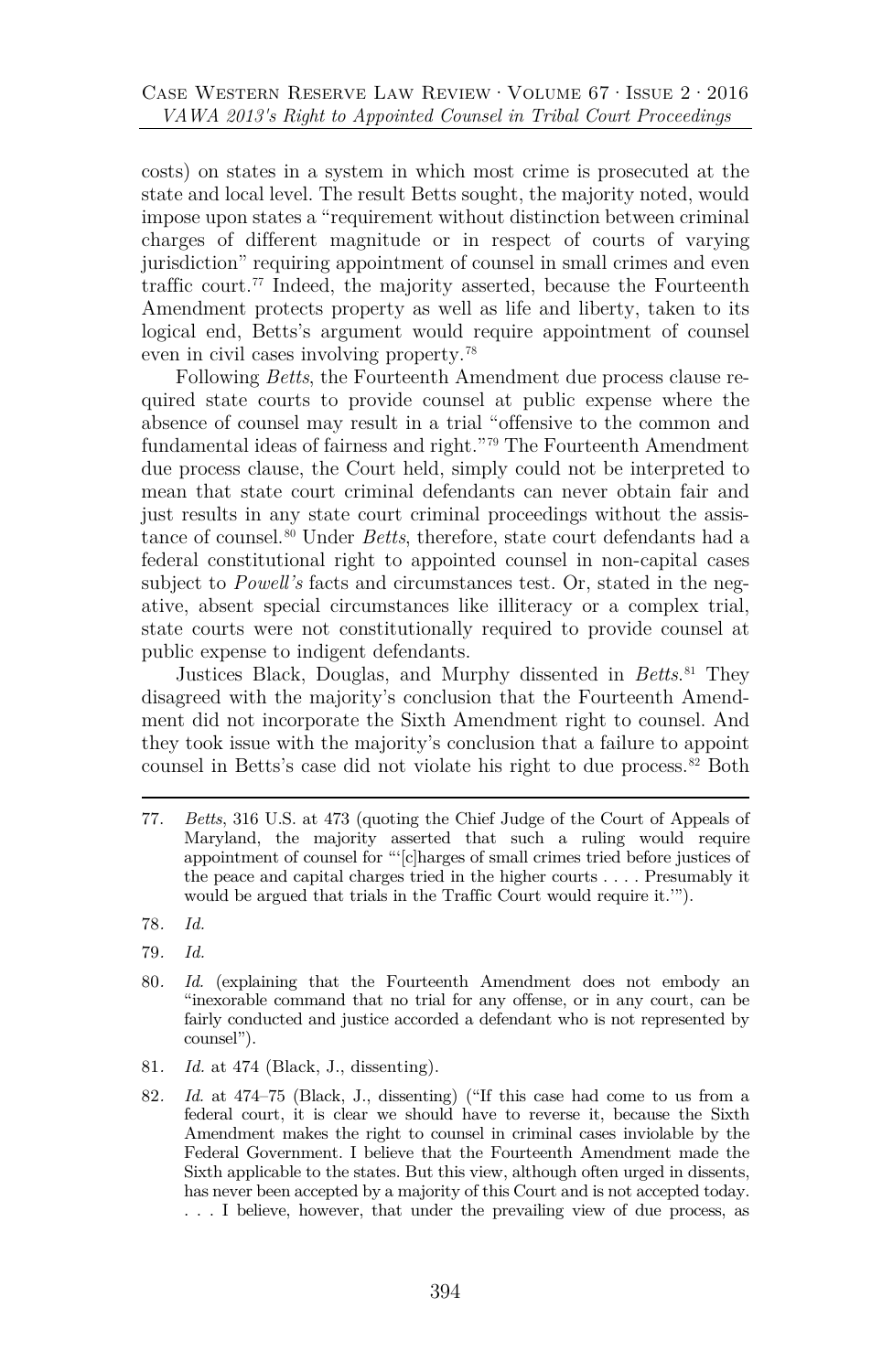costs) on states in a system in which most crime is prosecuted at the state and local level. The result Betts sought, the majority noted, would impose upon states a "requirement without distinction between criminal charges of different magnitude or in respect of courts of varying jurisdiction" requiring appointment of counsel in small crimes and even traffic court.[77] Indeed, the majority asserted, because the Fourteenth Amendment protects property as well as life and liberty, taken to its logical end, Betts's argument would require appointment of counsel even in civil cases involving property.[78]

Following *Betts*, the Fourteenth Amendment due process clause required state courts to provide counsel at public expense where the absence of counsel may result in a trial "offensive to the common and fundamental ideas of fairness and right."[79] The Fourteenth Amendment due process clause, the Court held, simply could not be interpreted to mean that state court criminal defendants can never obtain fair and just results in any state court criminal proceedings without the assistance of counsel.[80] Under *Betts*, therefore, state court defendants had a federal constitutional right to appointed counsel in non-capital cases subject to *Powell's* facts and circumstances test. Or, stated in the negative, absent special circumstances like illiteracy or a complex trial, state courts were not constitutionally required to provide counsel at public expense to indigent defendants.

Justices Black, Douglas, and Murphy dissented in *Betts*.[81] They disagreed with the majority's conclusion that the Fourteenth Amendment did not incorporate the Sixth Amendment right to counsel. And they took issue with the majority's conclusion that a failure to appoint counsel in Betts's case did not violate his right to due process.[82] Both

---

77. *Betts*, 316 U.S. at 473 (quoting the Chief Judge of the Court of Appeals of Maryland, the majority asserted that such a ruling would require appointment of counsel for "'[c]harges of small crimes tried before justices of the peace and capital charges tried in the higher courts . . . . Presumably it would be argued that trials in the Traffic Court would require it.'").

78. *Id.*

79. *Id.*

80. *Id.* (explaining that the Fourteenth Amendment does not embody an "inexorable command that no trial for any offense, or in any court, can be fairly conducted and justice accorded a defendant who is not represented by counsel").

81. *Id.* at 474 (Black, J., dissenting).

82. *Id.* at 474–75 (Black, J., dissenting) ("If this case had come to us from a federal court, it is clear we should have to reverse it, because the Sixth Amendment makes the right to counsel in criminal cases inviolable by the Federal Government. I believe that the Fourteenth Amendment made the Sixth applicable to the states. But this view, although often urged in dissents, has never been accepted by a majority of this Court and is not accepted today. . . . I believe, however, that under the prevailing view of due process, as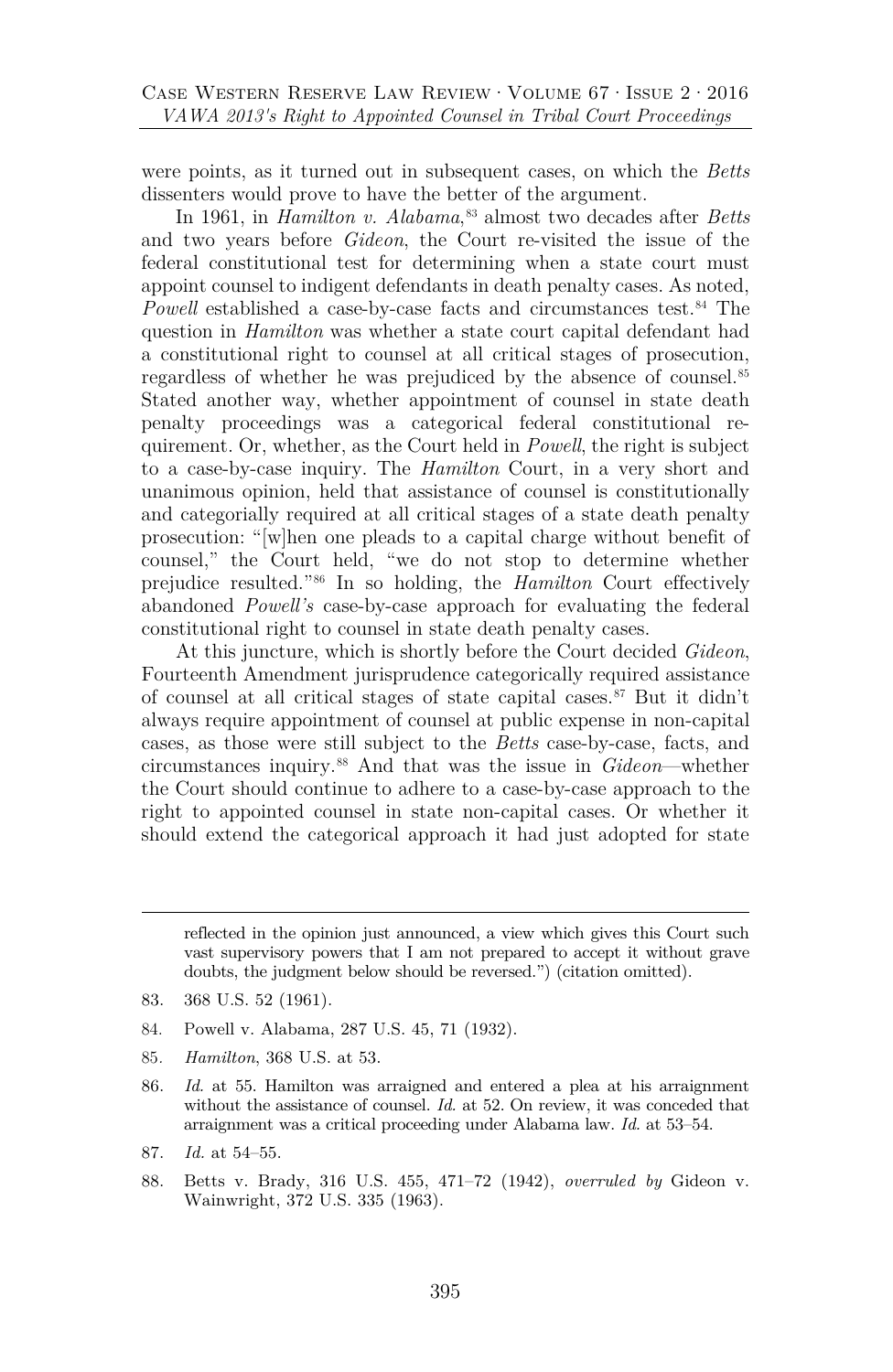were points, as it turned out in subsequent cases, on which the *Betts* dissenters would prove to have the better of the argument.

In 1961, in *Hamilton v. Alabama*,[83] almost two decades after *Betts* and two years before *Gideon*, the Court re-visited the issue of the federal constitutional test for determining when a state court must appoint counsel to indigent defendants in death penalty cases. As noted, *Powell* established a case-by-case facts and circumstances test.[84] The question in *Hamilton* was whether a state court capital defendant had a constitutional right to counsel at all critical stages of prosecution, regardless of whether he was prejudiced by the absence of counsel.[85] Stated another way, whether appointment of counsel in state death penalty proceedings was a categorical federal constitutional requirement. Or, whether, as the Court held in *Powell*, the right is subject to a case-by-case inquiry. The *Hamilton* Court, in a very short and unanimous opinion, held that assistance of counsel is constitutionally and categorially required at all critical stages of a state death penalty prosecution: "[w]hen one pleads to a capital charge without benefit of counsel," the Court held, "we do not stop to determine whether prejudice resulted."[86] In so holding, the *Hamilton* Court effectively abandoned *Powell's* case-by-case approach for evaluating the federal constitutional right to counsel in state death penalty cases.

At this juncture, which is shortly before the Court decided *Gideon*, Fourteenth Amendment jurisprudence categorically required assistance of counsel at all critical stages of state capital cases.[87] But it didn't always require appointment of counsel at public expense in non-capital cases, as those were still subject to the *Betts* case-by-case, facts, and circumstances inquiry.[88] And that was the issue in *Gideon*—whether the Court should continue to adhere to a case-by-case approach to the right to appointed counsel in state non-capital cases. Or whether it should extend the categorical approach it had just adopted for state

---

reflected in the opinion just announced, a view which gives this Court such vast supervisory powers that I am not prepared to accept it without grave doubts, the judgment below should be reversed.") (citation omitted).

83. 368 U.S. 52 (1961).

84. Powell v. Alabama, 287 U.S. 45, 71 (1932).

85. *Hamilton*, 368 U.S. at 53.

86. *Id.* at 55. Hamilton was arraigned and entered a plea at his arraignment without the assistance of counsel. *Id.* at 52. On review, it was conceded that arraignment was a critical proceeding under Alabama law. *Id.* at 53–54.

87. *Id.* at 54–55.

88. Betts v. Brady, 316 U.S. 455, 471–72 (1942), *overruled by* Gideon v. Wainwright, 372 U.S. 335 (1963).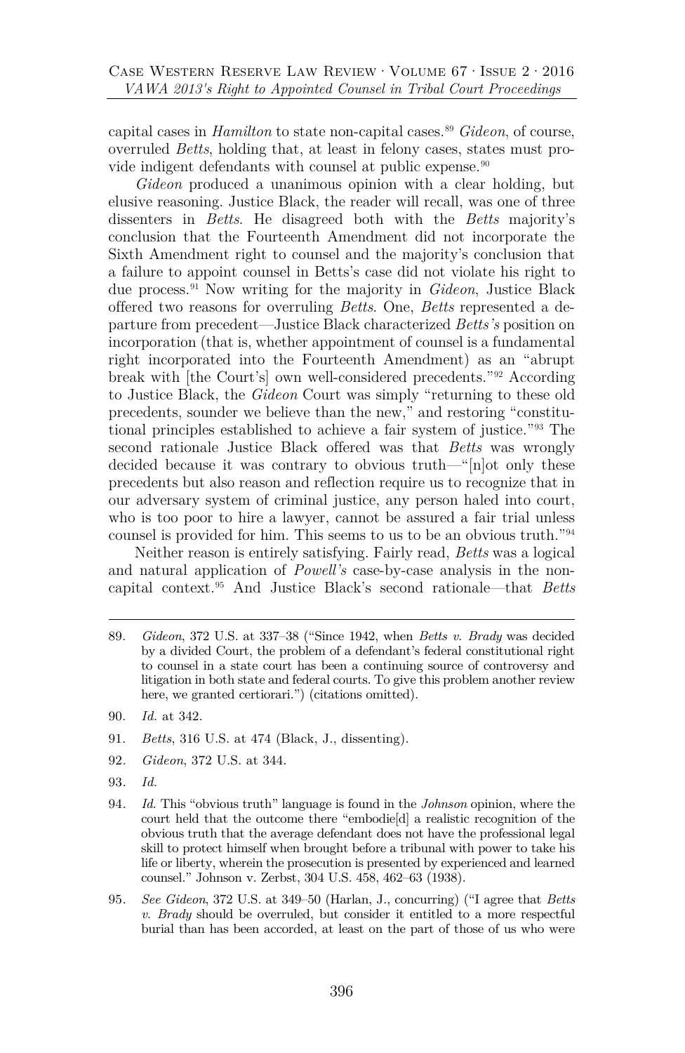capital cases in *Hamilton* to state non-capital cases.[89] *Gideon*, of course, overruled *Betts*, holding that, at least in felony cases, states must provide indigent defendants with counsel at public expense.[90]

*Gideon* produced a unanimous opinion with a clear holding, but elusive reasoning. Justice Black, the reader will recall, was one of three dissenters in *Betts*. He disagreed both with the *Betts* majority's conclusion that the Fourteenth Amendment did not incorporate the Sixth Amendment right to counsel and the majority's conclusion that a failure to appoint counsel in Betts's case did not violate his right to due process.[91] Now writing for the majority in *Gideon*, Justice Black offered two reasons for overruling *Betts*. One, *Betts* represented a departure from precedent—Justice Black characterized *Betts's* position on incorporation (that is, whether appointment of counsel is a fundamental right incorporated into the Fourteenth Amendment) as an "abrupt break with [the Court's] own well-considered precedents."[92] According to Justice Black, the *Gideon* Court was simply "returning to these old precedents, sounder we believe than the new," and restoring "constitutional principles established to achieve a fair system of justice."[93] The second rationale Justice Black offered was that *Betts* was wrongly decided because it was contrary to obvious truth—"[n]ot only these precedents but also reason and reflection require us to recognize that in our adversary system of criminal justice, any person haled into court, who is too poor to hire a lawyer, cannot be assured a fair trial unless counsel is provided for him. This seems to us to be an obvious truth."[94]

Neither reason is entirely satisfying. Fairly read, *Betts* was a logical and natural application of *Powell's* case-by-case analysis in the non-capital context.[95] And Justice Black's second rationale—that *Betts*

---

89. *Gideon*, 372 U.S. at 337–38 ("Since 1942, when *Betts v. Brady* was decided by a divided Court, the problem of a defendant's federal constitutional right to counsel in a state court has been a continuing source of controversy and litigation in both state and federal courts. To give this problem another review here, we granted certiorari.") (citations omitted).

90. *Id.* at 342.

91. *Betts*, 316 U.S. at 474 (Black, J., dissenting).

92. *Gideon*, 372 U.S. at 344.

93. *Id.*

94. *Id.* This "obvious truth" language is found in the *Johnson* opinion, where the court held that the outcome there "embodie[d] a realistic recognition of the obvious truth that the average defendant does not have the professional legal skill to protect himself when brought before a tribunal with power to take his life or liberty, wherein the prosecution is presented by experienced and learned counsel." Johnson v. Zerbst, 304 U.S. 458, 462–63 (1938).

95. *See Gideon*, 372 U.S. at 349–50 (Harlan, J., concurring) ("I agree that *Betts v. Brady* should be overruled, but consider it entitled to a more respectful burial than has been accorded, at least on the part of those of us who were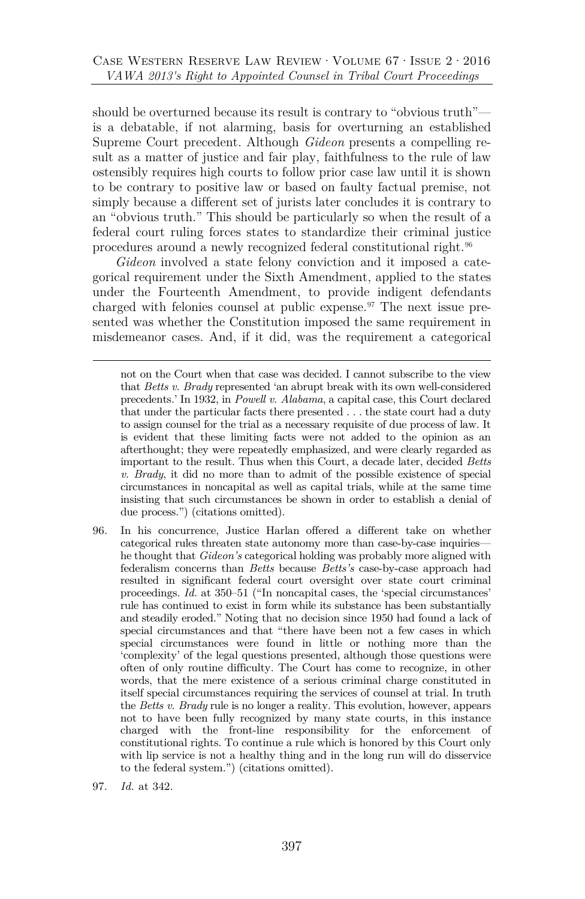should be overturned because its result is contrary to "obvious truth"—is a debatable, if not alarming, basis for overturning an established Supreme Court precedent. Although *Gideon* presents a compelling result as a matter of justice and fair play, faithfulness to the rule of law ostensibly requires high courts to follow prior case law until it is shown to be contrary to positive law or based on faulty factual premise, not simply because a different set of jurists later concludes it is contrary to an "obvious truth." This should be particularly so when the result of a federal court ruling forces states to standardize their criminal justice procedures around a newly recognized federal constitutional right.[96]

*Gideon* involved a state felony conviction and it imposed a categorical requirement under the Sixth Amendment, applied to the states under the Fourteenth Amendment, to provide indigent defendants charged with felonies counsel at public expense.[97] The next issue presented was whether the Constitution imposed the same requirement in misdemeanor cases. And, if it did, was the requirement a categorical

---

not on the Court when that case was decided. I cannot subscribe to the view that *Betts v. Brady* represented 'an abrupt break with its own well-considered precedents.' In 1932, in *Powell v. Alabama*, a capital case, this Court declared that under the particular facts there presented . . . the state court had a duty to assign counsel for the trial as a necessary requisite of due process of law. It is evident that these limiting facts were not added to the opinion as an afterthought; they were repeatedly emphasized, and were clearly regarded as important to the result. Thus when this Court, a decade later, decided *Betts v. Brady*, it did no more than to admit of the possible existence of special circumstances in noncapital as well as capital trials, while at the same time insisting that such circumstances be shown in order to establish a denial of due process.") (citations omitted).

96. In his concurrence, Justice Harlan offered a different take on whether categorical rules threaten state autonomy more than case-by-case inquiries—he thought that *Gideon's* categorical holding was probably more aligned with federalism concerns than *Betts* because *Betts's* case-by-case approach had resulted in significant federal court oversight over state court criminal proceedings. *Id.* at 350–51 ("In noncapital cases, the 'special circumstances' rule has continued to exist in form while its substance has been substantially and steadily eroded." Noting that no decision since 1950 had found a lack of special circumstances and that "there have been not a few cases in which special circumstances were found in little or nothing more than the 'complexity' of the legal questions presented, although those questions were often of only routine difficulty. The Court has come to recognize, in other words, that the mere existence of a serious criminal charge constituted in itself special circumstances requiring the services of counsel at trial. In truth the *Betts v. Brady* rule is no longer a reality. This evolution, however, appears not to have been fully recognized by many state courts, in this instance charged with the front-line responsibility for the enforcement of constitutional rights. To continue a rule which is honored by this Court only with lip service is not a healthy thing and in the long run will do disservice to the federal system.") (citations omitted).

97. *Id.* at 342.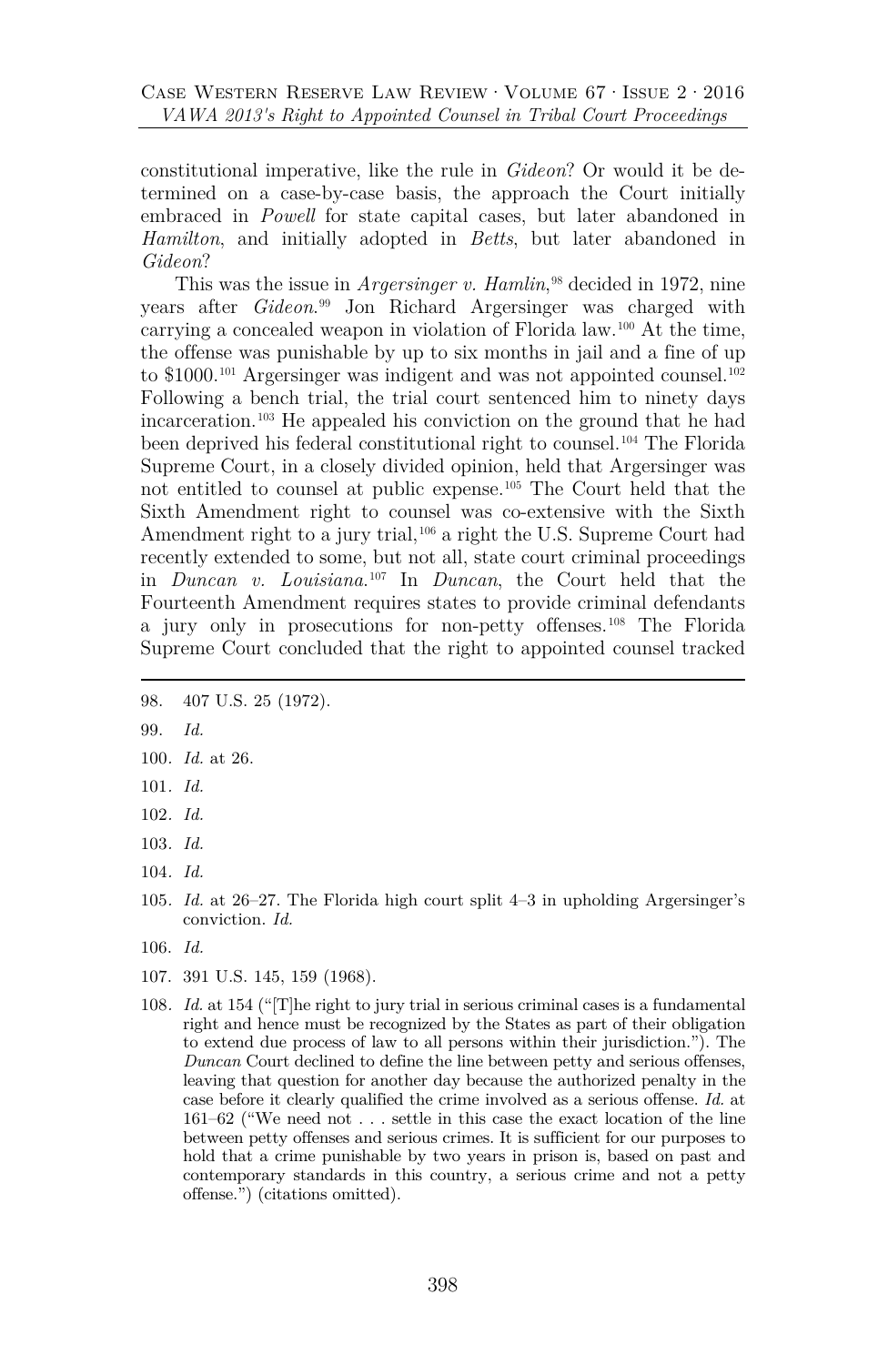constitutional imperative, like the rule in *Gideon*? Or would it be determined on a case-by-case basis, the approach the Court initially embraced in *Powell* for state capital cases, but later abandoned in *Hamilton*, and initially adopted in *Betts*, but later abandoned in *Gideon*?

This was the issue in *Argersinger v. Hamlin*,[98] decided in 1972, nine years after *Gideon*.[99] Jon Richard Argersinger was charged with carrying a concealed weapon in violation of Florida law.[100] At the time, the offense was punishable by up to six months in jail and a fine of up to $1000.[101] Argersinger was indigent and was not appointed counsel.[102] Following a bench trial, the trial court sentenced him to ninety days incarceration.[103] He appealed his conviction on the ground that he had been deprived his federal constitutional right to counsel.[104] The Florida Supreme Court, in a closely divided opinion, held that Argersinger was not entitled to counsel at public expense.[105] The Court held that the Sixth Amendment right to counsel was co-extensive with the Sixth Amendment right to a jury trial,[106] a right the U.S. Supreme Court had recently extended to some, but not all, state court criminal proceedings in *Duncan v. Louisiana*.[107] In *Duncan*, the Court held that the Fourteenth Amendment requires states to provide criminal defendants a jury only in prosecutions for non-petty offenses.[108] The Florida Supreme Court concluded that the right to appointed counsel tracked

---

98. 407 U.S. 25 (1972).

99. *Id.*

100. *Id.* at 26.

101. *Id.*

102. *Id.*

103. *Id.*

104. *Id.*

105. *Id.* at 26–27. The Florida high court split 4–3 in upholding Argersinger's conviction. *Id.*

106. *Id.*

107. 391 U.S. 145, 159 (1968).

108. *Id.* at 154 ("[T]he right to jury trial in serious criminal cases is a fundamental right and hence must be recognized by the States as part of their obligation to extend due process of law to all persons within their jurisdiction."). The *Duncan* Court declined to define the line between petty and serious offenses, leaving that question for another day because the authorized penalty in the case before it clearly qualified the crime involved as a serious offense. *Id.* at 161–62 ("We need not . . . settle in this case the exact location of the line between petty offenses and serious crimes. It is sufficient for our purposes to hold that a crime punishable by two years in prison is, based on past and contemporary standards in this country, a serious crime and not a petty offense.") (citations omitted).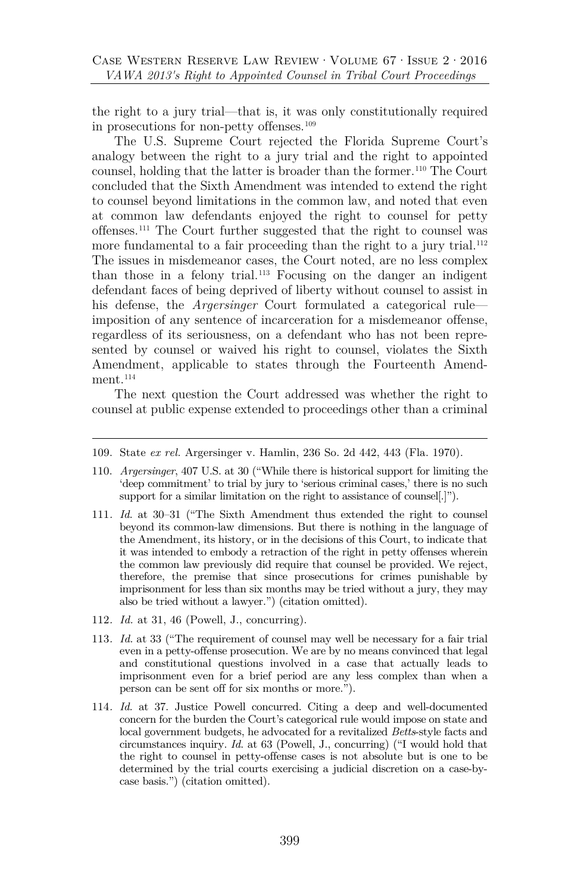the right to a jury trial—that is, it was only constitutionally required in prosecutions for non-petty offenses.[109]

The U.S. Supreme Court rejected the Florida Supreme Court's analogy between the right to a jury trial and the right to appointed counsel, holding that the latter is broader than the former.[110] The Court concluded that the Sixth Amendment was intended to extend the right to counsel beyond limitations in the common law, and noted that even at common law defendants enjoyed the right to counsel for petty offenses.[111] The Court further suggested that the right to counsel was more fundamental to a fair proceeding than the right to a jury trial.[112] The issues in misdemeanor cases, the Court noted, are no less complex than those in a felony trial.[113] Focusing on the danger an indigent defendant faces of being deprived of liberty without counsel to assist in his defense, the *Argersinger* Court formulated a categorical rule—imposition of any sentence of incarceration for a misdemeanor offense, regardless of its seriousness, on a defendant who has not been represented by counsel or waived his right to counsel, violates the Sixth Amendment, applicable to states through the Fourteenth Amendment.[114]

The next question the Court addressed was whether the right to counsel at public expense extended to proceedings other than a criminal

---

109. State *ex rel.* Argersinger v. Hamlin, 236 So. 2d 442, 443 (Fla. 1970).

110. *Argersinger*, 407 U.S. at 30 ("While there is historical support for limiting the 'deep commitment' to trial by jury to 'serious criminal cases,' there is no such support for a similar limitation on the right to assistance of counsel[.]").

111. *Id.* at 30–31 ("The Sixth Amendment thus extended the right to counsel beyond its common-law dimensions. But there is nothing in the language of the Amendment, its history, or in the decisions of this Court, to indicate that it was intended to embody a retraction of the right in petty offenses wherein the common law previously did require that counsel be provided. We reject, therefore, the premise that since prosecutions for crimes punishable by imprisonment for less than six months may be tried without a jury, they may also be tried without a lawyer.") (citation omitted).

112. *Id.* at 31, 46 (Powell, J., concurring).

113. *Id.* at 33 ("The requirement of counsel may well be necessary for a fair trial even in a petty-offense prosecution. We are by no means convinced that legal and constitutional questions involved in a case that actually leads to imprisonment even for a brief period are any less complex than when a person can be sent off for six months or more.").

114. *Id.* at 37. Justice Powell concurred. Citing a deep and well-documented concern for the burden the Court's categorical rule would impose on state and local government budgets, he advocated for a revitalized *Betts*-style facts and circumstances inquiry. *Id.* at 63 (Powell, J., concurring) ("I would hold that the right to counsel in petty-offense cases is not absolute but is one to be determined by the trial courts exercising a judicial discretion on a case-by-case basis.") (citation omitted).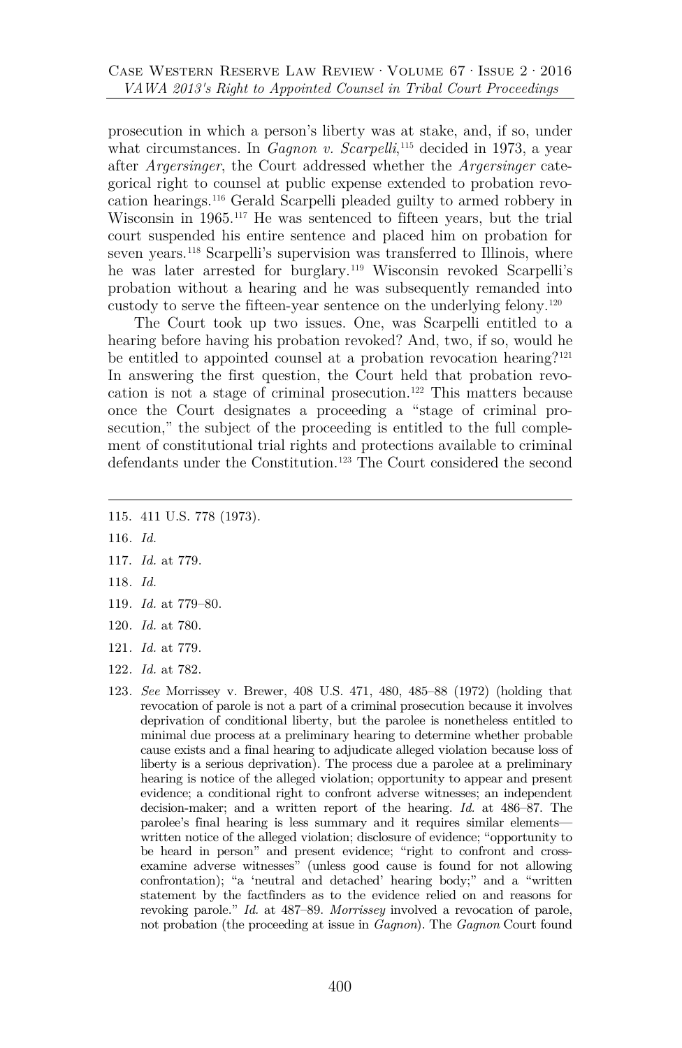prosecution in which a person's liberty was at stake, and, if so, under what circumstances. In *Gagnon v. Scarpelli*,[115] decided in 1973, a year after *Argersinger*, the Court addressed whether the *Argersinger* categorical right to counsel at public expense extended to probation revocation hearings.[116] Gerald Scarpelli pleaded guilty to armed robbery in Wisconsin in 1965.[117] He was sentenced to fifteen years, but the trial court suspended his entire sentence and placed him on probation for seven years.[118] Scarpelli's supervision was transferred to Illinois, where he was later arrested for burglary.[119] Wisconsin revoked Scarpelli's probation without a hearing and he was subsequently remanded into custody to serve the fifteen-year sentence on the underlying felony.[120]

The Court took up two issues. One, was Scarpelli entitled to a hearing before having his probation revoked? And, two, if so, would he be entitled to appointed counsel at a probation revocation hearing?[121] In answering the first question, the Court held that probation revocation is not a stage of criminal prosecution.[122] This matters because once the Court designates a proceeding a "stage of criminal prosecution," the subject of the proceeding is entitled to the full complement of constitutional trial rights and protections available to criminal defendants under the Constitution.[123] The Court considered the second

---

115. 411 U.S. 778 (1973).

116. *Id.*

117. *Id.* at 779.

118. *Id.*

119. *Id.* at 779–80.

120. *Id.* at 780.

121. *Id.* at 779.

122. *Id.* at 782.

123. *See* Morrissey v. Brewer, 408 U.S. 471, 480, 485–88 (1972) (holding that revocation of parole is not a part of a criminal prosecution because it involves deprivation of conditional liberty, but the parolee is nonetheless entitled to minimal due process at a preliminary hearing to determine whether probable cause exists and a final hearing to adjudicate alleged violation because loss of liberty is a serious deprivation). The process due a parolee at a preliminary hearing is notice of the alleged violation; opportunity to appear and present evidence; a conditional right to confront adverse witnesses; an independent decision-maker; and a written report of the hearing. *Id.* at 486–87. The parolee's final hearing is less summary and it requires similar elements—written notice of the alleged violation; disclosure of evidence; "opportunity to be heard in person" and present evidence; "right to confront and cross-examine adverse witnesses" (unless good cause is found for not allowing confrontation); "a 'neutral and detached' hearing body;" and a "written statement by the factfinders as to the evidence relied on and reasons for revoking parole." *Id.* at 487–89. *Morrissey* involved a revocation of parole, not probation (the proceeding at issue in *Gagnon*). The *Gagnon* Court found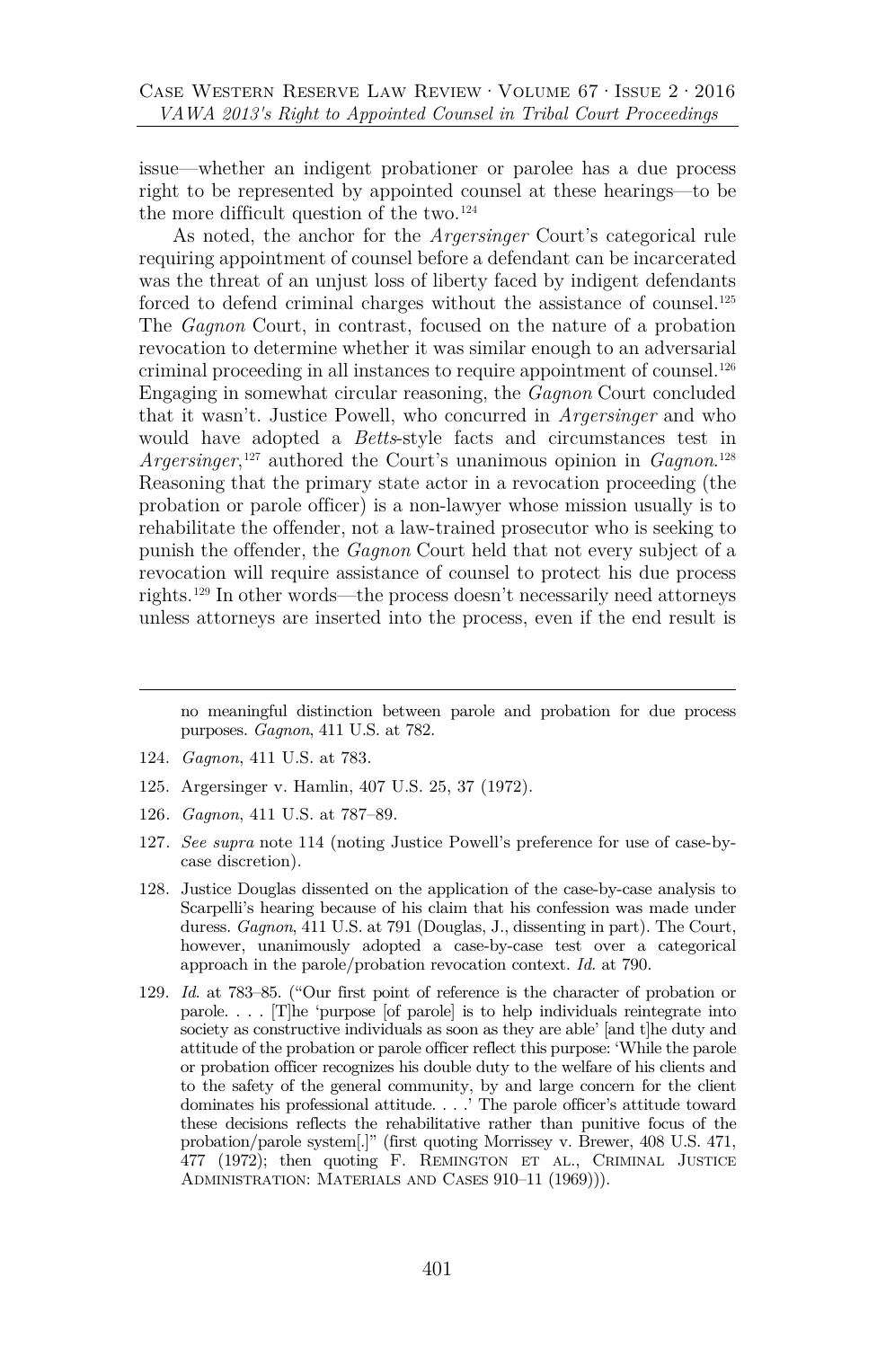issue—whether an indigent probationer or parolee has a due process right to be represented by appointed counsel at these hearings—to be the more difficult question of the two.[124]

As noted, the anchor for the *Argersinger* Court's categorical rule requiring appointment of counsel before a defendant can be incarcerated was the threat of an unjust loss of liberty faced by indigent defendants forced to defend criminal charges without the assistance of counsel.[125] The *Gagnon* Court, in contrast, focused on the nature of a probation revocation to determine whether it was similar enough to an adversarial criminal proceeding in all instances to require appointment of counsel.[126] Engaging in somewhat circular reasoning, the *Gagnon* Court concluded that it wasn't. Justice Powell, who concurred in *Argersinger* and who would have adopted a *Betts*-style facts and circumstances test in *Argersinger*,[127] authored the Court's unanimous opinion in *Gagnon*.[128] Reasoning that the primary state actor in a revocation proceeding (the probation or parole officer) is a non-lawyer whose mission usually is to rehabilitate the offender, not a law-trained prosecutor who is seeking to punish the offender, the *Gagnon* Court held that not every subject of a revocation will require assistance of counsel to protect his due process rights.[129] In other words—the process doesn't necessarily need attorneys unless attorneys are inserted into the process, even if the end result is

---

no meaningful distinction between parole and probation for due process purposes. *Gagnon*, 411 U.S. at 782.

124. *Gagnon*, 411 U.S. at 783.

125. Argersinger v. Hamlin, 407 U.S. 25, 37 (1972).

126. *Gagnon*, 411 U.S. at 787–89.

127. *See supra* note 114 (noting Justice Powell's preference for use of case-by-case discretion).

128. Justice Douglas dissented on the application of the case-by-case analysis to Scarpelli's hearing because of his claim that his confession was made under duress. *Gagnon*, 411 U.S. at 791 (Douglas, J., dissenting in part). The Court, however, unanimously adopted a case-by-case test over a categorical approach in the parole/probation revocation context. *Id.* at 790.

129. *Id.* at 783–85. ("Our first point of reference is the character of probation or parole. . . . [T]he 'purpose [of parole] is to help individuals reintegrate into society as constructive individuals as soon as they are able' [and t]he duty and attitude of the probation or parole officer reflect this purpose: 'While the parole or probation officer recognizes his double duty to the welfare of his clients and to the safety of the general community, by and large concern for the client dominates his professional attitude. . . .' The parole officer's attitude toward these decisions reflects the rehabilitative rather than punitive focus of the probation/parole system[.]" (first quoting Morrissey v. Brewer, 408 U.S. 471, 477 (1972); then quoting F. Remington et al., Criminal Justice Administration: Materials and Cases 910–11 (1969))).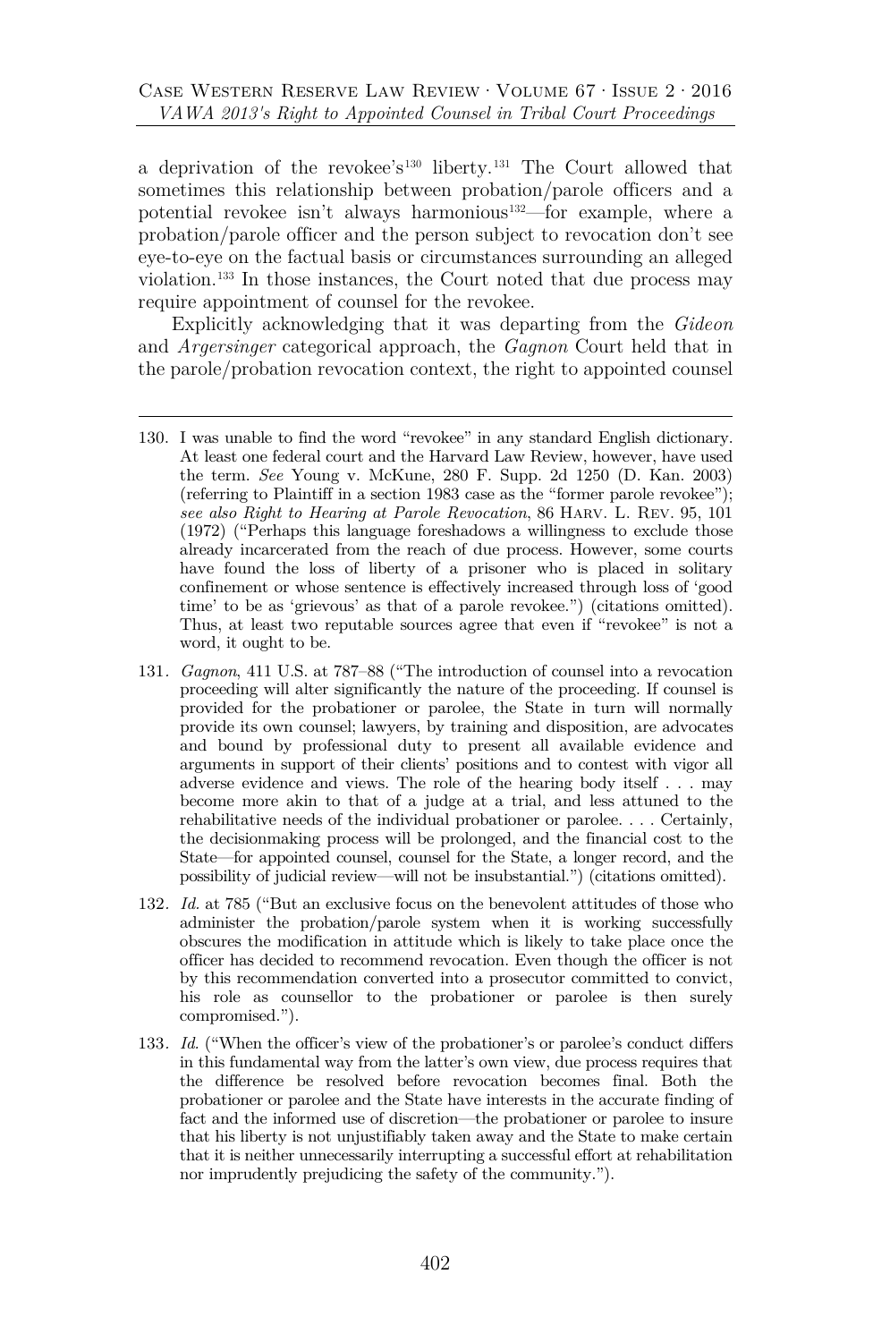a deprivation of the revokee's[130] liberty.[131] The Court allowed that sometimes this relationship between probation/parole officers and a potential revokee isn't always harmonious[132]—for example, where a probation/parole officer and the person subject to revocation don't see eye-to-eye on the factual basis or circumstances surrounding an alleged violation.[133] In those instances, the Court noted that due process may require appointment of counsel for the revokee.

Explicitly acknowledging that it was departing from the *Gideon* and *Argersinger* categorical approach, the *Gagnon* Court held that in the parole/probation revocation context, the right to appointed counsel

---

130. I was unable to find the word "revokee" in any standard English dictionary. At least one federal court and the Harvard Law Review, however, have used the term. *See* Young v. McKune, 280 F. Supp. 2d 1250 (D. Kan. 2003) (referring to Plaintiff in a section 1983 case as the "former parole revokee"); *see also Right to Hearing at Parole Revocation*, 86 HARV. L. REV. 95, 101 (1972) ("Perhaps this language foreshadows a willingness to exclude those already incarcerated from the reach of due process. However, some courts have found the loss of liberty of a prisoner who is placed in solitary confinement or whose sentence is effectively increased through loss of 'good time' to be as 'grievous' as that of a parole revokee.") (citations omitted). Thus, at least two reputable sources agree that even if "revokee" is not a word, it ought to be.

131. *Gagnon*, 411 U.S. at 787–88 ("The introduction of counsel into a revocation proceeding will alter significantly the nature of the proceeding. If counsel is provided for the probationer or parolee, the State in turn will normally provide its own counsel; lawyers, by training and disposition, are advocates and bound by professional duty to present all available evidence and arguments in support of their clients' positions and to contest with vigor all adverse evidence and views. The role of the hearing body itself . . . may become more akin to that of a judge at a trial, and less attuned to the rehabilitative needs of the individual probationer or parolee. . . . Certainly, the decisionmaking process will be prolonged, and the financial cost to the State—for appointed counsel, counsel for the State, a longer record, and the possibility of judicial review—will not be insubstantial.") (citations omitted).

132. *Id.* at 785 ("But an exclusive focus on the benevolent attitudes of those who administer the probation/parole system when it is working successfully obscures the modification in attitude which is likely to take place once the officer has decided to recommend revocation. Even though the officer is not by this recommendation converted into a prosecutor committed to convict, his role as counsellor to the probationer or parolee is then surely compromised.").

133. *Id.* ("When the officer's view of the probationer's or parolee's conduct differs in this fundamental way from the latter's own view, due process requires that the difference be resolved before revocation becomes final. Both the probationer or parolee and the State have interests in the accurate finding of fact and the informed use of discretion—the probationer or parolee to insure that his liberty is not unjustifiably taken away and the State to make certain that it is neither unnecessarily interrupting a successful effort at rehabilitation nor imprudently prejudicing the safety of the community.").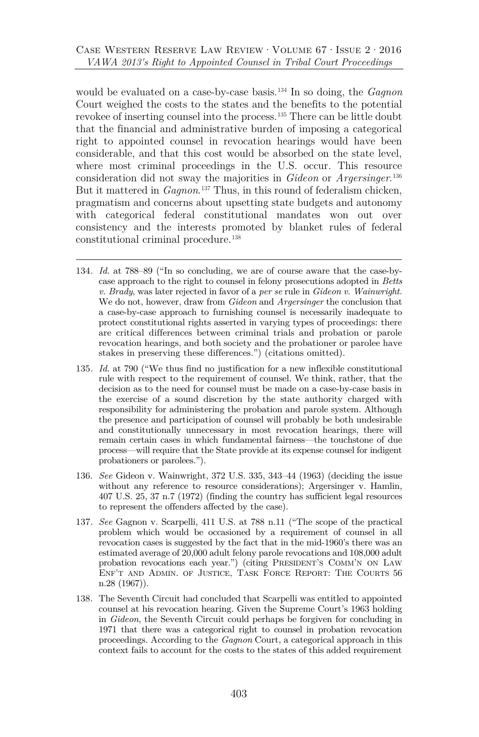would be evaluated on a case-by-case basis.[134] In so doing, the *Gagnon* Court weighed the costs to the states and the benefits to the potential revokee of inserting counsel into the process.[135] There can be little doubt that the financial and administrative burden of imposing a categorical right to appointed counsel in revocation hearings would have been considerable, and that this cost would be absorbed on the state level, where most criminal proceedings in the U.S. occur. This resource consideration did not sway the majorities in *Gideon* or *Argersinger*.[136] But it mattered in *Gagnon*.[137] Thus, in this round of federalism chicken, pragmatism and concerns about upsetting state budgets and autonomy with categorical federal constitutional mandates won out over consistency and the interests promoted by blanket rules of federal constitutional criminal procedure.[138]

---

134. *Id.* at 788–89 ("In so concluding, we are of course aware that the case-by-case approach to the right to counsel in felony prosecutions adopted in *Betts v. Brady*, was later rejected in favor of a *per se* rule in *Gideon v. Wainwright*. We do not, however, draw from *Gideon* and *Argersinger* the conclusion that a case-by-case approach to furnishing counsel is necessarily inadequate to protect constitutional rights asserted in varying types of proceedings: there are critical differences between criminal trials and probation or parole revocation hearings, and both society and the probationer or parolee have stakes in preserving these differences.") (citations omitted).

135. *Id.* at 790 ("We thus find no justification for a new inflexible constitutional rule with respect to the requirement of counsel. We think, rather, that the decision as to the need for counsel must be made on a case-by-case basis in the exercise of a sound discretion by the state authority charged with responsibility for administering the probation and parole system. Although the presence and participation of counsel will probably be both undesirable and constitutionally unnecessary in most revocation hearings, there will remain certain cases in which fundamental fairness—the touchstone of due process—will require that the State provide at its expense counsel for indigent probationers or parolees.").

136. *See* Gideon v. Wainwright, 372 U.S. 335, 343–44 (1963) (deciding the issue without any reference to resource considerations); Argersinger v. Hamlin, 407 U.S. 25, 37 n.7 (1972) (finding the country has sufficient legal resources to represent the offenders affected by the case).

137. *See* Gagnon v. Scarpelli, 411 U.S. at 788 n.11 ("The scope of the practical problem which would be occasioned by a requirement of counsel in all revocation cases is suggested by the fact that in the mid-1960's there was an estimated average of 20,000 adult felony parole revocations and 108,000 adult probation revocations each year.") (citing PRESIDENT'S COMM'N ON LAW ENF'T AND ADMIN. OF JUSTICE, TASK FORCE REPORT: THE COURTS 56 n.28 (1967)).

138. The Seventh Circuit had concluded that Scarpelli was entitled to appointed counsel at his revocation hearing. Given the Supreme Court's 1963 holding in *Gideon*, the Seventh Circuit could perhaps be forgiven for concluding in 1971 that there was a categorical right to counsel in probation revocation proceedings. According to the *Gagnon* Court, a categorical approach in this context fails to account for the costs to the states of this added requirement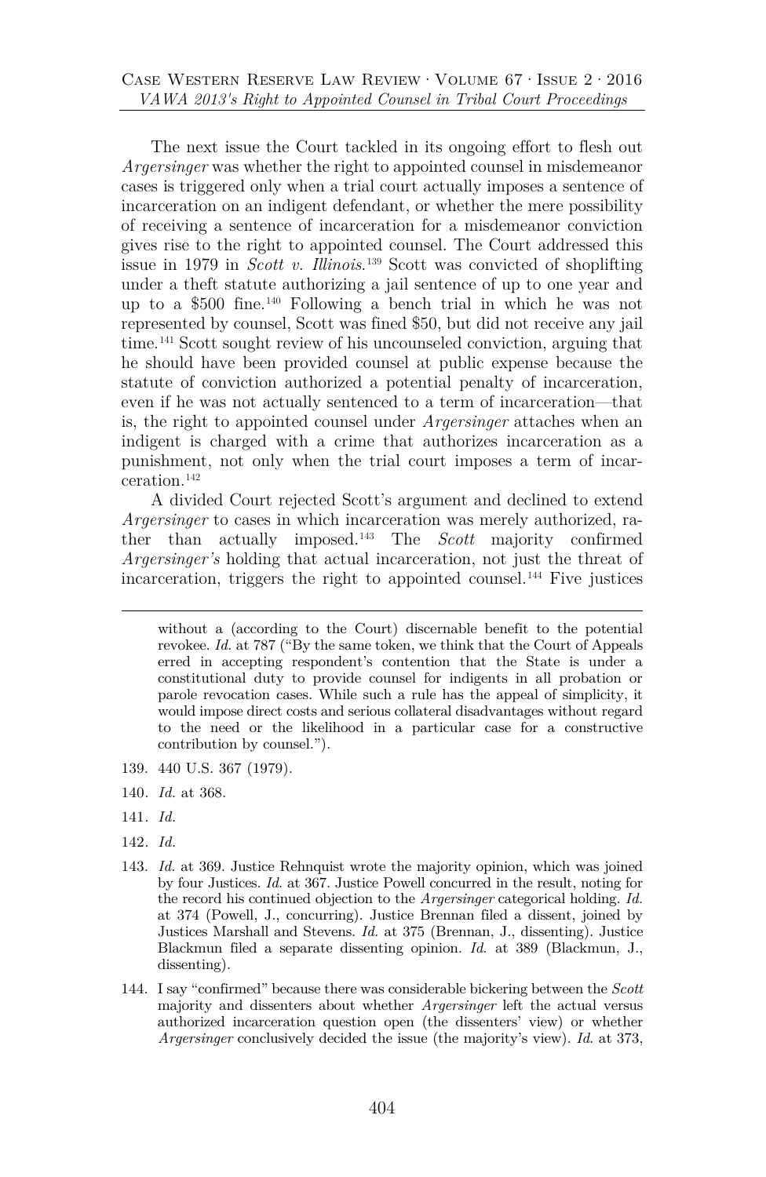The next issue the Court tackled in its ongoing effort to flesh out *Argersinger* was whether the right to appointed counsel in misdemeanor cases is triggered only when a trial court actually imposes a sentence of incarceration on an indigent defendant, or whether the mere possibility of receiving a sentence of incarceration for a misdemeanor conviction gives rise to the right to appointed counsel. The Court addressed this issue in 1979 in *Scott v. Illinois.*[139] Scott was convicted of shoplifting under a theft statute authorizing a jail sentence of up to one year and up to a $500 fine.[140] Following a bench trial in which he was not represented by counsel, Scott was fined $50, but did not receive any jail time.[141] Scott sought review of his uncounseled conviction, arguing that he should have been provided counsel at public expense because the statute of conviction authorized a potential penalty of incarceration, even if he was not actually sentenced to a term of incarceration—that is, the right to appointed counsel under *Argersinger* attaches when an indigent is charged with a crime that authorizes incarceration as a punishment, not only when the trial court imposes a term of incarceration.[142]

A divided Court rejected Scott's argument and declined to extend *Argersinger* to cases in which incarceration was merely authorized, rather than actually imposed.[143] The *Scott* majority confirmed *Argersinger's* holding that actual incarceration, not just the threat of incarceration, triggers the right to appointed counsel.[144] Five justices

---

without a (according to the Court) discernable benefit to the potential revokee. *Id.* at 787 ("By the same token, we think that the Court of Appeals erred in accepting respondent's contention that the State is under a constitutional duty to provide counsel for indigents in all probation or parole revocation cases. While such a rule has the appeal of simplicity, it would impose direct costs and serious collateral disadvantages without regard to the need or the likelihood in a particular case for a constructive contribution by counsel.").

139. 440 U.S. 367 (1979).

140. *Id.* at 368.

141. *Id.*

142. *Id.*

143. *Id.* at 369. Justice Rehnquist wrote the majority opinion, which was joined by four Justices. *Id.* at 367. Justice Powell concurred in the result, noting for the record his continued objection to the *Argersinger* categorical holding. *Id.* at 374 (Powell, J., concurring). Justice Brennan filed a dissent, joined by Justices Marshall and Stevens. *Id.* at 375 (Brennan, J., dissenting). Justice Blackmun filed a separate dissenting opinion. *Id.* at 389 (Blackmun, J., dissenting).

144. I say "confirmed" because there was considerable bickering between the *Scott* majority and dissenters about whether *Argersinger* left the actual versus authorized incarceration question open (the dissenters' view) or whether *Argersinger* conclusively decided the issue (the majority's view). *Id.* at 373,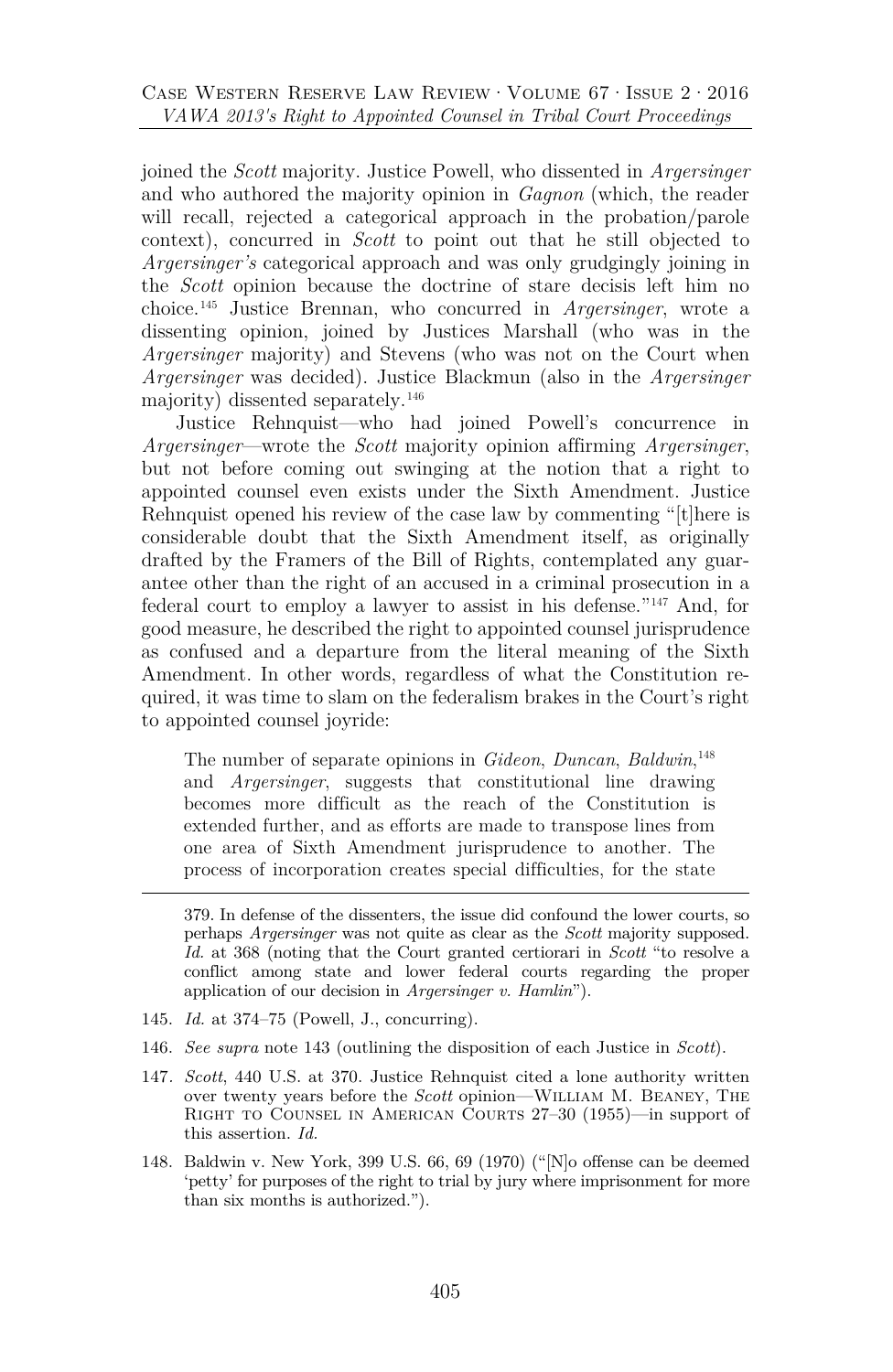joined the *Scott* majority. Justice Powell, who dissented in *Argersinger* and who authored the majority opinion in *Gagnon* (which, the reader will recall, rejected a categorical approach in the probation/parole context), concurred in *Scott* to point out that he still objected to *Argersinger's* categorical approach and was only grudgingly joining in the *Scott* opinion because the doctrine of stare decisis left him no choice.[145] Justice Brennan, who concurred in *Argersinger*, wrote a dissenting opinion, joined by Justices Marshall (who was in the *Argersinger* majority) and Stevens (who was not on the Court when *Argersinger* was decided). Justice Blackmun (also in the *Argersinger* majority) dissented separately.[146]

Justice Rehnquist—who had joined Powell's concurrence in *Argersinger*—wrote the *Scott* majority opinion affirming *Argersinger*, but not before coming out swinging at the notion that a right to appointed counsel even exists under the Sixth Amendment. Justice Rehnquist opened his review of the case law by commenting "[t]here is considerable doubt that the Sixth Amendment itself, as originally drafted by the Framers of the Bill of Rights, contemplated any guarantee other than the right of an accused in a criminal prosecution in a federal court to employ a lawyer to assist in his defense."[147] And, for good measure, he described the right to appointed counsel jurisprudence as confused and a departure from the literal meaning of the Sixth Amendment. In other words, regardless of what the Constitution required, it was time to slam on the federalism brakes in the Court's right to appointed counsel joyride:

> The number of separate opinions in *Gideon*, *Duncan*, *Baldwin*,[148] and *Argersinger*, suggests that constitutional line drawing becomes more difficult as the reach of the Constitution is extended further, and as efforts are made to transpose lines from one area of Sixth Amendment jurisprudence to another. The process of incorporation creates special difficulties, for the state

---

379. In defense of the dissenters, the issue did confound the lower courts, so perhaps *Argersinger* was not quite as clear as the *Scott* majority supposed. *Id.* at 368 (noting that the Court granted certiorari in *Scott* "to resolve a conflict among state and lower federal courts regarding the proper application of our decision in *Argersinger v. Hamlin*").

145. *Id.* at 374–75 (Powell, J., concurring).

146. *See supra* note 143 (outlining the disposition of each Justice in *Scott*).

147. *Scott*, 440 U.S. at 370. Justice Rehnquist cited a lone authority written over twenty years before the *Scott* opinion—William M. Beaney, The Right to Counsel in American Courts 27–30 (1955)—in support of this assertion. *Id.*

148. Baldwin v. New York, 399 U.S. 66, 69 (1970) ("[N]o offense can be deemed 'petty' for purposes of the right to trial by jury where imprisonment for more than six months is authorized.").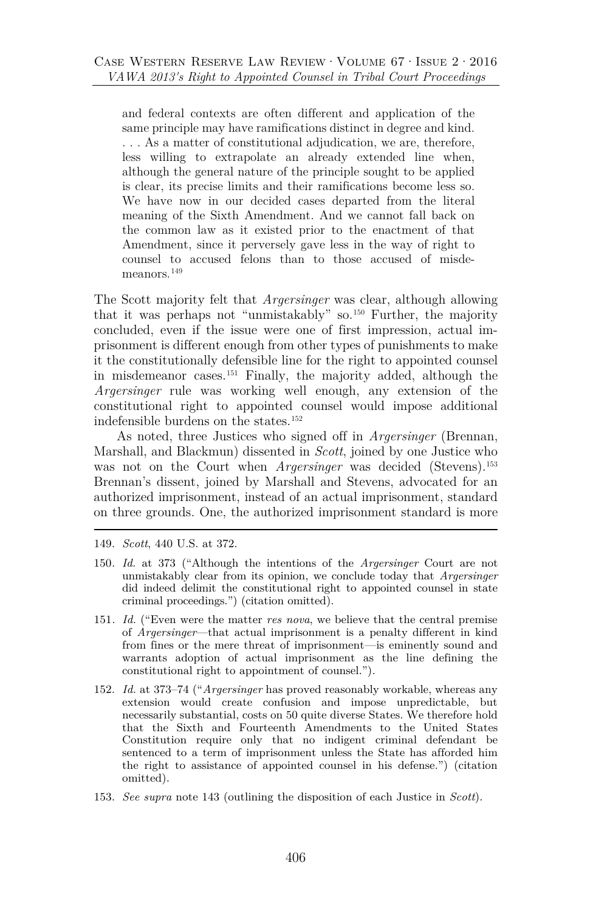> and federal contexts are often different and application of the same principle may have ramifications distinct in degree and kind. . . . As a matter of constitutional adjudication, we are, therefore, less willing to extrapolate an already extended line when, although the general nature of the principle sought to be applied is clear, its precise limits and their ramifications become less so. We have now in our decided cases departed from the literal meaning of the Sixth Amendment. And we cannot fall back on the common law as it existed prior to the enactment of that Amendment, since it perversely gave less in the way of right to counsel to accused felons than to those accused of misdemeanors.[149]

The Scott majority felt that *Argersinger* was clear, although allowing that it was perhaps not "unmistakably" so.[150] Further, the majority concluded, even if the issue were one of first impression, actual imprisonment is different enough from other types of punishments to make it the constitutionally defensible line for the right to appointed counsel in misdemeanor cases.[151] Finally, the majority added, although the *Argersinger* rule was working well enough, any extension of the constitutional right to appointed counsel would impose additional indefensible burdens on the states.[152]

As noted, three Justices who signed off in *Argersinger* (Brennan, Marshall, and Blackmun) dissented in *Scott*, joined by one Justice who was not on the Court when *Argersinger* was decided (Stevens).[153] Brennan's dissent, joined by Marshall and Stevens, advocated for an authorized imprisonment, instead of an actual imprisonment, standard on three grounds. One, the authorized imprisonment standard is more

---

149. *Scott*, 440 U.S. at 372.

150. *Id.* at 373 ("Although the intentions of the *Argersinger* Court are not unmistakably clear from its opinion, we conclude today that *Argersinger* did indeed delimit the constitutional right to appointed counsel in state criminal proceedings.") (citation omitted).

151. *Id.* ("Even were the matter *res nova*, we believe that the central premise of *Argersinger*—that actual imprisonment is a penalty different in kind from fines or the mere threat of imprisonment—is eminently sound and warrants adoption of actual imprisonment as the line defining the constitutional right to appointment of counsel.").

152. *Id.* at 373–74 ("*Argersinger* has proved reasonably workable, whereas any extension would create confusion and impose unpredictable, but necessarily substantial, costs on 50 quite diverse States. We therefore hold that the Sixth and Fourteenth Amendments to the United States Constitution require only that no indigent criminal defendant be sentenced to a term of imprisonment unless the State has afforded him the right to assistance of appointed counsel in his defense.") (citation omitted).

153. *See supra* note 143 (outlining the disposition of each Justice in *Scott*).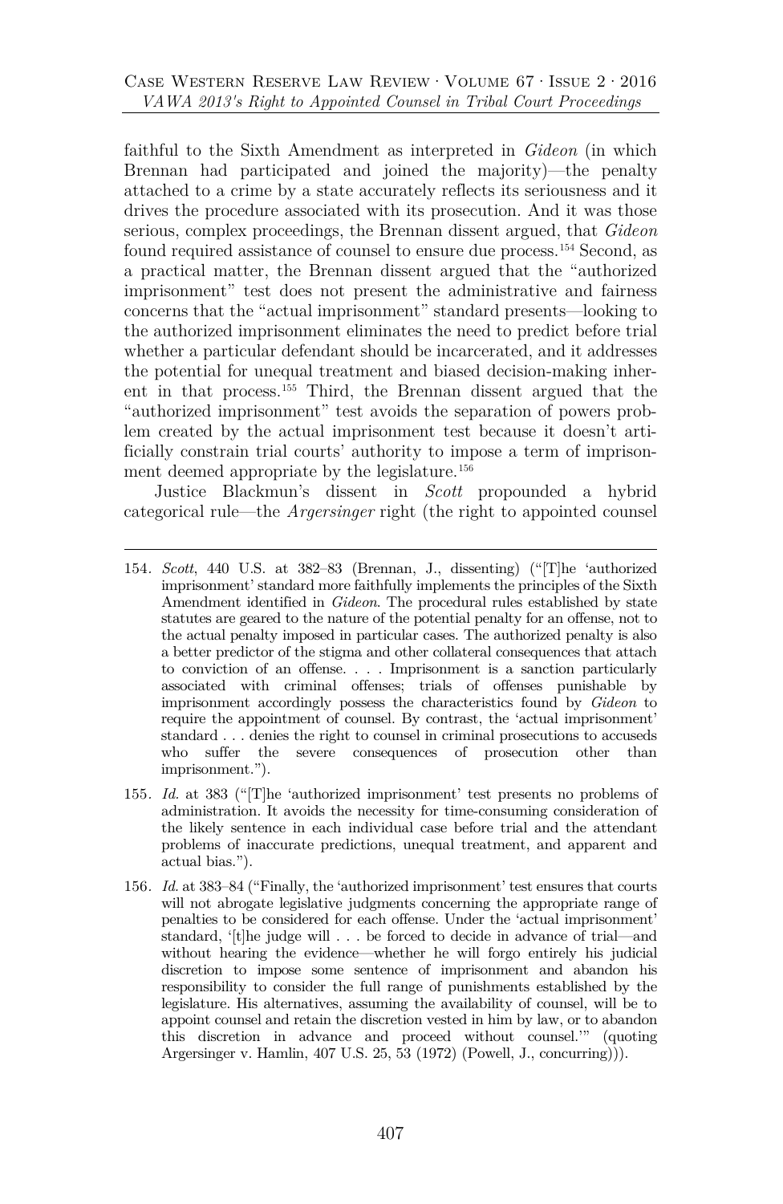faithful to the Sixth Amendment as interpreted in *Gideon* (in which Brennan had participated and joined the majority)—the penalty attached to a crime by a state accurately reflects its seriousness and it drives the procedure associated with its prosecution. And it was those serious, complex proceedings, the Brennan dissent argued, that *Gideon* found required assistance of counsel to ensure due process.[154] Second, as a practical matter, the Brennan dissent argued that the "authorized imprisonment" test does not present the administrative and fairness concerns that the "actual imprisonment" standard presents—looking to the authorized imprisonment eliminates the need to predict before trial whether a particular defendant should be incarcerated, and it addresses the potential for unequal treatment and biased decision-making inherent in that process.[155] Third, the Brennan dissent argued that the "authorized imprisonment" test avoids the separation of powers problem created by the actual imprisonment test because it doesn't artificially constrain trial courts' authority to impose a term of imprisonment deemed appropriate by the legislature.[156]

Justice Blackmun's dissent in *Scott* propounded a hybrid categorical rule—the *Argersinger* right (the right to appointed counsel

---

154. *Scott*, 440 U.S. at 382–83 (Brennan, J., dissenting) ("[T]he 'authorized imprisonment' standard more faithfully implements the principles of the Sixth Amendment identified in *Gideon*. The procedural rules established by state statutes are geared to the nature of the potential penalty for an offense, not to the actual penalty imposed in particular cases. The authorized penalty is also a better predictor of the stigma and other collateral consequences that attach to conviction of an offense. . . . Imprisonment is a sanction particularly associated with criminal offenses; trials of offenses punishable by imprisonment accordingly possess the characteristics found by *Gideon* to require the appointment of counsel. By contrast, the 'actual imprisonment' standard . . . denies the right to counsel in criminal prosecutions to accuseds who suffer the severe consequences of prosecution other than imprisonment.").

155. *Id.* at 383 ("[T]he 'authorized imprisonment' test presents no problems of administration. It avoids the necessity for time-consuming consideration of the likely sentence in each individual case before trial and the attendant problems of inaccurate predictions, unequal treatment, and apparent and actual bias.").

156. *Id.* at 383–84 ("Finally, the 'authorized imprisonment' test ensures that courts will not abrogate legislative judgments concerning the appropriate range of penalties to be considered for each offense. Under the 'actual imprisonment' standard, '[t]he judge will . . . be forced to decide in advance of trial—and without hearing the evidence—whether he will forgo entirely his judicial discretion to impose some sentence of imprisonment and abandon his responsibility to consider the full range of punishments established by the legislature. His alternatives, assuming the availability of counsel, will be to appoint counsel and retain the discretion vested in him by law, or to abandon this discretion in advance and proceed without counsel.'" (quoting Argersinger v. Hamlin, 407 U.S. 25, 53 (1972) (Powell, J., concurring))).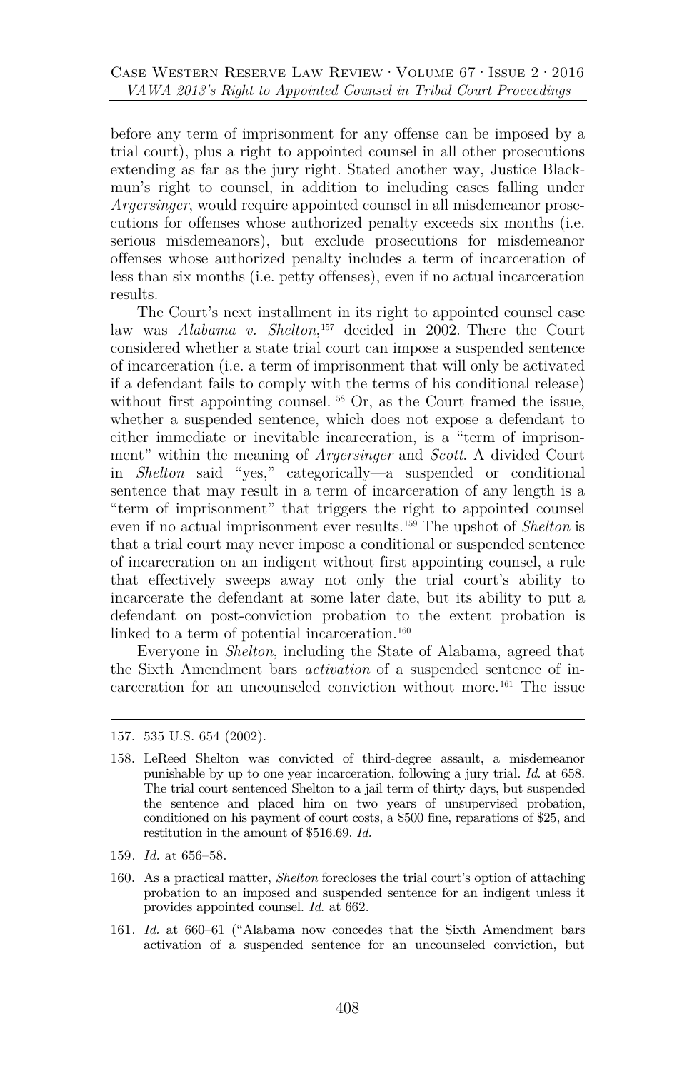before any term of imprisonment for any offense can be imposed by a trial court), plus a right to appointed counsel in all other prosecutions extending as far as the jury right. Stated another way, Justice Blackmun's right to counsel, in addition to including cases falling under *Argersinger*, would require appointed counsel in all misdemeanor prosecutions for offenses whose authorized penalty exceeds six months (i.e. serious misdemeanors), but exclude prosecutions for misdemeanor offenses whose authorized penalty includes a term of incarceration of less than six months (i.e. petty offenses), even if no actual incarceration results.

The Court's next installment in its right to appointed counsel case law was *Alabama v. Shelton*,[157] decided in 2002. There the Court considered whether a state trial court can impose a suspended sentence of incarceration (i.e. a term of imprisonment that will only be activated if a defendant fails to comply with the terms of his conditional release) without first appointing counsel.[158] Or, as the Court framed the issue, whether a suspended sentence, which does not expose a defendant to either immediate or inevitable incarceration, is a "term of imprisonment" within the meaning of *Argersinger* and *Scott*. A divided Court in *Shelton* said "yes," categorically—a suspended or conditional sentence that may result in a term of incarceration of any length is a "term of imprisonment" that triggers the right to appointed counsel even if no actual imprisonment ever results.[159] The upshot of *Shelton* is that a trial court may never impose a conditional or suspended sentence of incarceration on an indigent without first appointing counsel, a rule that effectively sweeps away not only the trial court's ability to incarcerate the defendant at some later date, but its ability to put a defendant on post-conviction probation to the extent probation is linked to a term of potential incarceration.[160]

Everyone in *Shelton*, including the State of Alabama, agreed that the Sixth Amendment bars *activation* of a suspended sentence of incarceration for an uncounseled conviction without more.[161] The issue

---

157. 535 U.S. 654 (2002).

158. LeReed Shelton was convicted of third-degree assault, a misdemeanor punishable by up to one year incarceration, following a jury trial. *Id.* at 658. The trial court sentenced Shelton to a jail term of thirty days, but suspended the sentence and placed him on two years of unsupervised probation, conditioned on his payment of court costs, a $500 fine, reparations of $25, and restitution in the amount of $516.69. *Id.*

159. *Id.* at 656–58.

160. As a practical matter, *Shelton* forecloses the trial court's option of attaching probation to an imposed and suspended sentence for an indigent unless it provides appointed counsel. *Id.* at 662.

161. *Id.* at 660–61 ("Alabama now concedes that the Sixth Amendment bars activation of a suspended sentence for an uncounseled conviction, but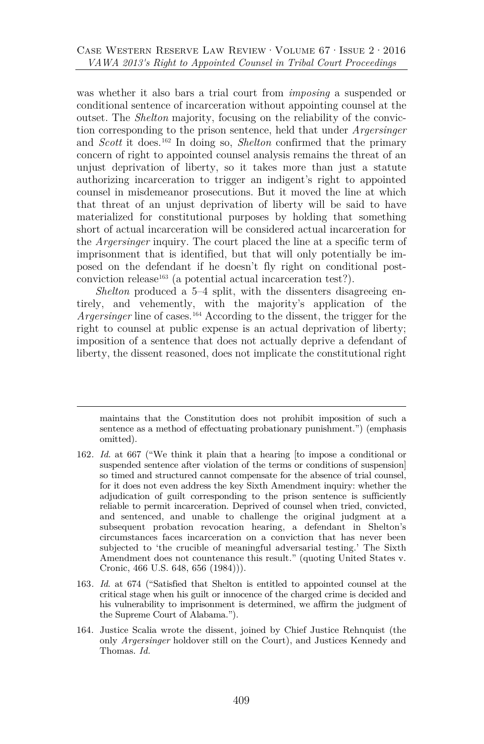was whether it also bars a trial court from *imposing* a suspended or conditional sentence of incarceration without appointing counsel at the outset. The *Shelton* majority, focusing on the reliability of the conviction corresponding to the prison sentence, held that under *Argersinger* and *Scott* it does.[162] In doing so, *Shelton* confirmed that the primary concern of right to appointed counsel analysis remains the threat of an unjust deprivation of liberty, so it takes more than just a statute authorizing incarceration to trigger an indigent's right to appointed counsel in misdemeanor prosecutions. But it moved the line at which that threat of an unjust deprivation of liberty will be said to have materialized for constitutional purposes by holding that something short of actual incarceration will be considered actual incarceration for the *Argersinger* inquiry. The court placed the line at a specific term of imprisonment that is identified, but that will only potentially be imposed on the defendant if he doesn't fly right on conditional post-conviction release[163] (a potential actual incarceration test?).

*Shelton* produced a 5–4 split, with the dissenters disagreeing entirely, and vehemently, with the majority's application of the *Argersinger* line of cases.[164] According to the dissent, the trigger for the right to counsel at public expense is an actual deprivation of liberty; imposition of a sentence that does not actually deprive a defendant of liberty, the dissent reasoned, does not implicate the constitutional right

---

maintains that the Constitution does not prohibit imposition of such a sentence as a method of effectuating probationary punishment.") (emphasis omitted).

162. *Id.* at 667 ("We think it plain that a hearing [to impose a conditional or suspended sentence after violation of the terms or conditions of suspension] so timed and structured cannot compensate for the absence of trial counsel, for it does not even address the key Sixth Amendment inquiry: whether the adjudication of guilt corresponding to the prison sentence is sufficiently reliable to permit incarceration. Deprived of counsel when tried, convicted, and sentenced, and unable to challenge the original judgment at a subsequent probation revocation hearing, a defendant in Shelton's circumstances faces incarceration on a conviction that has never been subjected to 'the crucible of meaningful adversarial testing.' The Sixth Amendment does not countenance this result." (quoting United States v. Cronic, 466 U.S. 648, 656 (1984))).

163. *Id.* at 674 ("Satisfied that Shelton is entitled to appointed counsel at the critical stage when his guilt or innocence of the charged crime is decided and his vulnerability to imprisonment is determined, we affirm the judgment of the Supreme Court of Alabama.").

164. Justice Scalia wrote the dissent, joined by Chief Justice Rehnquist (the only *Argersinger* holdover still on the Court), and Justices Kennedy and Thomas. *Id.*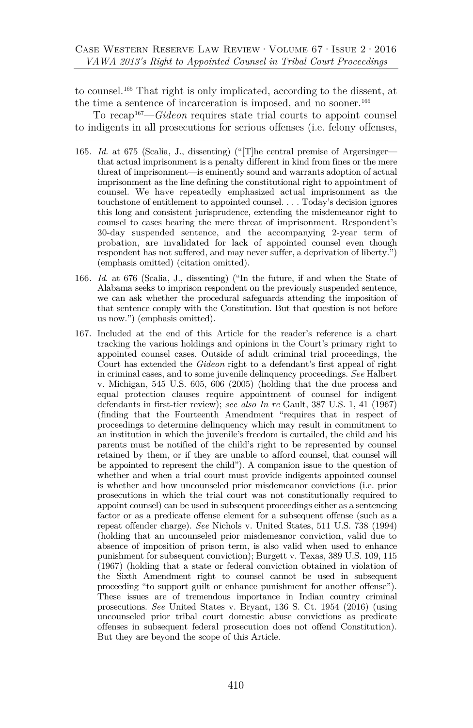to counsel.[165] That right is only implicated, according to the dissent, at the time a sentence of incarceration is imposed, and no sooner.[166]

To recap[167]—*Gideon* requires state trial courts to appoint counsel to indigents in all prosecutions for serious offenses (i.e. felony offenses,

---

165. *Id.* at 675 (Scalia, J., dissenting) ("[T]he central premise of Argersinger—that actual imprisonment is a penalty different in kind from fines or the mere threat of imprisonment—is eminently sound and warrants adoption of actual imprisonment as the line defining the constitutional right to appointment of counsel. We have repeatedly emphasized actual imprisonment as the touchstone of entitlement to appointed counsel. . . . Today's decision ignores this long and consistent jurisprudence, extending the misdemeanor right to counsel to cases bearing the mere threat of imprisonment. Respondent's 30-day suspended sentence, and the accompanying 2-year term of probation, are invalidated for lack of appointed counsel even though respondent has not suffered, and may never suffer, a deprivation of liberty.") (emphasis omitted) (citation omitted).

166. *Id.* at 676 (Scalia, J., dissenting) ("In the future, if and when the State of Alabama seeks to imprison respondent on the previously suspended sentence, we can ask whether the procedural safeguards attending the imposition of that sentence comply with the Constitution. But that question is not before us now.") (emphasis omitted).

167. Included at the end of this Article for the reader's reference is a chart tracking the various holdings and opinions in the Court's primary right to appointed counsel cases. Outside of adult criminal trial proceedings, the Court has extended the *Gideon* right to a defendant's first appeal of right in criminal cases, and to some juvenile delinquency proceedings. *See* Halbert v. Michigan, 545 U.S. 605, 606 (2005) (holding that the due process and equal protection clauses require appointment of counsel for indigent defendants in first-tier review); *see also In re* Gault, 387 U.S. 1, 41 (1967) (finding that the Fourteenth Amendment "requires that in respect of proceedings to determine delinquency which may result in commitment to an institution in which the juvenile's freedom is curtailed, the child and his parents must be notified of the child's right to be represented by counsel retained by them, or if they are unable to afford counsel, that counsel will be appointed to represent the child"). A companion issue to the question of whether and when a trial court must provide indigents appointed counsel is whether and how uncounseled prior misdemeanor convictions (i.e. prior prosecutions in which the trial court was not constitutionally required to appoint counsel) can be used in subsequent proceedings either as a sentencing factor or as a predicate offense element for a subsequent offense (such as a repeat offender charge). *See* Nichols v. United States, 511 U.S. 738 (1994) (holding that an uncounseled prior misdemeanor conviction, valid due to absence of imposition of prison term, is also valid when used to enhance punishment for subsequent conviction); Burgett v. Texas, 389 U.S. 109, 115 (1967) (holding that a state or federal conviction obtained in violation of the Sixth Amendment right to counsel cannot be used in subsequent proceeding "to support guilt or enhance punishment for another offense"). These issues are of tremendous importance in Indian country criminal prosecutions. *See* United States v. Bryant, 136 S. Ct. 1954 (2016) (using uncounseled prior tribal court domestic abuse convictions as predicate offenses in subsequent federal prosecution does not offend Constitution). But they are beyond the scope of this Article.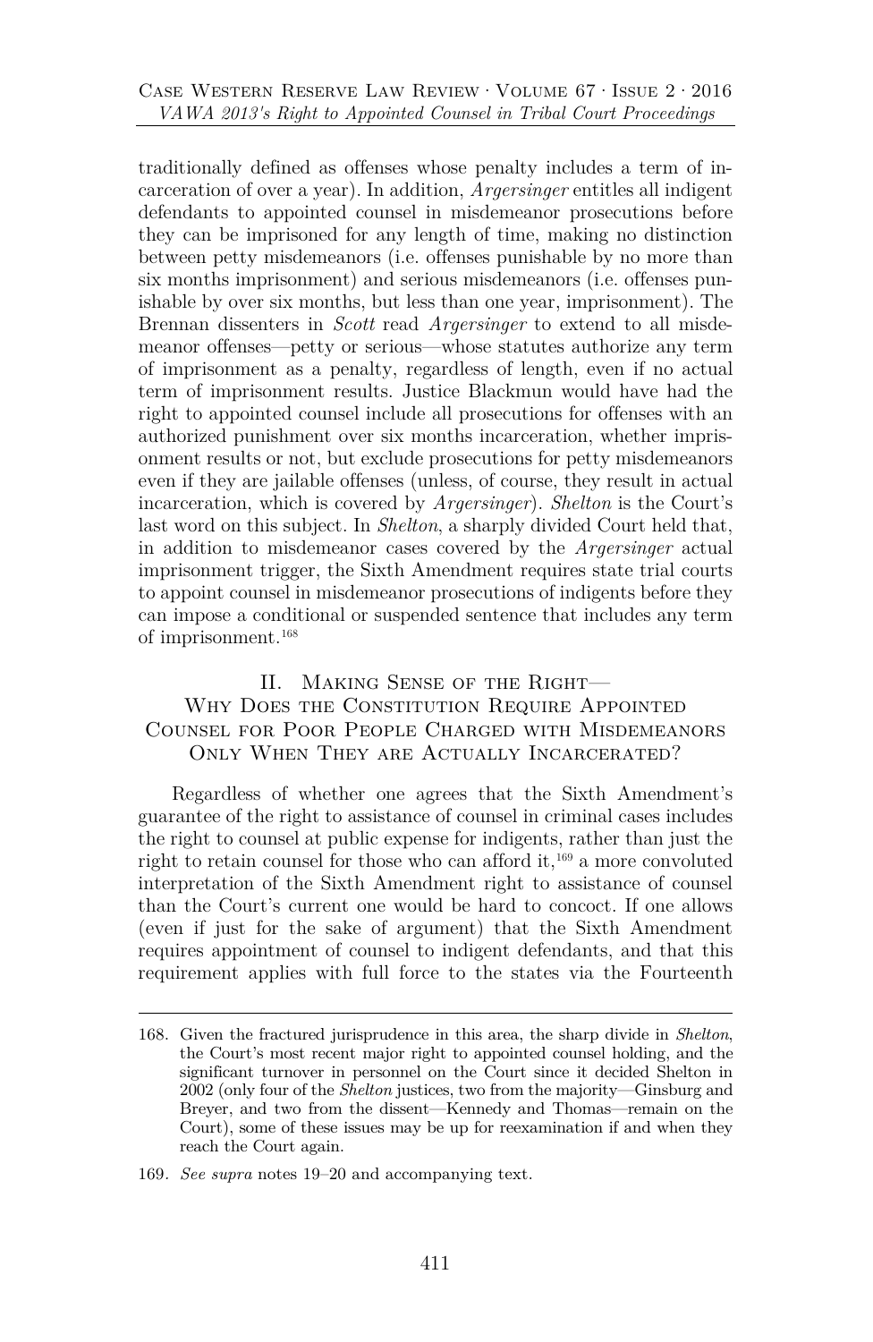traditionally defined as offenses whose penalty includes a term of incarceration of over a year). In addition, *Argersinger* entitles all indigent defendants to appointed counsel in misdemeanor prosecutions before they can be imprisoned for any length of time, making no distinction between petty misdemeanors (i.e. offenses punishable by no more than six months imprisonment) and serious misdemeanors (i.e. offenses punishable by over six months, but less than one year, imprisonment). The Brennan dissenters in *Scott* read *Argersinger* to extend to all misdemeanor offenses—petty or serious—whose statutes authorize any term of imprisonment as a penalty, regardless of length, even if no actual term of imprisonment results. Justice Blackmun would have had the right to appointed counsel include all prosecutions for offenses with an authorized punishment over six months incarceration, whether imprisonment results or not, but exclude prosecutions for petty misdemeanors even if they are jailable offenses (unless, of course, they result in actual incarceration, which is covered by *Argersinger*). *Shelton* is the Court's last word on this subject. In *Shelton*, a sharply divided Court held that, in addition to misdemeanor cases covered by the *Argersinger* actual imprisonment trigger, the Sixth Amendment requires state trial courts to appoint counsel in misdemeanor prosecutions of indigents before they can impose a conditional or suspended sentence that includes any term of imprisonment.[168]

## II. Making Sense of the Right—Why Does the Constitution Require Appointed Counsel for Poor People Charged with Misdemeanors Only When They are Actually Incarcerated?

Regardless of whether one agrees that the Sixth Amendment's guarantee of the right to assistance of counsel in criminal cases includes the right to counsel at public expense for indigents, rather than just the right to retain counsel for those who can afford it,[169] a more convoluted interpretation of the Sixth Amendment right to assistance of counsel than the Court's current one would be hard to concoct. If one allows (even if just for the sake of argument) that the Sixth Amendment requires appointment of counsel to indigent defendants, and that this requirement applies with full force to the states via the Fourteenth

---

168. Given the fractured jurisprudence in this area, the sharp divide in *Shelton*, the Court's most recent major right to appointed counsel holding, and the significant turnover in personnel on the Court since it decided Shelton in 2002 (only four of the *Shelton* justices, two from the majority—Ginsburg and Breyer, and two from the dissent—Kennedy and Thomas—remain on the Court), some of these issues may be up for reexamination if and when they reach the Court again.

169. *See supra* notes 19–20 and accompanying text.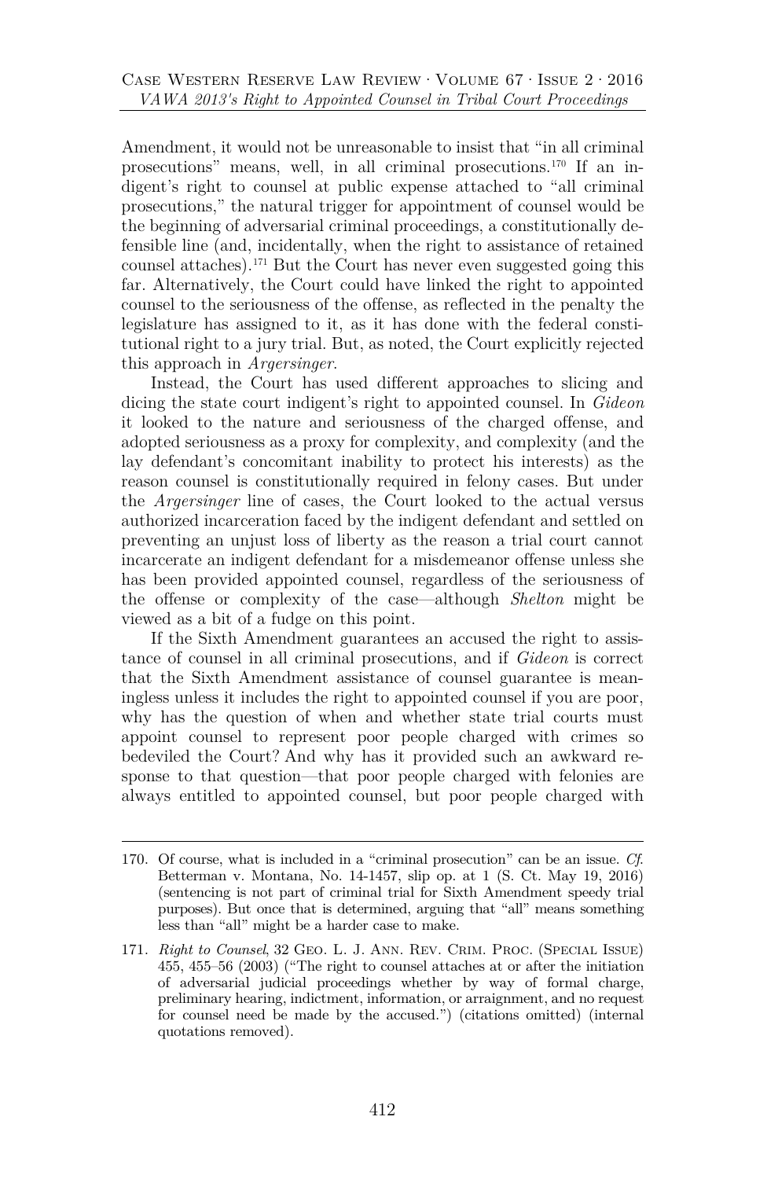Amendment, it would not be unreasonable to insist that "in all criminal prosecutions" means, well, in all criminal prosecutions.[170] If an indigent's right to counsel at public expense attached to "all criminal prosecutions," the natural trigger for appointment of counsel would be the beginning of adversarial criminal proceedings, a constitutionally defensible line (and, incidentally, when the right to assistance of retained counsel attaches).[171] But the Court has never even suggested going this far. Alternatively, the Court could have linked the right to appointed counsel to the seriousness of the offense, as reflected in the penalty the legislature has assigned to it, as it has done with the federal constitutional right to a jury trial. But, as noted, the Court explicitly rejected this approach in *Argersinger*.

Instead, the Court has used different approaches to slicing and dicing the state court indigent's right to appointed counsel. In *Gideon* it looked to the nature and seriousness of the charged offense, and adopted seriousness as a proxy for complexity, and complexity (and the lay defendant's concomitant inability to protect his interests) as the reason counsel is constitutionally required in felony cases. But under the *Argersinger* line of cases, the Court looked to the actual versus authorized incarceration faced by the indigent defendant and settled on preventing an unjust loss of liberty as the reason a trial court cannot incarcerate an indigent defendant for a misdemeanor offense unless she has been provided appointed counsel, regardless of the seriousness of the offense or complexity of the case—although *Shelton* might be viewed as a bit of a fudge on this point.

If the Sixth Amendment guarantees an accused the right to assistance of counsel in all criminal prosecutions, and if *Gideon* is correct that the Sixth Amendment assistance of counsel guarantee is meaningless unless it includes the right to appointed counsel if you are poor, why has the question of when and whether state trial courts must appoint counsel to represent poor people charged with crimes so bedeviled the Court? And why has it provided such an awkward response to that question—that poor people charged with felonies are always entitled to appointed counsel, but poor people charged with

---

170. Of course, what is included in a "criminal prosecution" can be an issue. *Cf.* Betterman v. Montana, No. 14-1457, slip op. at 1 (S. Ct. May 19, 2016) (sentencing is not part of criminal trial for Sixth Amendment speedy trial purposes). But once that is determined, arguing that "all" means something less than "all" might be a harder case to make.

171. *Right to Counsel*, 32 Geo. L. J. Ann. Rev. Crim. Proc. (Special Issue) 455, 455–56 (2003) ("The right to counsel attaches at or after the initiation of adversarial judicial proceedings whether by way of formal charge, preliminary hearing, indictment, information, or arraignment, and no request for counsel need be made by the accused.") (citations omitted) (internal quotations removed).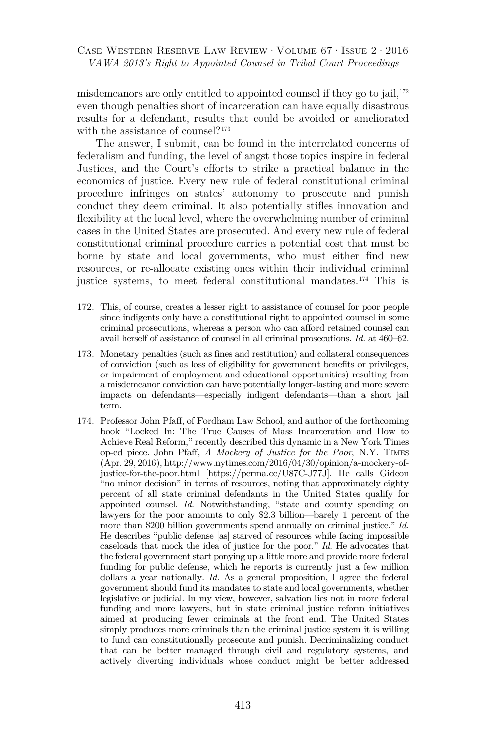misdemeanors are only entitled to appointed counsel if they go to jail,[172] even though penalties short of incarceration can have equally disastrous results for a defendant, results that could be avoided or ameliorated with the assistance of counsel?[173]

The answer, I submit, can be found in the interrelated concerns of federalism and funding, the level of angst those topics inspire in federal Justices, and the Court's efforts to strike a practical balance in the economics of justice. Every new rule of federal constitutional criminal procedure infringes on states' autonomy to prosecute and punish conduct they deem criminal. It also potentially stifles innovation and flexibility at the local level, where the overwhelming number of criminal cases in the United States are prosecuted. And every new rule of federal constitutional criminal procedure carries a potential cost that must be borne by state and local governments, who must either find new resources, or re-allocate existing ones within their individual criminal justice systems, to meet federal constitutional mandates.[174] This is

---

172. This, of course, creates a lesser right to assistance of counsel for poor people since indigents only have a constitutional right to appointed counsel in some criminal prosecutions, whereas a person who can afford retained counsel can avail herself of assistance of counsel in all criminal prosecutions. *Id.* at 460–62.

173. Monetary penalties (such as fines and restitution) and collateral consequences of conviction (such as loss of eligibility for government benefits or privileges, or impairment of employment and educational opportunities) resulting from a misdemeanor conviction can have potentially longer-lasting and more severe impacts on defendants—especially indigent defendants—than a short jail term.

174. Professor John Pfaff, of Fordham Law School, and author of the forthcoming book "Locked In: The True Causes of Mass Incarceration and How to Achieve Real Reform," recently described this dynamic in a New York Times op-ed piece. John Pfaff, *A Mockery of Justice for the Poor*, N.Y. TIMES (Apr. 29, 2016), http://www.nytimes.com/2016/04/30/opinion/a-mockery-of-justice-for-the-poor.html [https://perma.cc/U87C-J77J]. He calls Gideon "no minor decision" in terms of resources, noting that approximately eighty percent of all state criminal defendants in the United States qualify for appointed counsel. *Id.* Notwithstanding, "state and county spending on lawyers for the poor amounts to only $2.3 billion—barely 1 percent of the more than $200 billion governments spend annually on criminal justice." *Id.* He describes "public defense [as] starved of resources while facing impossible caseloads that mock the idea of justice for the poor." *Id.* He advocates that the federal government start ponying up a little more and provide more federal funding for public defense, which he reports is currently just a few million dollars a year nationally. *Id.* As a general proposition, I agree the federal government should fund its mandates to state and local governments, whether legislative or judicial. In my view, however, salvation lies not in more federal funding and more lawyers, but in state criminal justice reform initiatives aimed at producing fewer criminals at the front end. The United States simply produces more criminals than the criminal justice system it is willing to fund can constitutionally prosecute and punish. Decriminalizing conduct that can be better managed through civil and regulatory systems, and actively diverting individuals whose conduct might be better addressed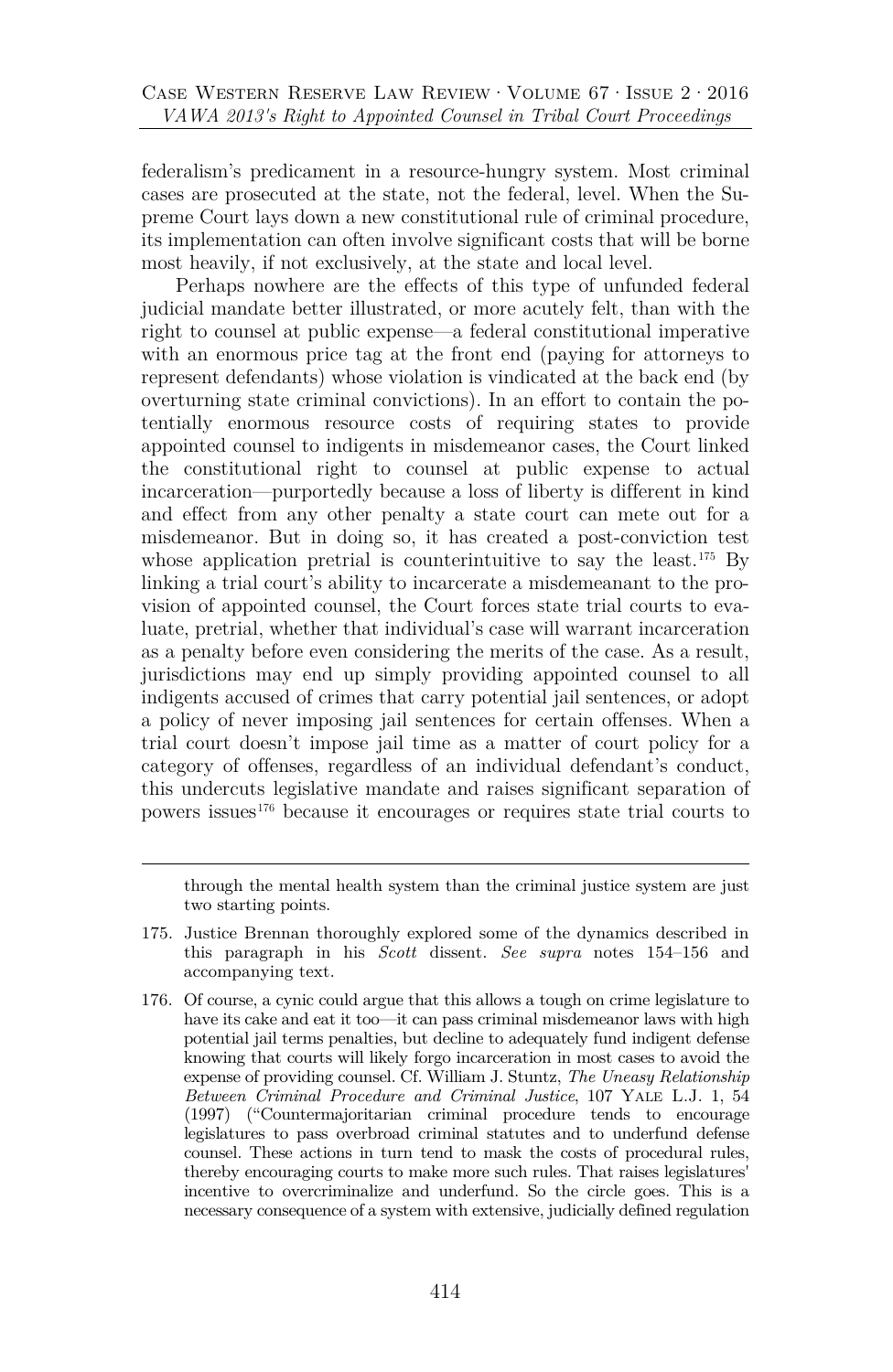federalism's predicament in a resource-hungry system. Most criminal cases are prosecuted at the state, not the federal, level. When the Supreme Court lays down a new constitutional rule of criminal procedure, its implementation can often involve significant costs that will be borne most heavily, if not exclusively, at the state and local level.

Perhaps nowhere are the effects of this type of unfunded federal judicial mandate better illustrated, or more acutely felt, than with the right to counsel at public expense—a federal constitutional imperative with an enormous price tag at the front end (paying for attorneys to represent defendants) whose violation is vindicated at the back end (by overturning state criminal convictions). In an effort to contain the potentially enormous resource costs of requiring states to provide appointed counsel to indigents in misdemeanor cases, the Court linked the constitutional right to counsel at public expense to actual incarceration—purportedly because a loss of liberty is different in kind and effect from any other penalty a state court can mete out for a misdemeanor. But in doing so, it has created a post-conviction test whose application pretrial is counterintuitive to say the least.[175] By linking a trial court's ability to incarcerate a misdemeanant to the provision of appointed counsel, the Court forces state trial courts to evaluate, pretrial, whether that individual's case will warrant incarceration as a penalty before even considering the merits of the case. As a result, jurisdictions may end up simply providing appointed counsel to all indigents accused of crimes that carry potential jail sentences, or adopt a policy of never imposing jail sentences for certain offenses. When a trial court doesn't impose jail time as a matter of court policy for a category of offenses, regardless of an individual defendant's conduct, this undercuts legislative mandate and raises significant separation of powers issues[176] because it encourages or requires state trial courts to

---

through the mental health system than the criminal justice system are just two starting points.

175. Justice Brennan thoroughly explored some of the dynamics described in this paragraph in his *Scott* dissent. *See supra* notes 154–156 and accompanying text.

176. Of course, a cynic could argue that this allows a tough on crime legislature to have its cake and eat it too—it can pass criminal misdemeanor laws with high potential jail terms penalties, but decline to adequately fund indigent defense knowing that courts will likely forgo incarceration in most cases to avoid the expense of providing counsel. Cf. William J. Stuntz, *The Uneasy Relationship Between Criminal Procedure and Criminal Justice*, 107 YALE L.J. 1, 54 (1997) ("Countermajoritarian criminal procedure tends to encourage legislatures to pass overbroad criminal statutes and to underfund defense counsel. These actions in turn tend to mask the costs of procedural rules, thereby encouraging courts to make more such rules. That raises legislatures' incentive to overcriminalize and underfund. So the circle goes. This is a necessary consequence of a system with extensive, judicially defined regulation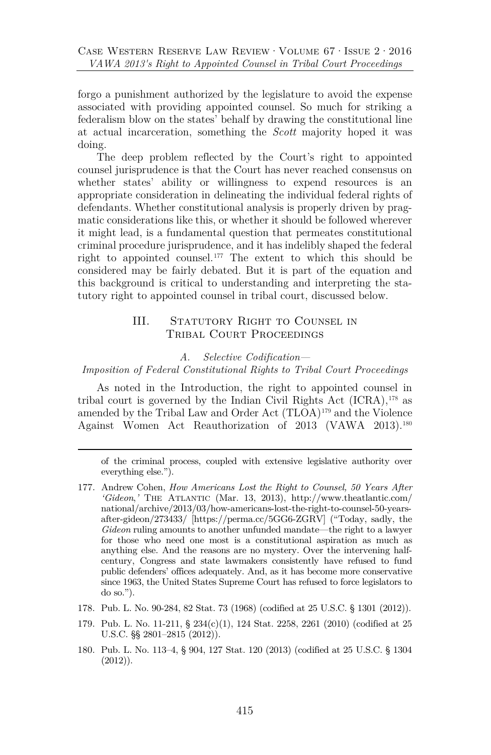forgo a punishment authorized by the legislature to avoid the expense associated with providing appointed counsel. So much for striking a federalism blow on the states' behalf by drawing the constitutional line at actual incarceration, something the *Scott* majority hoped it was doing.

The deep problem reflected by the Court's right to appointed counsel jurisprudence is that the Court has never reached consensus on whether states' ability or willingness to expend resources is an appropriate consideration in delineating the individual federal rights of defendants. Whether constitutional analysis is properly driven by pragmatic considerations like this, or whether it should be followed wherever it might lead, is a fundamental question that permeates constitutional criminal procedure jurisprudence, and it has indelibly shaped the federal right to appointed counsel.[177] The extent to which this should be considered may be fairly debated. But it is part of the equation and this background is critical to understanding and interpreting the statutory right to appointed counsel in tribal court, discussed below.

## III. Statutory Right to Counsel in Tribal Court Proceedings

### A. *Selective Codification—Imposition of Federal Constitutional Rights to Tribal Court Proceedings*

As noted in the Introduction, the right to appointed counsel in tribal court is governed by the Indian Civil Rights Act (ICRA),[178] as amended by the Tribal Law and Order Act (TLOA)[179] and the Violence Against Women Act Reauthorization of 2013 (VAWA 2013).[180]

---

of the criminal process, coupled with extensive legislative authority over everything else.").

177. Andrew Cohen, *How Americans Lost the Right to Counsel, 50 Years After 'Gideon,'* The Atlantic (Mar. 13, 2013), http://www.theatlantic.com/national/archive/2013/03/how-americans-lost-the-right-to-counsel-50-years-after-gideon/273433/ [https://perma.cc/5GG6-ZGRV] ("Today, sadly, the *Gideon* ruling amounts to another unfunded mandate—the right to a lawyer for those who need one most is a constitutional aspiration as much as anything else. And the reasons are no mystery. Over the intervening half-century, Congress and state lawmakers consistently have refused to fund public defenders' offices adequately. And, as it has become more conservative since 1963, the United States Supreme Court has refused to force legislators to do so.").

178. Pub. L. No. 90-284, 82 Stat. 73 (1968) (codified at 25 U.S.C. § 1301 (2012)).

179. Pub. L. No. 11-211, § 234(c)(1), 124 Stat. 2258, 2261 (2010) (codified at 25 U.S.C. §§ 2801–2815 (2012)).

180. Pub. L. No. 113–4, § 904, 127 Stat. 120 (2013) (codified at 25 U.S.C. § 1304 (2012)).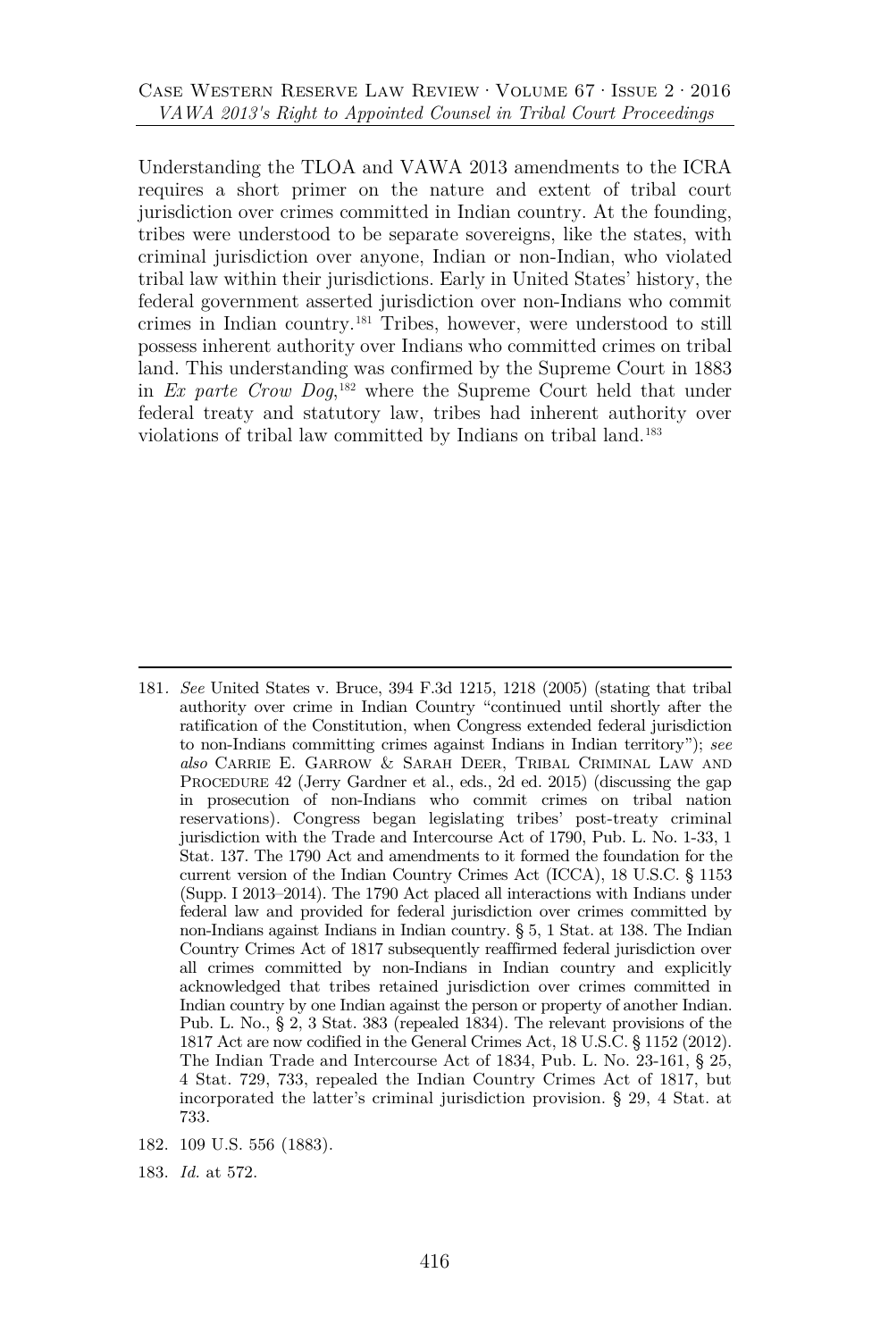Understanding the TLOA and VAWA 2013 amendments to the ICRA requires a short primer on the nature and extent of tribal court jurisdiction over crimes committed in Indian country. At the founding, tribes were understood to be separate sovereigns, like the states, with criminal jurisdiction over anyone, Indian or non-Indian, who violated tribal law within their jurisdictions. Early in United States' history, the federal government asserted jurisdiction over non-Indians who commit crimes in Indian country.[181] Tribes, however, were understood to still possess inherent authority over Indians who committed crimes on tribal land. This understanding was confirmed by the Supreme Court in 1883 in *Ex parte Crow Dog*,[182] where the Supreme Court held that under federal treaty and statutory law, tribes had inherent authority over violations of tribal law committed by Indians on tribal land.[183]

---

181. *See* United States v. Bruce, 394 F.3d 1215, 1218 (2005) (stating that tribal authority over crime in Indian Country "continued until shortly after the ratification of the Constitution, when Congress extended federal jurisdiction to non-Indians committing crimes against Indians in Indian territory"); *see also* Carrie E. Garrow & Sarah Deer, Tribal Criminal Law and Procedure 42 (Jerry Gardner et al., eds., 2d ed. 2015) (discussing the gap in prosecution of non-Indians who commit crimes on tribal nation reservations). Congress began legislating tribes' post-treaty criminal jurisdiction with the Trade and Intercourse Act of 1790, Pub. L. No. 1-33, 1 Stat. 137. The 1790 Act and amendments to it formed the foundation for the current version of the Indian Country Crimes Act (ICCA), 18 U.S.C. § 1153 (Supp. I 2013–2014). The 1790 Act placed all interactions with Indians under federal law and provided for federal jurisdiction over crimes committed by non-Indians against Indians in Indian country. § 5, 1 Stat. at 138. The Indian Country Crimes Act of 1817 subsequently reaffirmed federal jurisdiction over all crimes committed by non-Indians in Indian country and explicitly acknowledged that tribes retained jurisdiction over crimes committed in Indian country by one Indian against the person or property of another Indian. Pub. L. No., § 2, 3 Stat. 383 (repealed 1834). The relevant provisions of the 1817 Act are now codified in the General Crimes Act, 18 U.S.C. § 1152 (2012). The Indian Trade and Intercourse Act of 1834, Pub. L. No. 23-161, § 25, 4 Stat. 729, 733, repealed the Indian Country Crimes Act of 1817, but incorporated the latter's criminal jurisdiction provision. § 29, 4 Stat. at 733.

182. 109 U.S. 556 (1883).

183. *Id.* at 572.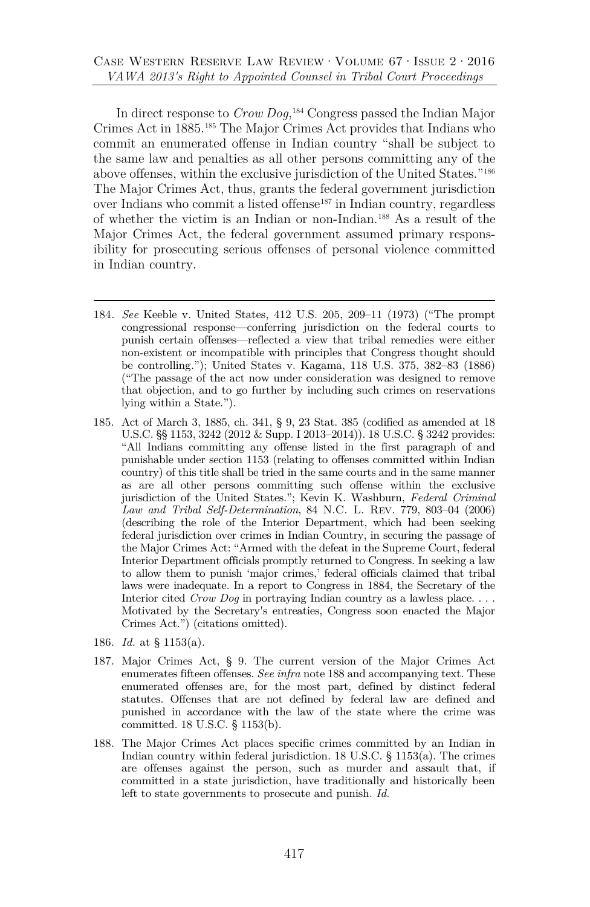In direct response to *Crow Dog*,[184] Congress passed the Indian Major Crimes Act in 1885.[185] The Major Crimes Act provides that Indians who commit an enumerated offense in Indian country "shall be subject to the same law and penalties as all other persons committing any of the above offenses, within the exclusive jurisdiction of the United States."[186] The Major Crimes Act, thus, grants the federal government jurisdiction over Indians who commit a listed offense[187] in Indian country, regardless of whether the victim is an Indian or non-Indian.[188] As a result of the Major Crimes Act, the federal government assumed primary responsibility for prosecuting serious offenses of personal violence committed in Indian country.

---

184. *See* Keeble v. United States, 412 U.S. 205, 209–11 (1973) ("The prompt congressional response—conferring jurisdiction on the federal courts to punish certain offenses—reflected a view that tribal remedies were either non-existent or incompatible with principles that Congress thought should be controlling."); United States v. Kagama, 118 U.S. 375, 382–83 (1886) ("The passage of the act now under consideration was designed to remove that objection, and to go further by including such crimes on reservations lying within a State.").

185. Act of March 3, 1885, ch. 341, § 9, 23 Stat. 385 (codified as amended at 18 U.S.C. §§ 1153, 3242 (2012 & Supp. I 2013–2014)). 18 U.S.C. § 3242 provides: "All Indians committing any offense listed in the first paragraph of and punishable under section 1153 (relating to offenses committed within Indian country) of this title shall be tried in the same courts and in the same manner as are all other persons committing such offense within the exclusive jurisdiction of the United States."; Kevin K. Washburn, *Federal Criminal Law and Tribal Self-Determination*, 84 N.C. L. REV. 779, 803–04 (2006) (describing the role of the Interior Department, which had been seeking federal jurisdiction over crimes in Indian Country, in securing the passage of the Major Crimes Act: "Armed with the defeat in the Supreme Court, federal Interior Department officials promptly returned to Congress. In seeking a law to allow them to punish 'major crimes,' federal officials claimed that tribal laws were inadequate. In a report to Congress in 1884, the Secretary of the Interior cited *Crow Dog* in portraying Indian country as a lawless place. . . . Motivated by the Secretary's entreaties, Congress soon enacted the Major Crimes Act.") (citations omitted).

186. *Id.* at § 1153(a).

187. Major Crimes Act, § 9. The current version of the Major Crimes Act enumerates fifteen offenses. *See infra* note 188 and accompanying text. These enumerated offenses are, for the most part, defined by distinct federal statutes. Offenses that are not defined by federal law are defined and punished in accordance with the law of the state where the crime was committed. 18 U.S.C. § 1153(b).

188. The Major Crimes Act places specific crimes committed by an Indian in Indian country within federal jurisdiction. 18 U.S.C. § 1153(a). The crimes are offenses against the person, such as murder and assault that, if committed in a state jurisdiction, have traditionally and historically been left to state governments to prosecute and punish. *Id.*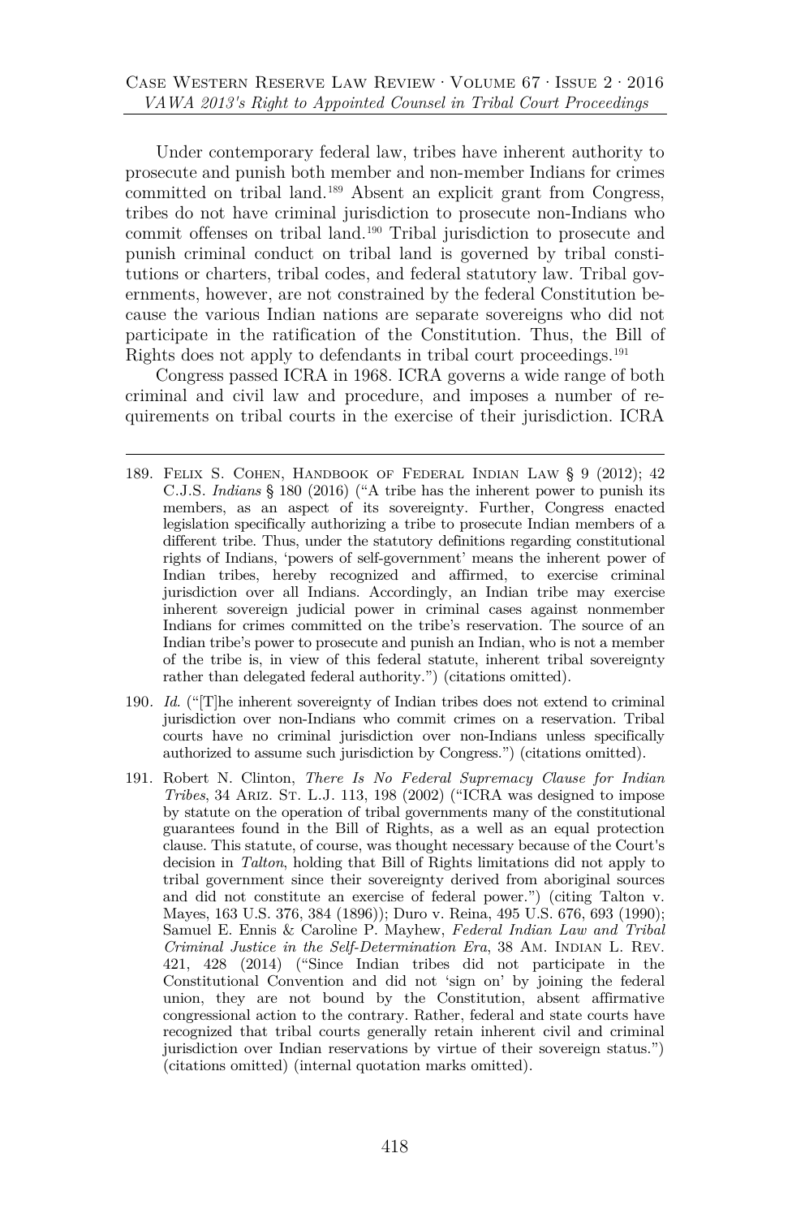Under contemporary federal law, tribes have inherent authority to prosecute and punish both member and non-member Indians for crimes committed on tribal land.[189] Absent an explicit grant from Congress, tribes do not have criminal jurisdiction to prosecute non-Indians who commit offenses on tribal land.[190] Tribal jurisdiction to prosecute and punish criminal conduct on tribal land is governed by tribal constitutions or charters, tribal codes, and federal statutory law. Tribal governments, however, are not constrained by the federal Constitution because the various Indian nations are separate sovereigns who did not participate in the ratification of the Constitution. Thus, the Bill of Rights does not apply to defendants in tribal court proceedings.[191]

Congress passed ICRA in 1968. ICRA governs a wide range of both criminal and civil law and procedure, and imposes a number of requirements on tribal courts in the exercise of their jurisdiction. ICRA

---

189. Felix S. Cohen, Handbook of Federal Indian Law § 9 (2012); 42 C.J.S. *Indians* § 180 (2016) ("A tribe has the inherent power to punish its members, as an aspect of its sovereignty. Further, Congress enacted legislation specifically authorizing a tribe to prosecute Indian members of a different tribe. Thus, under the statutory definitions regarding constitutional rights of Indians, 'powers of self-government' means the inherent power of Indian tribes, hereby recognized and affirmed, to exercise criminal jurisdiction over all Indians. Accordingly, an Indian tribe may exercise inherent sovereign judicial power in criminal cases against nonmember Indians for crimes committed on the tribe's reservation. The source of an Indian tribe's power to prosecute and punish an Indian, who is not a member of the tribe is, in view of this federal statute, inherent tribal sovereignty rather than delegated federal authority.") (citations omitted).

190. *Id.* ("[T]he inherent sovereignty of Indian tribes does not extend to criminal jurisdiction over non-Indians who commit crimes on a reservation. Tribal courts have no criminal jurisdiction over non-Indians unless specifically authorized to assume such jurisdiction by Congress.") (citations omitted).

191. Robert N. Clinton, *There Is No Federal Supremacy Clause for Indian Tribes*, 34 Ariz. St. L.J. 113, 198 (2002) ("ICRA was designed to impose by statute on the operation of tribal governments many of the constitutional guarantees found in the Bill of Rights, as a well as an equal protection clause. This statute, of course, was thought necessary because of the Court's decision in *Talton*, holding that Bill of Rights limitations did not apply to tribal government since their sovereignty derived from aboriginal sources and did not constitute an exercise of federal power.") (citing Talton v. Mayes, 163 U.S. 376, 384 (1896)); Duro v. Reina, 495 U.S. 676, 693 (1990); Samuel E. Ennis & Caroline P. Mayhew, *Federal Indian Law and Tribal Criminal Justice in the Self-Determination Era*, 38 Am. Indian L. Rev. 421, 428 (2014) ("Since Indian tribes did not participate in the Constitutional Convention and did not 'sign on' by joining the federal union, they are not bound by the Constitution, absent affirmative congressional action to the contrary. Rather, federal and state courts have recognized that tribal courts generally retain inherent civil and criminal jurisdiction over Indian reservations by virtue of their sovereign status.") (citations omitted) (internal quotation marks omitted).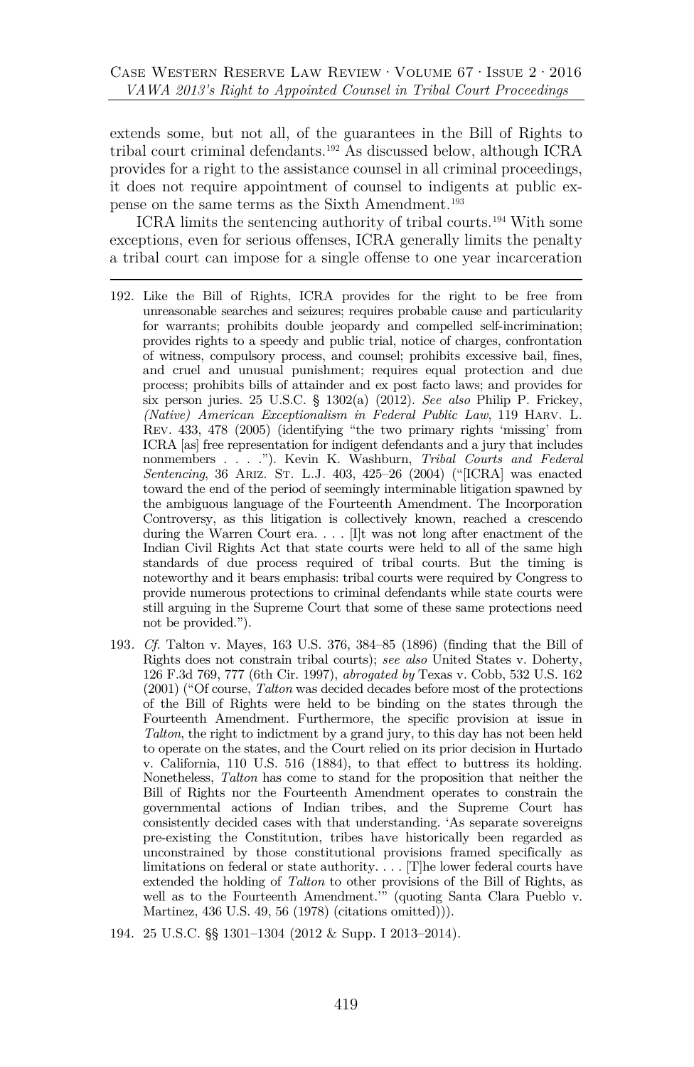extends some, but not all, of the guarantees in the Bill of Rights to tribal court criminal defendants.[192] As discussed below, although ICRA provides for a right to the assistance counsel in all criminal proceedings, it does not require appointment of counsel to indigents at public expense on the same terms as the Sixth Amendment.[193]

ICRA limits the sentencing authority of tribal courts.[194] With some exceptions, even for serious offenses, ICRA generally limits the penalty a tribal court can impose for a single offense to one year incarceration

---

192. Like the Bill of Rights, ICRA provides for the right to be free from unreasonable searches and seizures; requires probable cause and particularity for warrants; prohibits double jeopardy and compelled self-incrimination; provides rights to a speedy and public trial, notice of charges, confrontation of witness, compulsory process, and counsel; prohibits excessive bail, fines, and cruel and unusual punishment; requires equal protection and due process; prohibits bills of attainder and ex post facto laws; and provides for six person juries. 25 U.S.C. § 1302(a) (2012). *See also* Philip P. Frickey, *(Native) American Exceptionalism in Federal Public Law*, 119 HARV. L. REV. 433, 478 (2005) (identifying "the two primary rights 'missing' from ICRA [as] free representation for indigent defendants and a jury that includes nonmembers . . . ."). Kevin K. Washburn, *Tribal Courts and Federal Sentencing*, 36 ARIZ. ST. L.J. 403, 425–26 (2004) ("[ICRA] was enacted toward the end of the period of seemingly interminable litigation spawned by the ambiguous language of the Fourteenth Amendment. The Incorporation Controversy, as this litigation is collectively known, reached a crescendo during the Warren Court era. . . . [I]t was not long after enactment of the Indian Civil Rights Act that state courts were held to all of the same high standards of due process required of tribal courts. But the timing is noteworthy and it bears emphasis: tribal courts were required by Congress to provide numerous protections to criminal defendants while state courts were still arguing in the Supreme Court that some of these same protections need not be provided.").

193. *Cf.* Talton v. Mayes, 163 U.S. 376, 384–85 (1896) (finding that the Bill of Rights does not constrain tribal courts); *see also* United States v. Doherty, 126 F.3d 769, 777 (6th Cir. 1997), *abrogated by* Texas v. Cobb, 532 U.S. 162 (2001) ("Of course, *Talton* was decided decades before most of the protections of the Bill of Rights were held to be binding on the states through the Fourteenth Amendment. Furthermore, the specific provision at issue in *Talton*, the right to indictment by a grand jury, to this day has not been held to operate on the states, and the Court relied on its prior decision in Hurtado v. California, 110 U.S. 516 (1884), to that effect to buttress its holding. Nonetheless, *Talton* has come to stand for the proposition that neither the Bill of Rights nor the Fourteenth Amendment operates to constrain the governmental actions of Indian tribes, and the Supreme Court has consistently decided cases with that understanding. 'As separate sovereigns pre-existing the Constitution, tribes have historically been regarded as unconstrained by those constitutional provisions framed specifically as limitations on federal or state authority. . . . [T]he lower federal courts have extended the holding of *Talton* to other provisions of the Bill of Rights, as well as to the Fourteenth Amendment.'" (quoting Santa Clara Pueblo v. Martinez, 436 U.S. 49, 56 (1978) (citations omitted))).

194. 25 U.S.C. §§ 1301–1304 (2012 & Supp. I 2013–2014).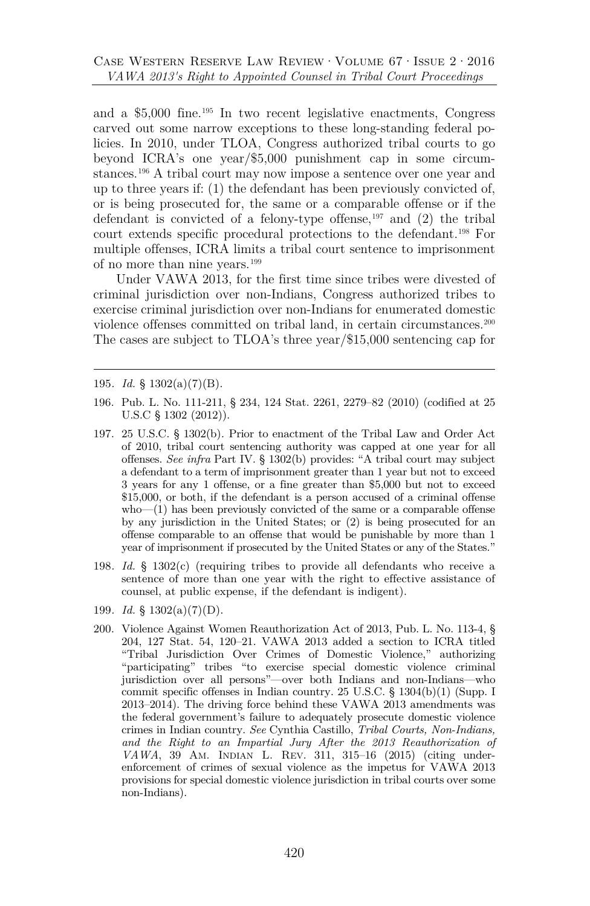and a $5,000 fine.[195] In two recent legislative enactments, Congress carved out some narrow exceptions to these long-standing federal policies. In 2010, under TLOA, Congress authorized tribal courts to go beyond ICRA's one year/$5,000 punishment cap in some circumstances.[196] A tribal court may now impose a sentence over one year and up to three years if: (1) the defendant has been previously convicted of, or is being prosecuted for, the same or a comparable offense or if the defendant is convicted of a felony-type offense,[197] and (2) the tribal court extends specific procedural protections to the defendant.[198] For multiple offenses, ICRA limits a tribal court sentence to imprisonment of no more than nine years.[199]

Under VAWA 2013, for the first time since tribes were divested of criminal jurisdiction over non-Indians, Congress authorized tribes to exercise criminal jurisdiction over non-Indians for enumerated domestic violence offenses committed on tribal land, in certain circumstances.[200] The cases are subject to TLOA's three year/$15,000 sentencing cap for

---

195. *Id.* § 1302(a)(7)(B).

196. Pub. L. No. 111-211, § 234, 124 Stat. 2261, 2279–82 (2010) (codified at 25 U.S.C § 1302 (2012)).

197. 25 U.S.C. § 1302(b). Prior to enactment of the Tribal Law and Order Act of 2010, tribal court sentencing authority was capped at one year for all offenses. *See infra* Part IV. § 1302(b) provides: "A tribal court may subject a defendant to a term of imprisonment greater than 1 year but not to exceed 3 years for any 1 offense, or a fine greater than $5,000 but not to exceed $15,000, or both, if the defendant is a person accused of a criminal offense who—(1) has been previously convicted of the same or a comparable offense by any jurisdiction in the United States; or (2) is being prosecuted for an offense comparable to an offense that would be punishable by more than 1 year of imprisonment if prosecuted by the United States or any of the States."

198. *Id.* § 1302(c) (requiring tribes to provide all defendants who receive a sentence of more than one year with the right to effective assistance of counsel, at public expense, if the defendant is indigent).

199. *Id.* § 1302(a)(7)(D).

200. Violence Against Women Reauthorization Act of 2013, Pub. L. No. 113-4, § 204, 127 Stat. 54, 120–21. VAWA 2013 added a section to ICRA titled "Tribal Jurisdiction Over Crimes of Domestic Violence," authorizing "participating" tribes "to exercise special domestic violence criminal jurisdiction over all persons"—over both Indians and non-Indians—who commit specific offenses in Indian country. 25 U.S.C. § 1304(b)(1) (Supp. I 2013–2014). The driving force behind these VAWA 2013 amendments was the federal government's failure to adequately prosecute domestic violence crimes in Indian country. *See* Cynthia Castillo, *Tribal Courts, Non-Indians, and the Right to an Impartial Jury After the 2013 Reauthorization of VAWA*, 39 Am. Indian L. Rev. 311, 315–16 (2015) (citing under-enforcement of crimes of sexual violence as the impetus for VAWA 2013 provisions for special domestic violence jurisdiction in tribal courts over some non-Indians).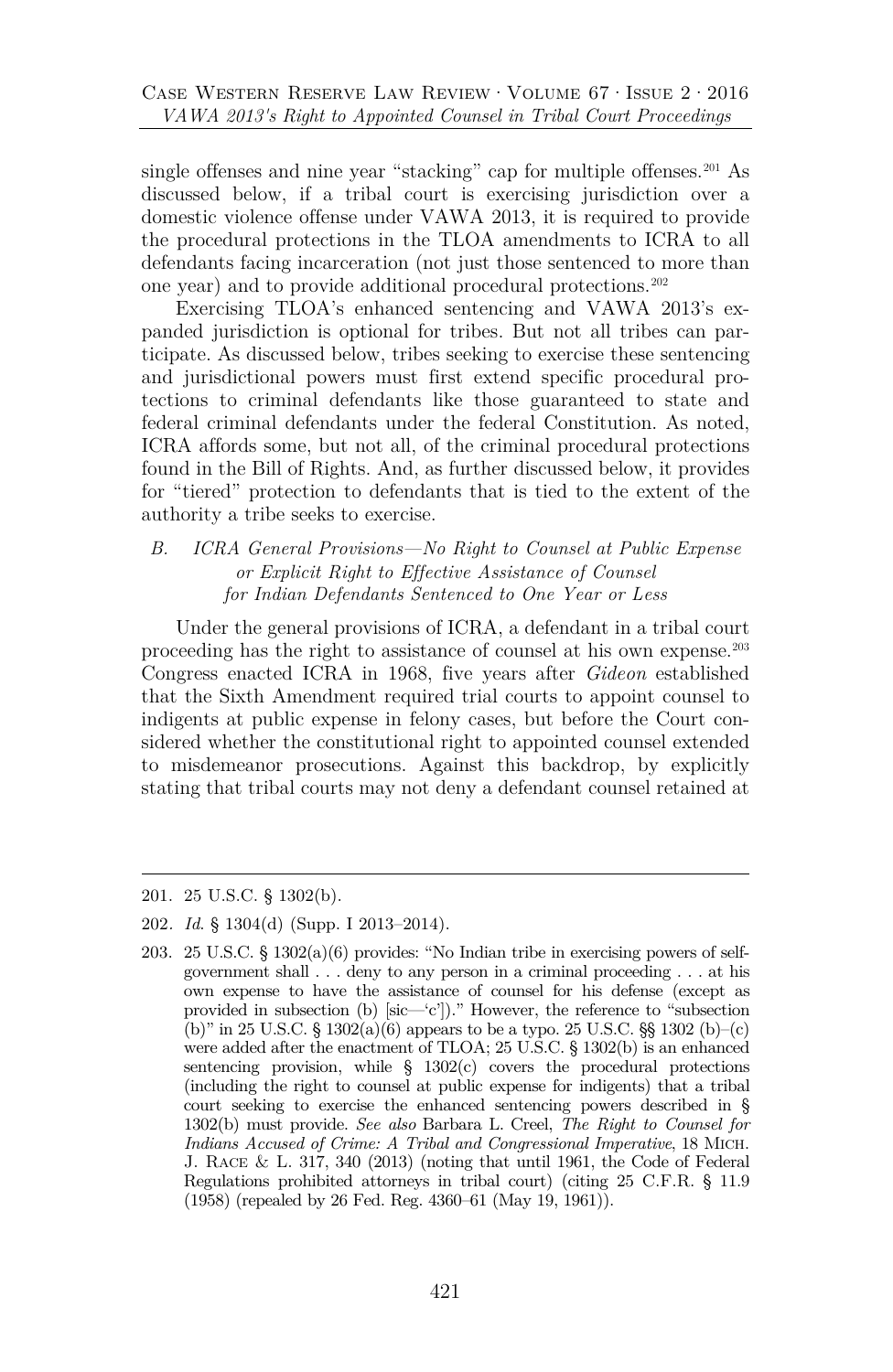single offenses and nine year "stacking" cap for multiple offenses.[201] As discussed below, if a tribal court is exercising jurisdiction over a domestic violence offense under VAWA 2013, it is required to provide the procedural protections in the TLOA amendments to ICRA to all defendants facing incarceration (not just those sentenced to more than one year) and to provide additional procedural protections.[202]

Exercising TLOA's enhanced sentencing and VAWA 2013's expanded jurisdiction is optional for tribes. But not all tribes can participate. As discussed below, tribes seeking to exercise these sentencing and jurisdictional powers must first extend specific procedural protections to criminal defendants like those guaranteed to state and federal criminal defendants under the federal Constitution. As noted, ICRA affords some, but not all, of the criminal procedural protections found in the Bill of Rights. And, as further discussed below, it provides for "tiered" protection to defendants that is tied to the extent of the authority a tribe seeks to exercise.

### *B. ICRA General Provisions—No Right to Counsel at Public Expense or Explicit Right to Effective Assistance of Counsel for Indian Defendants Sentenced to One Year or Less*

Under the general provisions of ICRA, a defendant in a tribal court proceeding has the right to assistance of counsel at his own expense.[203] Congress enacted ICRA in 1968, five years after *Gideon* established that the Sixth Amendment required trial courts to appoint counsel to indigents at public expense in felony cases, but before the Court considered whether the constitutional right to appointed counsel extended to misdemeanor prosecutions. Against this backdrop, by explicitly stating that tribal courts may not deny a defendant counsel retained at

---

201. 25 U.S.C. § 1302(b).

202. *Id.* § 1304(d) (Supp. I 2013–2014).

203. 25 U.S.C. § 1302(a)(6) provides: "No Indian tribe in exercising powers of self-government shall . . . deny to any person in a criminal proceeding . . . at his own expense to have the assistance of counsel for his defense (except as provided in subsection (b) [sic—'c'])." However, the reference to "subsection (b)" in 25 U.S.C. § 1302(a)(6) appears to be a typo. 25 U.S.C. §§ 1302 (b)–(c) were added after the enactment of TLOA; 25 U.S.C. § 1302(b) is an enhanced sentencing provision, while § 1302(c) covers the procedural protections (including the right to counsel at public expense for indigents) that a tribal court seeking to exercise the enhanced sentencing powers described in § 1302(b) must provide. *See also* Barbara L. Creel, *The Right to Counsel for Indians Accused of Crime: A Tribal and Congressional Imperative*, 18 MICH. J. RACE & L. 317, 340 (2013) (noting that until 1961, the Code of Federal Regulations prohibited attorneys in tribal court) (citing 25 C.F.R. § 11.9 (1958) (repealed by 26 Fed. Reg. 4360–61 (May 19, 1961)).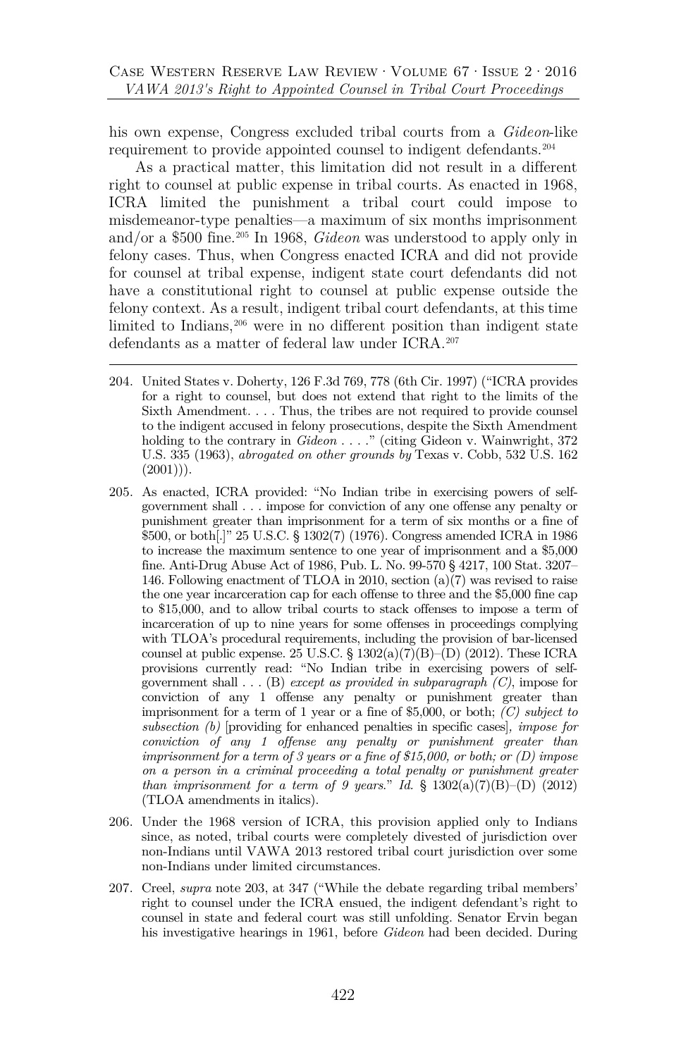his own expense, Congress excluded tribal courts from a *Gideon*-like requirement to provide appointed counsel to indigent defendants.[204]

As a practical matter, this limitation did not result in a different right to counsel at public expense in tribal courts. As enacted in 1968, ICRA limited the punishment a tribal court could impose to misdemeanor-type penalties—a maximum of six months imprisonment and/or a $500 fine.[205] In 1968, *Gideon* was understood to apply only in felony cases. Thus, when Congress enacted ICRA and did not provide for counsel at tribal expense, indigent state court defendants did not have a constitutional right to counsel at public expense outside the felony context. As a result, indigent tribal court defendants, at this time limited to Indians,[206] were in no different position than indigent state defendants as a matter of federal law under ICRA.[207]

---

204. United States v. Doherty, 126 F.3d 769, 778 (6th Cir. 1997) ("ICRA provides for a right to counsel, but does not extend that right to the limits of the Sixth Amendment. . . . Thus, the tribes are not required to provide counsel to the indigent accused in felony prosecutions, despite the Sixth Amendment holding to the contrary in *Gideon* . . . ." (citing Gideon v. Wainwright, 372 U.S. 335 (1963), *abrogated on other grounds by* Texas v. Cobb, 532 U.S. 162 (2001))).

205. As enacted, ICRA provided: "No Indian tribe in exercising powers of self-government shall . . . impose for conviction of any one offense any penalty or punishment greater than imprisonment for a term of six months or a fine of $500, or both[.]" 25 U.S.C. § 1302(7) (1976). Congress amended ICRA in 1986 to increase the maximum sentence to one year of imprisonment and a $5,000 fine. Anti-Drug Abuse Act of 1986, Pub. L. No. 99-570 § 4217, 100 Stat. 3207–146. Following enactment of TLOA in 2010, section (a)(7) was revised to raise the one year incarceration cap for each offense to three and the $5,000 fine cap to $15,000, and to allow tribal courts to stack offenses to impose a term of incarceration of up to nine years for some offenses in proceedings complying with TLOA's procedural requirements, including the provision of bar-licensed counsel at public expense. 25 U.S.C. § 1302(a)(7)(B)–(D) (2012). These ICRA provisions currently read: "No Indian tribe in exercising powers of self-government shall . . . (B) *except as provided in subparagraph (C)*, impose for conviction of any 1 offense any penalty or punishment greater than imprisonment for a term of 1 year or a fine of $5,000, or both; *(C) subject to subsection (b)* [providing for enhanced penalties in specific cases]*, impose for conviction of any 1 offense any penalty or punishment greater than imprisonment for a term of 3 years or a fine of $15,000, or both; or (D) impose on a person in a criminal proceeding a total penalty or punishment greater than imprisonment for a term of 9 years*." *Id.* § 1302(a)(7)(B)–(D) (2012) (TLOA amendments in italics).

206. Under the 1968 version of ICRA, this provision applied only to Indians since, as noted, tribal courts were completely divested of jurisdiction over non-Indians until VAWA 2013 restored tribal court jurisdiction over some non-Indians under limited circumstances.

207. Creel, *supra* note 203, at 347 ("While the debate regarding tribal members' right to counsel under the ICRA ensued, the indigent defendant's right to counsel in state and federal court was still unfolding. Senator Ervin began his investigative hearings in 1961, before *Gideon* had been decided. During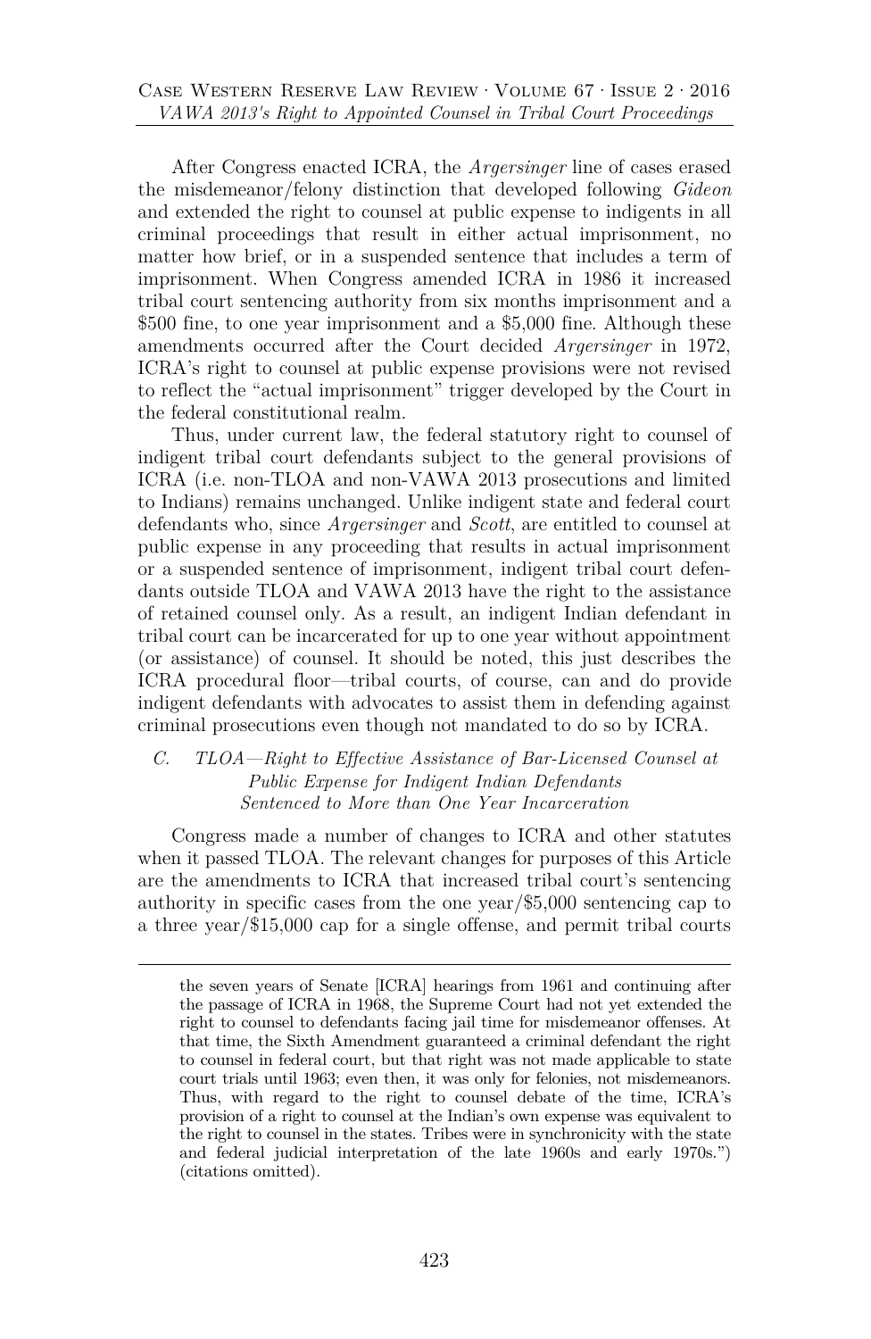After Congress enacted ICRA, the *Argersinger* line of cases erased the misdemeanor/felony distinction that developed following *Gideon* and extended the right to counsel at public expense to indigents in all criminal proceedings that result in either actual imprisonment, no matter how brief, or in a suspended sentence that includes a term of imprisonment. When Congress amended ICRA in 1986 it increased tribal court sentencing authority from six months imprisonment and a $500 fine, to one year imprisonment and a $5,000 fine. Although these amendments occurred after the Court decided *Argersinger* in 1972, ICRA's right to counsel at public expense provisions were not revised to reflect the "actual imprisonment" trigger developed by the Court in the federal constitutional realm.

Thus, under current law, the federal statutory right to counsel of indigent tribal court defendants subject to the general provisions of ICRA (i.e. non-TLOA and non-VAWA 2013 prosecutions and limited to Indians) remains unchanged. Unlike indigent state and federal court defendants who, since *Argersinger* and *Scott*, are entitled to counsel at public expense in any proceeding that results in actual imprisonment or a suspended sentence of imprisonment, indigent tribal court defendants outside TLOA and VAWA 2013 have the right to the assistance of retained counsel only. As a result, an indigent Indian defendant in tribal court can be incarcerated for up to one year without appointment (or assistance) of counsel. It should be noted, this just describes the ICRA procedural floor—tribal courts, of course, can and do provide indigent defendants with advocates to assist them in defending against criminal prosecutions even though not mandated to do so by ICRA.

### *C. TLOA—Right to Effective Assistance of Bar-Licensed Counsel at Public Expense for Indigent Indian Defendants Sentenced to More than One Year Incarceration*

Congress made a number of changes to ICRA and other statutes when it passed TLOA. The relevant changes for purposes of this Article are the amendments to ICRA that increased tribal court's sentencing authority in specific cases from the one year/$5,000 sentencing cap to a three year/$15,000 cap for a single offense, and permit tribal courts

---

the seven years of Senate [ICRA] hearings from 1961 and continuing after the passage of ICRA in 1968, the Supreme Court had not yet extended the right to counsel to defendants facing jail time for misdemeanor offenses. At that time, the Sixth Amendment guaranteed a criminal defendant the right to counsel in federal court, but that right was not made applicable to state court trials until 1963; even then, it was only for felonies, not misdemeanors. Thus, with regard to the right to counsel debate of the time, ICRA's provision of a right to counsel at the Indian's own expense was equivalent to the right to counsel in the states. Tribes were in synchronicity with the state and federal judicial interpretation of the late 1960s and early 1970s.") (citations omitted).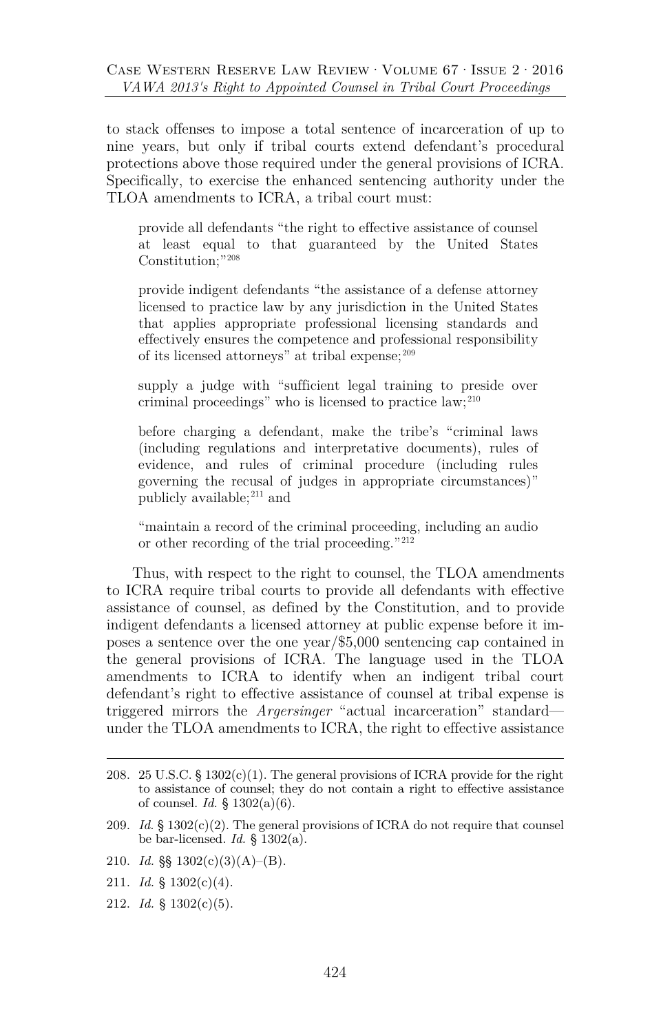to stack offenses to impose a total sentence of incarceration of up to nine years, but only if tribal courts extend defendant's procedural protections above those required under the general provisions of ICRA. Specifically, to exercise the enhanced sentencing authority under the TLOA amendments to ICRA, a tribal court must:

> provide all defendants "the right to effective assistance of counsel at least equal to that guaranteed by the United States Constitution;"[208]
>
> provide indigent defendants "the assistance of a defense attorney licensed to practice law by any jurisdiction in the United States that applies appropriate professional licensing standards and effectively ensures the competence and professional responsibility of its licensed attorneys" at tribal expense;[209]
>
> supply a judge with "sufficient legal training to preside over criminal proceedings" who is licensed to practice law;[210]
>
> before charging a defendant, make the tribe's "criminal laws (including regulations and interpretative documents), rules of evidence, and rules of criminal procedure (including rules governing the recusal of judges in appropriate circumstances)" publicly available;[211] and
>
> "maintain a record of the criminal proceeding, including an audio or other recording of the trial proceeding."[212]

Thus, with respect to the right to counsel, the TLOA amendments to ICRA require tribal courts to provide all defendants with effective assistance of counsel, as defined by the Constitution, and to provide indigent defendants a licensed attorney at public expense before it imposes a sentence over the one year/$5,000 sentencing cap contained in the general provisions of ICRA. The language used in the TLOA amendments to ICRA to identify when an indigent tribal court defendant's right to effective assistance of counsel at tribal expense is triggered mirrors the *Argersinger* "actual incarceration" standard—under the TLOA amendments to ICRA, the right to effective assistance

---

208. 25 U.S.C. § 1302(c)(1). The general provisions of ICRA provide for the right to assistance of counsel; they do not contain a right to effective assistance of counsel. *Id.* § 1302(a)(6).

209. *Id.* § 1302(c)(2). The general provisions of ICRA do not require that counsel be bar-licensed. *Id.* § 1302(a).

210. *Id.* §§ 1302(c)(3)(A)–(B).

211. *Id.* § 1302(c)(4).

212. *Id.* § 1302(c)(5).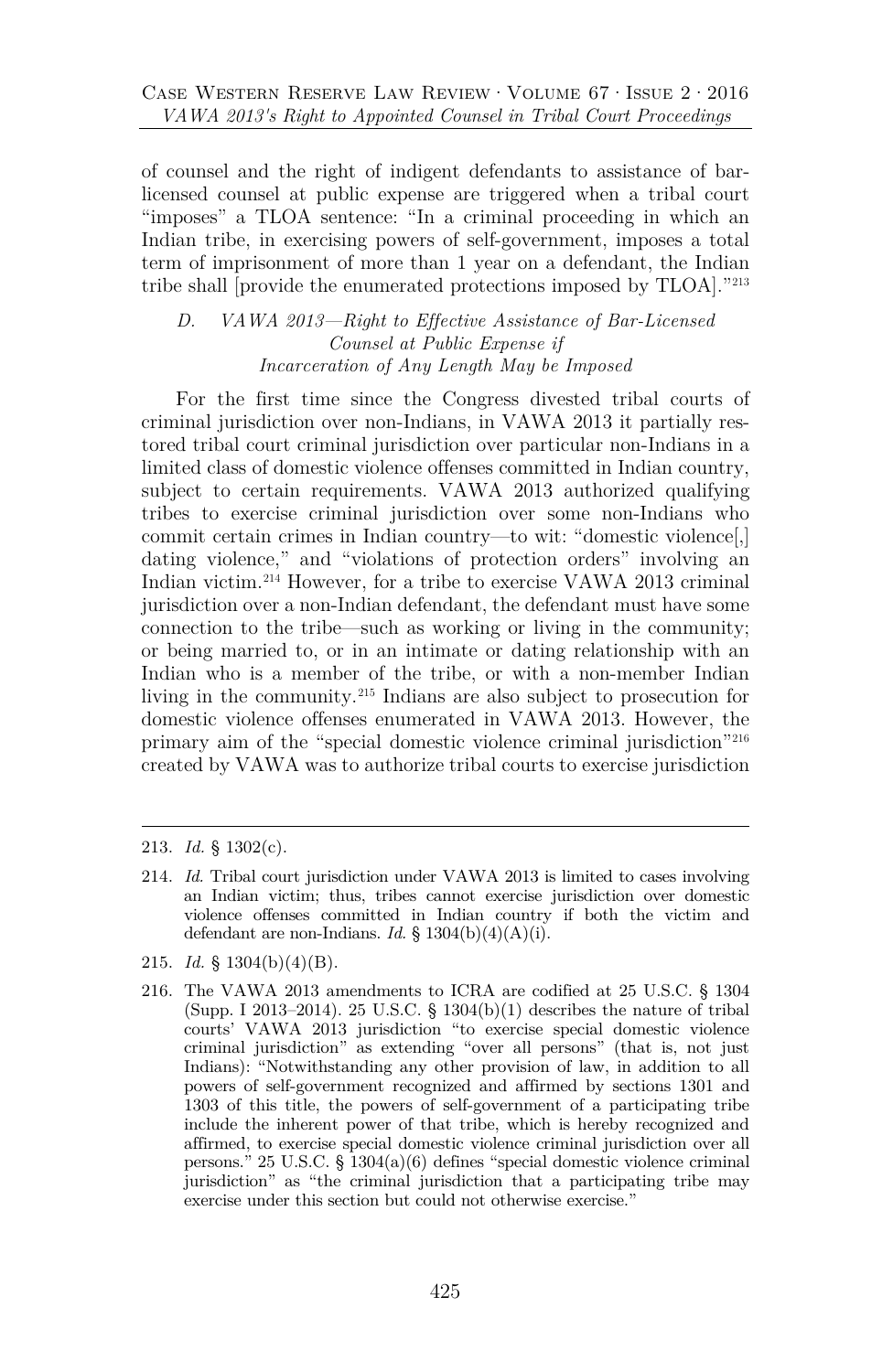of counsel and the right of indigent defendants to assistance of bar-licensed counsel at public expense are triggered when a tribal court "imposes" a TLOA sentence: "In a criminal proceeding in which an Indian tribe, in exercising powers of self-government, imposes a total term of imprisonment of more than 1 year on a defendant, the Indian tribe shall [provide the enumerated protections imposed by TLOA]."[213]

### *D. VAWA 2013—Right to Effective Assistance of Bar-Licensed Counsel at Public Expense if Incarceration of Any Length May be Imposed*

For the first time since the Congress divested tribal courts of criminal jurisdiction over non-Indians, in VAWA 2013 it partially restored tribal court criminal jurisdiction over particular non-Indians in a limited class of domestic violence offenses committed in Indian country, subject to certain requirements. VAWA 2013 authorized qualifying tribes to exercise criminal jurisdiction over some non-Indians who commit certain crimes in Indian country—to wit: "domestic violence[,] dating violence," and "violations of protection orders" involving an Indian victim.[214] However, for a tribe to exercise VAWA 2013 criminal jurisdiction over a non-Indian defendant, the defendant must have some connection to the tribe—such as working or living in the community; or being married to, or in an intimate or dating relationship with an Indian who is a member of the tribe, or with a non-member Indian living in the community.[215] Indians are also subject to prosecution for domestic violence offenses enumerated in VAWA 2013. However, the primary aim of the "special domestic violence criminal jurisdiction"[216] created by VAWA was to authorize tribal courts to exercise jurisdiction

---

213. *Id.* § 1302(c).

214. *Id.* Tribal court jurisdiction under VAWA 2013 is limited to cases involving an Indian victim; thus, tribes cannot exercise jurisdiction over domestic violence offenses committed in Indian country if both the victim and defendant are non-Indians. *Id.* § 1304(b)(4)(A)(i).

215. *Id.* § 1304(b)(4)(B).

216. The VAWA 2013 amendments to ICRA are codified at 25 U.S.C. § 1304 (Supp. I 2013–2014). 25 U.S.C. § 1304(b)(1) describes the nature of tribal courts' VAWA 2013 jurisdiction "to exercise special domestic violence criminal jurisdiction" as extending "over all persons" (that is, not just Indians): "Notwithstanding any other provision of law, in addition to all powers of self-government recognized and affirmed by sections 1301 and 1303 of this title, the powers of self-government of a participating tribe include the inherent power of that tribe, which is hereby recognized and affirmed, to exercise special domestic violence criminal jurisdiction over all persons." 25 U.S.C. § 1304(a)(6) defines "special domestic violence criminal jurisdiction" as "the criminal jurisdiction that a participating tribe may exercise under this section but could not otherwise exercise."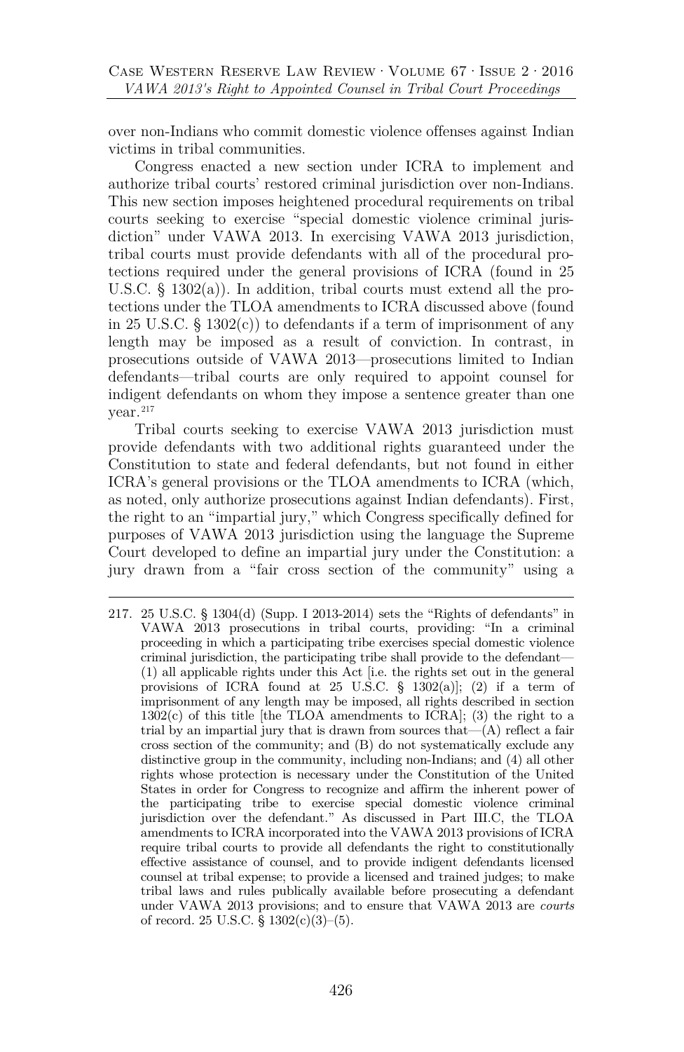over non-Indians who commit domestic violence offenses against Indian victims in tribal communities.

Congress enacted a new section under ICRA to implement and authorize tribal courts' restored criminal jurisdiction over non-Indians. This new section imposes heightened procedural requirements on tribal courts seeking to exercise "special domestic violence criminal jurisdiction" under VAWA 2013. In exercising VAWA 2013 jurisdiction, tribal courts must provide defendants with all of the procedural protections required under the general provisions of ICRA (found in 25 U.S.C. § 1302(a)). In addition, tribal courts must extend all the protections under the TLOA amendments to ICRA discussed above (found in 25 U.S.C. § 1302(c)) to defendants if a term of imprisonment of any length may be imposed as a result of conviction. In contrast, in prosecutions outside of VAWA 2013—prosecutions limited to Indian defendants—tribal courts are only required to appoint counsel for indigent defendants on whom they impose a sentence greater than one year.[217]

Tribal courts seeking to exercise VAWA 2013 jurisdiction must provide defendants with two additional rights guaranteed under the Constitution to state and federal defendants, but not found in either ICRA's general provisions or the TLOA amendments to ICRA (which, as noted, only authorize prosecutions against Indian defendants). First, the right to an "impartial jury," which Congress specifically defined for purposes of VAWA 2013 jurisdiction using the language the Supreme Court developed to define an impartial jury under the Constitution: a jury drawn from a "fair cross section of the community" using a

217. 25 U.S.C. § 1304(d) (Supp. I 2013-2014) sets the "Rights of defendants" in VAWA 2013 prosecutions in tribal courts, providing: "In a criminal proceeding in which a participating tribe exercises special domestic violence criminal jurisdiction, the participating tribe shall provide to the defendant—(1) all applicable rights under this Act [i.e. the rights set out in the general provisions of ICRA found at 25 U.S.C. § 1302(a)]; (2) if a term of imprisonment of any length may be imposed, all rights described in section 1302(c) of this title [the TLOA amendments to ICRA]; (3) the right to a trial by an impartial jury that is drawn from sources that—(A) reflect a fair cross section of the community; and (B) do not systematically exclude any distinctive group in the community, including non-Indians; and (4) all other rights whose protection is necessary under the Constitution of the United States in order for Congress to recognize and affirm the inherent power of the participating tribe to exercise special domestic violence criminal jurisdiction over the defendant." As discussed in Part III.C, the TLOA amendments to ICRA incorporated into the VAWA 2013 provisions of ICRA require tribal courts to provide all defendants the right to constitutionally effective assistance of counsel, and to provide indigent defendants licensed counsel at tribal expense; to provide a licensed and trained judges; to make tribal laws and rules publically available before prosecuting a defendant under VAWA 2013 provisions; and to ensure that VAWA 2013 are *courts* of record. 25 U.S.C. § 1302(c)(3)–(5).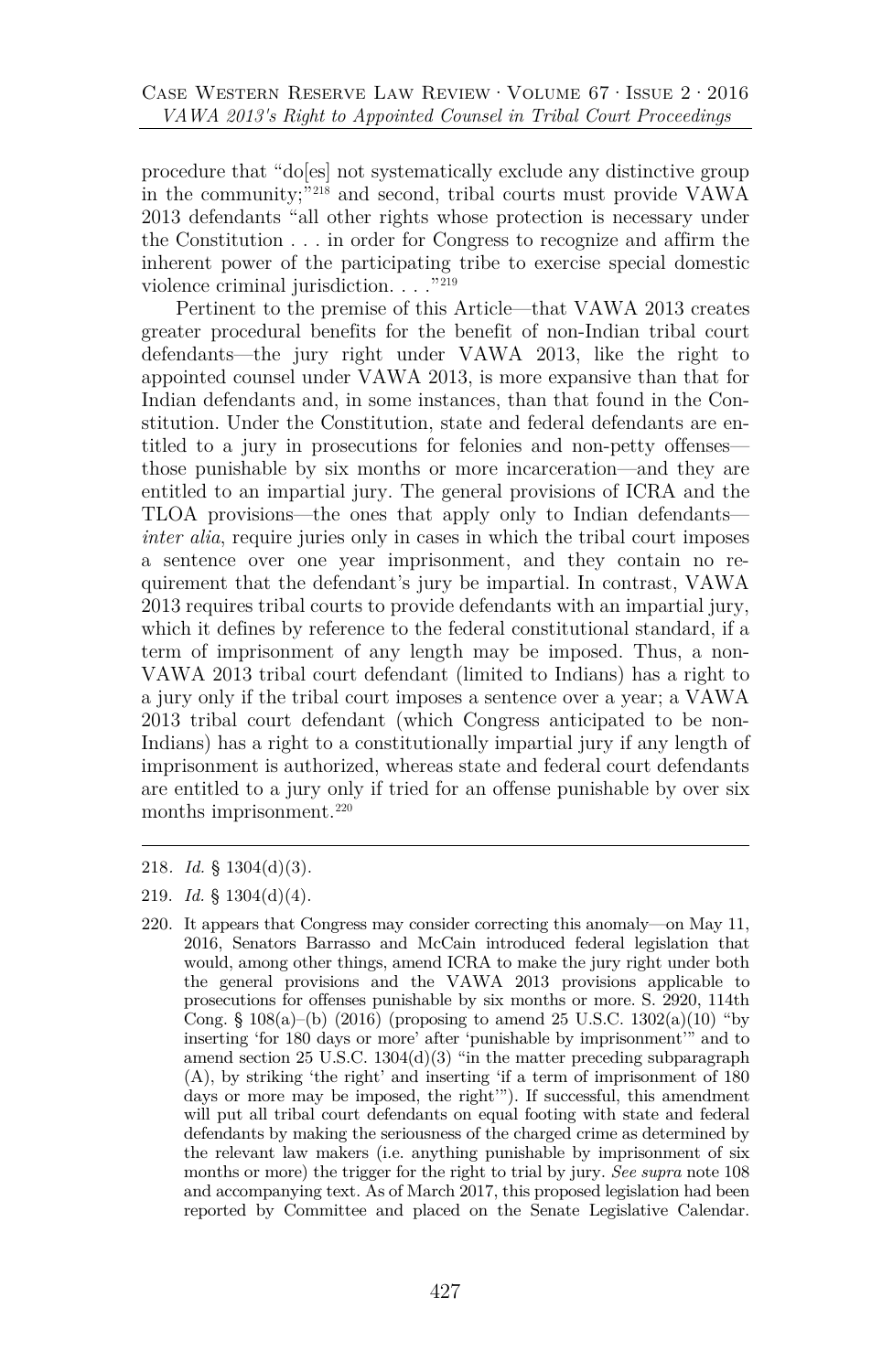procedure that "do[es] not systematically exclude any distinctive group in the community;"[218] and second, tribal courts must provide VAWA 2013 defendants "all other rights whose protection is necessary under the Constitution . . . in order for Congress to recognize and affirm the inherent power of the participating tribe to exercise special domestic violence criminal jurisdiction. . . ."[219]

Pertinent to the premise of this Article—that VAWA 2013 creates greater procedural benefits for the benefit of non-Indian tribal court defendants—the jury right under VAWA 2013, like the right to appointed counsel under VAWA 2013, is more expansive than that for Indian defendants and, in some instances, than that found in the Constitution. Under the Constitution, state and federal defendants are entitled to a jury in prosecutions for felonies and non-petty offenses—those punishable by six months or more incarceration—and they are entitled to an impartial jury. The general provisions of ICRA and the TLOA provisions—the ones that apply only to Indian defendants—*inter alia*, require juries only in cases in which the tribal court imposes a sentence over one year imprisonment, and they contain no requirement that the defendant's jury be impartial. In contrast, VAWA 2013 requires tribal courts to provide defendants with an impartial jury, which it defines by reference to the federal constitutional standard, if a term of imprisonment of any length may be imposed. Thus, a non-VAWA 2013 tribal court defendant (limited to Indians) has a right to a jury only if the tribal court imposes a sentence over a year; a VAWA 2013 tribal court defendant (which Congress anticipated to be non-Indians) has a right to a constitutionally impartial jury if any length of imprisonment is authorized, whereas state and federal court defendants are entitled to a jury only if tried for an offense punishable by over six months imprisonment.[220]

---

218. *Id.* § 1304(d)(3).

219. *Id.* § 1304(d)(4).

220. It appears that Congress may consider correcting this anomaly—on May 11, 2016, Senators Barrasso and McCain introduced federal legislation that would, among other things, amend ICRA to make the jury right under both the general provisions and the VAWA 2013 provisions applicable to prosecutions for offenses punishable by six months or more. S. 2920, 114th Cong. § 108(a)–(b) (2016) (proposing to amend 25 U.S.C. 1302(a)(10) "by inserting 'for 180 days or more' after 'punishable by imprisonment'" and to amend section 25 U.S.C. 1304(d)(3) "in the matter preceding subparagraph (A), by striking 'the right' and inserting 'if a term of imprisonment of 180 days or more may be imposed, the right'"). If successful, this amendment will put all tribal court defendants on equal footing with state and federal defendants by making the seriousness of the charged crime as determined by the relevant law makers (i.e. anything punishable by imprisonment of six months or more) the trigger for the right to trial by jury. *See supra* note 108 and accompanying text. As of March 2017, this proposed legislation had been reported by Committee and placed on the Senate Legislative Calendar.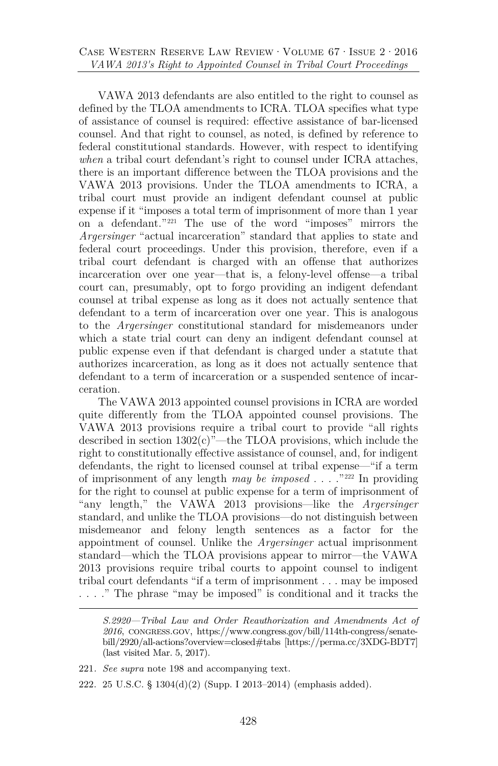VAWA 2013 defendants are also entitled to the right to counsel as defined by the TLOA amendments to ICRA. TLOA specifies what type of assistance of counsel is required: effective assistance of bar-licensed counsel. And that right to counsel, as noted, is defined by reference to federal constitutional standards. However, with respect to identifying *when* a tribal court defendant's right to counsel under ICRA attaches, there is an important difference between the TLOA provisions and the VAWA 2013 provisions. Under the TLOA amendments to ICRA, a tribal court must provide an indigent defendant counsel at public expense if it "imposes a total term of imprisonment of more than 1 year on a defendant."[221] The use of the word "imposes" mirrors the *Argersinger* "actual incarceration" standard that applies to state and federal court proceedings. Under this provision, therefore, even if a tribal court defendant is charged with an offense that authorizes incarceration over one year—that is, a felony-level offense—a tribal court can, presumably, opt to forgo providing an indigent defendant counsel at tribal expense as long as it does not actually sentence that defendant to a term of incarceration over one year. This is analogous to the *Argersinger* constitutional standard for misdemeanors under which a state trial court can deny an indigent defendant counsel at public expense even if that defendant is charged under a statute that authorizes incarceration, as long as it does not actually sentence that defendant to a term of incarceration or a suspended sentence of incarceration.

The VAWA 2013 appointed counsel provisions in ICRA are worded quite differently from the TLOA appointed counsel provisions. The VAWA 2013 provisions require a tribal court to provide "all rights described in section 1302(c)"—the TLOA provisions, which include the right to constitutionally effective assistance of counsel, and, for indigent defendants, the right to licensed counsel at tribal expense—"if a term of imprisonment of any length *may be imposed* . . . ."[222] In providing for the right to counsel at public expense for a term of imprisonment of "any length," the VAWA 2013 provisions—like the *Argersinger* standard, and unlike the TLOA provisions—do not distinguish between misdemeanor and felony length sentences as a factor for the appointment of counsel. Unlike the *Argersinger* actual imprisonment standard—which the TLOA provisions appear to mirror—the VAWA 2013 provisions require tribal courts to appoint counsel to indigent tribal court defendants "if a term of imprisonment . . . may be imposed . . . ." The phrase "may be imposed" is conditional and it tracks the

---

*S.2920—Tribal Law and Order Reauthorization and Amendments Act of 2016*, CONGRESS.GOV, https://www.congress.gov/bill/114th-congress/senate-bill/2920/all-actions?overview=closed#tabs [https://perma.cc/3XDG-BDT7] (last visited Mar. 5, 2017).

221. *See supra* note 198 and accompanying text.

222. 25 U.S.C. § 1304(d)(2) (Supp. I 2013–2014) (emphasis added).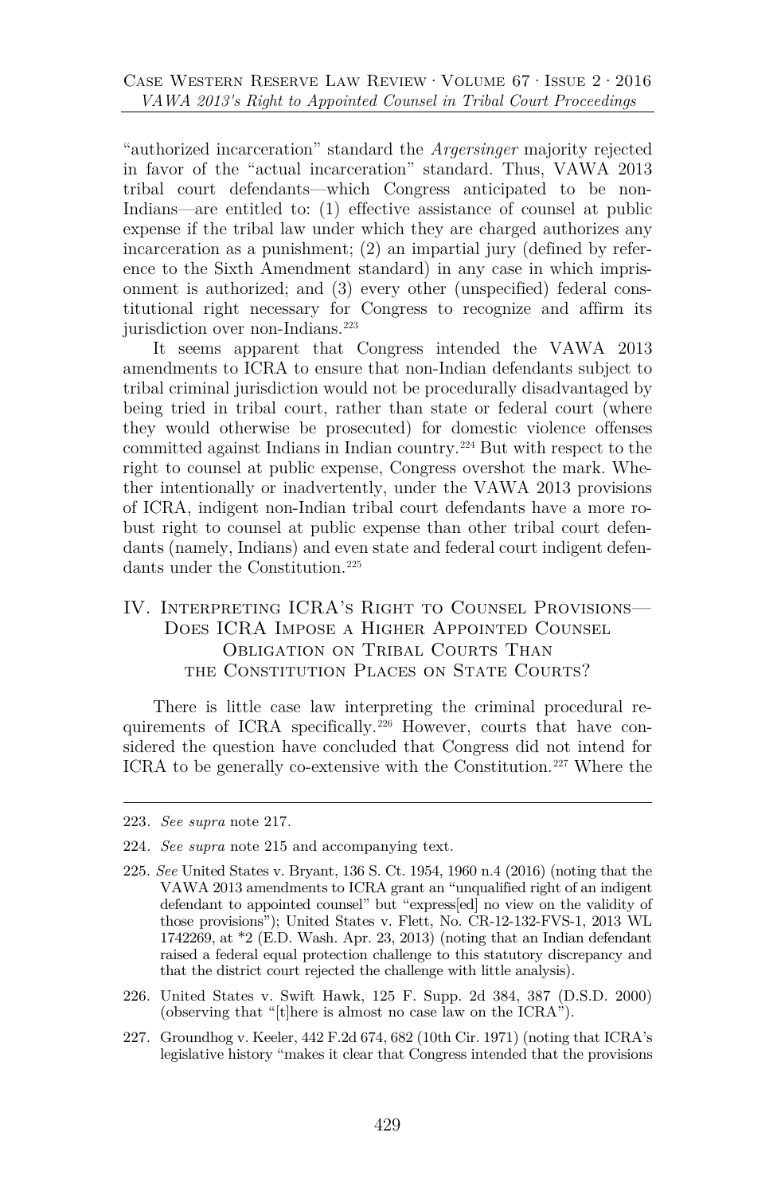"authorized incarceration" standard the *Argersinger* majority rejected in favor of the "actual incarceration" standard. Thus, VAWA 2013 tribal court defendants—which Congress anticipated to be non-Indians—are entitled to: (1) effective assistance of counsel at public expense if the tribal law under which they are charged authorizes any incarceration as a punishment; (2) an impartial jury (defined by reference to the Sixth Amendment standard) in any case in which imprisonment is authorized; and (3) every other (unspecified) federal constitutional right necessary for Congress to recognize and affirm its jurisdiction over non-Indians.[223]

It seems apparent that Congress intended the VAWA 2013 amendments to ICRA to ensure that non-Indian defendants subject to tribal criminal jurisdiction would not be procedurally disadvantaged by being tried in tribal court, rather than state or federal court (where they would otherwise be prosecuted) for domestic violence offenses committed against Indians in Indian country.[224] But with respect to the right to counsel at public expense, Congress overshot the mark. Whether intentionally or inadvertently, under the VAWA 2013 provisions of ICRA, indigent non-Indian tribal court defendants have a more robust right to counsel at public expense than other tribal court defendants (namely, Indians) and even state and federal court indigent defendants under the Constitution.[225]

## IV. Interpreting ICRA's Right to Counsel Provisions—Does ICRA Impose a Higher Appointed Counsel Obligation on Tribal Courts Than the Constitution Places on State Courts?

There is little case law interpreting the criminal procedural requirements of ICRA specifically.[226] However, courts that have considered the question have concluded that Congress did not intend for ICRA to be generally co-extensive with the Constitution.[227] Where the

---

223. *See supra* note 217.

224. *See supra* note 215 and accompanying text.

225. *See* United States v. Bryant, 136 S. Ct. 1954, 1960 n.4 (2016) (noting that the VAWA 2013 amendments to ICRA grant an "unqualified right of an indigent defendant to appointed counsel" but "express[ed] no view on the validity of those provisions"); United States v. Flett, No. CR-12-132-FVS-1, 2013 WL 1742269, at *2 (E.D. Wash. Apr. 23, 2013) (noting that an Indian defendant raised a federal equal protection challenge to this statutory discrepancy and that the district court rejected the challenge with little analysis).

226. United States v. Swift Hawk, 125 F. Supp. 2d 384, 387 (D.S.D. 2000) (observing that "[t]here is almost no case law on the ICRA").

227. Groundhog v. Keeler, 442 F.2d 674, 682 (10th Cir. 1971) (noting that ICRA's legislative history "makes it clear that Congress intended that the provisions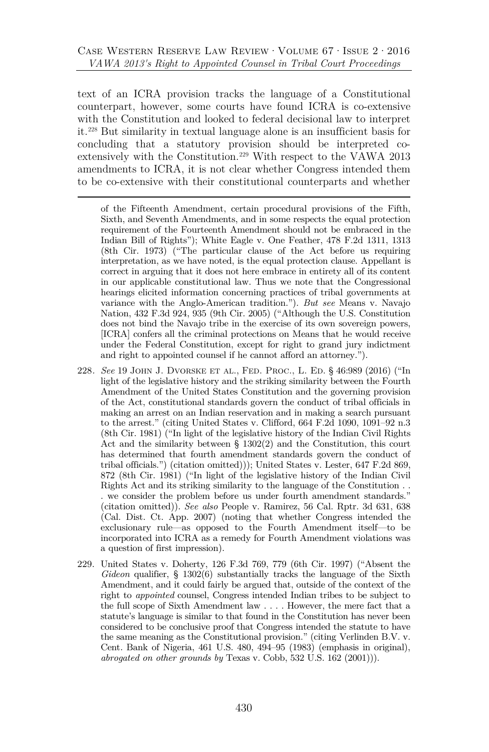text of an ICRA provision tracks the language of a Constitutional counterpart, however, some courts have found ICRA is co-extensive with the Constitution and looked to federal decisional law to interpret it.[228] But similarity in textual language alone is an insufficient basis for concluding that a statutory provision should be interpreted co-extensively with the Constitution.[229] With respect to the VAWA 2013 amendments to ICRA, it is not clear whether Congress intended them to be co-extensive with their constitutional counterparts and whether

---

of the Fifteenth Amendment, certain procedural provisions of the Fifth, Sixth, and Seventh Amendments, and in some respects the equal protection requirement of the Fourteenth Amendment should not be embraced in the Indian Bill of Rights"); White Eagle v. One Feather, 478 F.2d 1311, 1313 (8th Cir. 1973) ("The particular clause of the Act before us requiring interpretation, as we have noted, is the equal protection clause. Appellant is correct in arguing that it does not here embrace in entirety all of its content in our applicable constitutional law. Thus we note that the Congressional hearings elicited information concerning practices of tribal governments at variance with the Anglo-American tradition."). *But see* Means v. Navajo Nation, 432 F.3d 924, 935 (9th Cir. 2005) ("Although the U.S. Constitution does not bind the Navajo tribe in the exercise of its own sovereign powers, [ICRA] confers all the criminal protections on Means that he would receive under the Federal Constitution, except for right to grand jury indictment and right to appointed counsel if he cannot afford an attorney.").

228. *See* 19 John J. Dvorske et al., Fed. Proc., L. Ed. § 46:989 (2016) ("In light of the legislative history and the striking similarity between the Fourth Amendment of the United States Constitution and the governing provision of the Act, constitutional standards govern the conduct of tribal officials in making an arrest on an Indian reservation and in making a search pursuant to the arrest." (citing United States v. Clifford, 664 F.2d 1090, 1091–92 n.3 (8th Cir. 1981) ("In light of the legislative history of the Indian Civil Rights Act and the similarity between § 1302(2) and the Constitution, this court has determined that fourth amendment standards govern the conduct of tribal officials.") (citation omitted))); United States v. Lester, 647 F.2d 869, 872 (8th Cir. 1981) ("In light of the legislative history of the Indian Civil Rights Act and its striking similarity to the language of the Constitution . . . we consider the problem before us under fourth amendment standards." (citation omitted)). *See also* People v. Ramirez, 56 Cal. Rptr. 3d 631, 638 (Cal. Dist. Ct. App. 2007) (noting that whether Congress intended the exclusionary rule—as opposed to the Fourth Amendment itself—to be incorporated into ICRA as a remedy for Fourth Amendment violations was a question of first impression).

229. United States v. Doherty, 126 F.3d 769, 779 (6th Cir. 1997) ("Absent the *Gideon* qualifier, § 1302(6) substantially tracks the language of the Sixth Amendment, and it could fairly be argued that, outside of the context of the right to *appointed* counsel, Congress intended Indian tribes to be subject to the full scope of Sixth Amendment law . . . . However, the mere fact that a statute's language is similar to that found in the Constitution has never been considered to be conclusive proof that Congress intended the statute to have the same meaning as the Constitutional provision." (citing Verlinden B.V. v. Cent. Bank of Nigeria, 461 U.S. 480, 494–95 (1983) (emphasis in original), *abrogated on other grounds by* Texas v. Cobb, 532 U.S. 162 (2001))).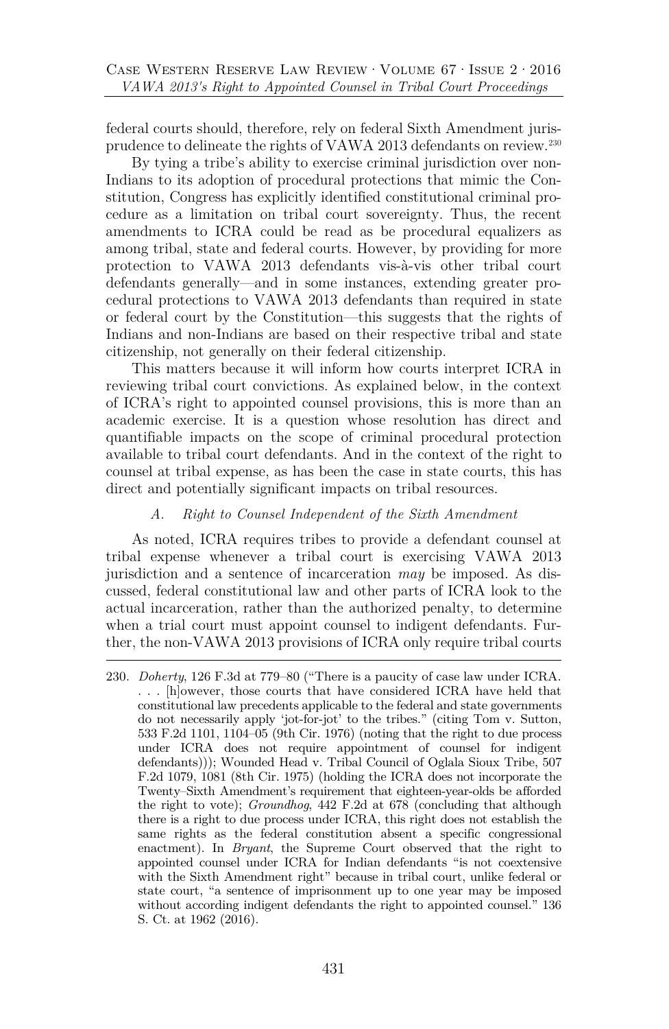federal courts should, therefore, rely on federal Sixth Amendment jurisprudence to delineate the rights of VAWA 2013 defendants on review.[230]

By tying a tribe's ability to exercise criminal jurisdiction over non-Indians to its adoption of procedural protections that mimic the Constitution, Congress has explicitly identified constitutional criminal procedure as a limitation on tribal court sovereignty. Thus, the recent amendments to ICRA could be read as be procedural equalizers as among tribal, state and federal courts. However, by providing for more protection to VAWA 2013 defendants vis-à-vis other tribal court defendants generally—and in some instances, extending greater procedural protections to VAWA 2013 defendants than required in state or federal court by the Constitution—this suggests that the rights of Indians and non-Indians are based on their respective tribal and state citizenship, not generally on their federal citizenship.

This matters because it will inform how courts interpret ICRA in reviewing tribal court convictions. As explained below, in the context of ICRA's right to appointed counsel provisions, this is more than an academic exercise. It is a question whose resolution has direct and quantifiable impacts on the scope of criminal procedural protection available to tribal court defendants. And in the context of the right to counsel at tribal expense, as has been the case in state courts, this has direct and potentially significant impacts on tribal resources.

### *A. Right to Counsel Independent of the Sixth Amendment*

As noted, ICRA requires tribes to provide a defendant counsel at tribal expense whenever a tribal court is exercising VAWA 2013 jurisdiction and a sentence of incarceration *may* be imposed. As discussed, federal constitutional law and other parts of ICRA look to the actual incarceration, rather than the authorized penalty, to determine when a trial court must appoint counsel to indigent defendants. Further, the non-VAWA 2013 provisions of ICRA only require tribal courts

---

230. *Doherty*, 126 F.3d at 779–80 ("There is a paucity of case law under ICRA. . . . [h]owever, those courts that have considered ICRA have held that constitutional law precedents applicable to the federal and state governments do not necessarily apply 'jot-for-jot' to the tribes." (citing Tom v. Sutton, 533 F.2d 1101, 1104–05 (9th Cir. 1976) (noting that the right to due process under ICRA does not require appointment of counsel for indigent defendants))); Wounded Head v. Tribal Council of Oglala Sioux Tribe, 507 F.2d 1079, 1081 (8th Cir. 1975) (holding the ICRA does not incorporate the Twenty–Sixth Amendment's requirement that eighteen-year-olds be afforded the right to vote); *Groundhog*, 442 F.2d at 678 (concluding that although there is a right to due process under ICRA, this right does not establish the same rights as the federal constitution absent a specific congressional enactment). In *Bryant*, the Supreme Court observed that the right to appointed counsel under ICRA for Indian defendants "is not coextensive with the Sixth Amendment right" because in tribal court, unlike federal or state court, "a sentence of imprisonment up to one year may be imposed without according indigent defendants the right to appointed counsel." 136 S. Ct. at 1962 (2016).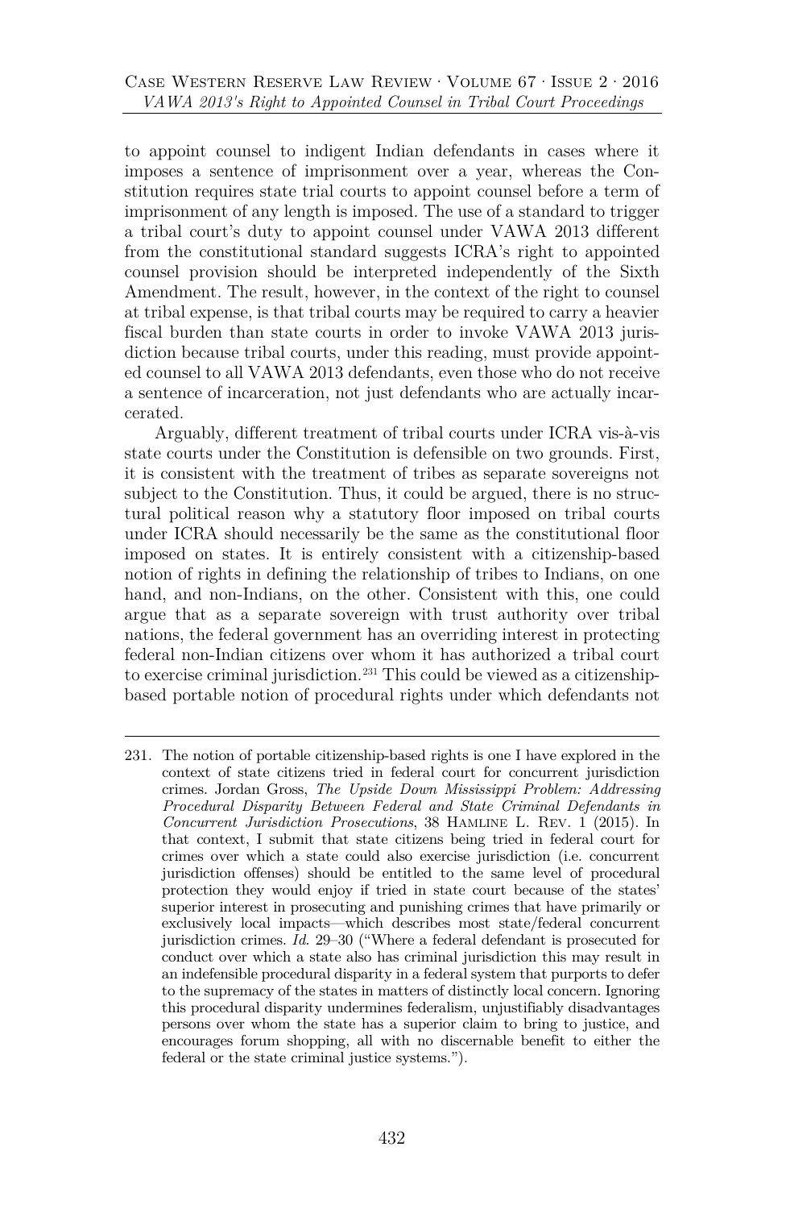to appoint counsel to indigent Indian defendants in cases where it imposes a sentence of imprisonment over a year, whereas the Constitution requires state trial courts to appoint counsel before a term of imprisonment of any length is imposed. The use of a standard to trigger a tribal court's duty to appoint counsel under VAWA 2013 different from the constitutional standard suggests ICRA's right to appointed counsel provision should be interpreted independently of the Sixth Amendment. The result, however, in the context of the right to counsel at tribal expense, is that tribal courts may be required to carry a heavier fiscal burden than state courts in order to invoke VAWA 2013 jurisdiction because tribal courts, under this reading, must provide appointed counsel to all VAWA 2013 defendants, even those who do not receive a sentence of incarceration, not just defendants who are actually incarcerated.

Arguably, different treatment of tribal courts under ICRA vis-à-vis state courts under the Constitution is defensible on two grounds. First, it is consistent with the treatment of tribes as separate sovereigns not subject to the Constitution. Thus, it could be argued, there is no structural political reason why a statutory floor imposed on tribal courts under ICRA should necessarily be the same as the constitutional floor imposed on states. It is entirely consistent with a citizenship-based notion of rights in defining the relationship of tribes to Indians, on one hand, and non-Indians, on the other. Consistent with this, one could argue that as a separate sovereign with trust authority over tribal nations, the federal government has an overriding interest in protecting federal non-Indian citizens over whom it has authorized a tribal court to exercise criminal jurisdiction.[231] This could be viewed as a citizenship-based portable notion of procedural rights under which defendants not

---

231. The notion of portable citizenship-based rights is one I have explored in the context of state citizens tried in federal court for concurrent jurisdiction crimes. Jordan Gross, *The Upside Down Mississippi Problem: Addressing Procedural Disparity Between Federal and State Criminal Defendants in Concurrent Jurisdiction Prosecutions*, 38 HAMLINE L. REV. 1 (2015). In that context, I submit that state citizens being tried in federal court for crimes over which a state could also exercise jurisdiction (i.e. concurrent jurisdiction offenses) should be entitled to the same level of procedural protection they would enjoy if tried in state court because of the states' superior interest in prosecuting and punishing crimes that have primarily or exclusively local impacts—which describes most state/federal concurrent jurisdiction crimes. *Id.* 29–30 ("Where a federal defendant is prosecuted for conduct over which a state also has criminal jurisdiction this may result in an indefensible procedural disparity in a federal system that purports to defer to the supremacy of the states in matters of distinctly local concern. Ignoring this procedural disparity undermines federalism, unjustifiably disadvantages persons over whom the state has a superior claim to bring to justice, and encourages forum shopping, all with no discernable benefit to either the federal or the state criminal justice systems.").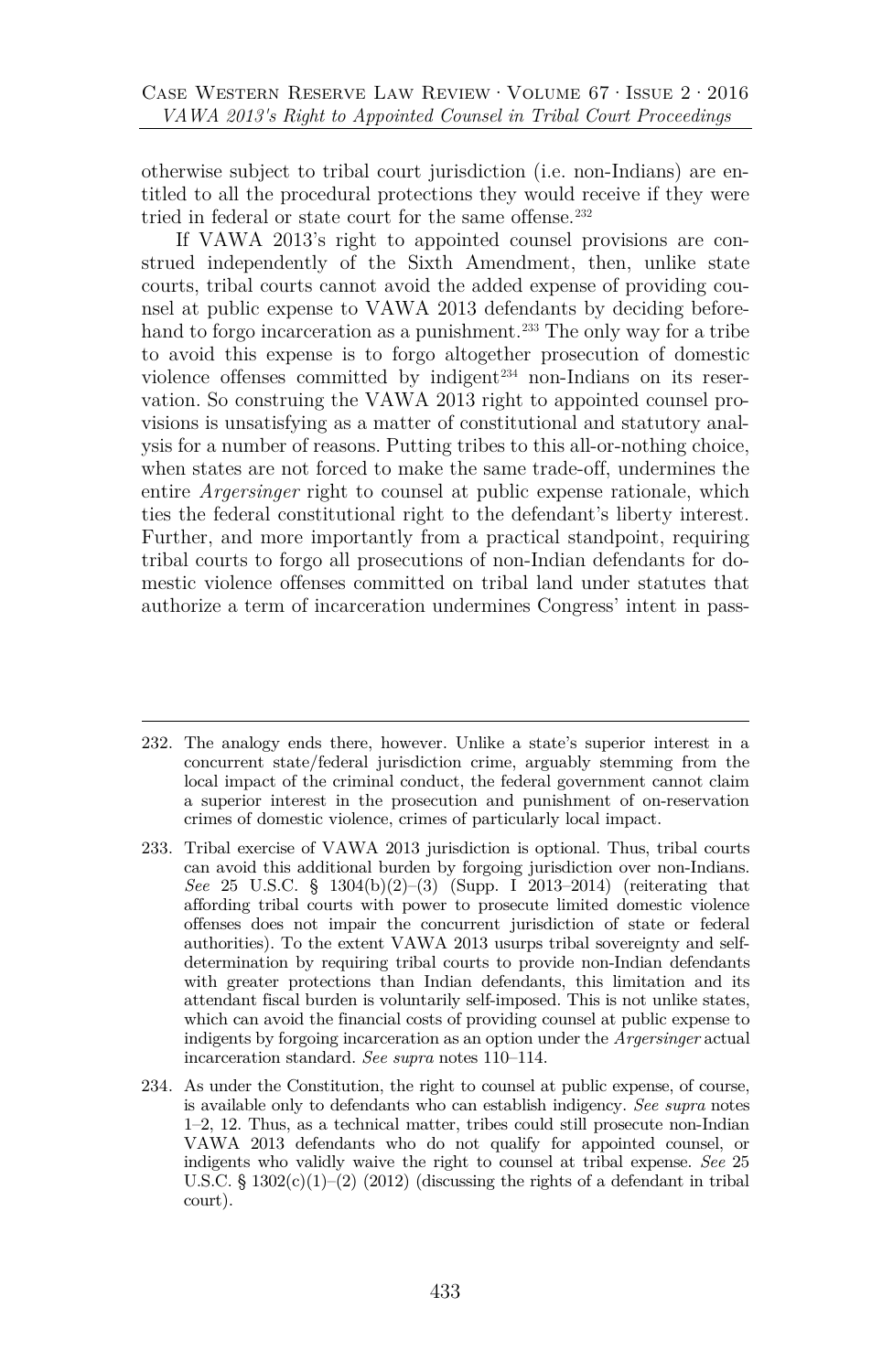otherwise subject to tribal court jurisdiction (i.e. non-Indians) are entitled to all the procedural protections they would receive if they were tried in federal or state court for the same offense.[232]

If VAWA 2013's right to appointed counsel provisions are construed independently of the Sixth Amendment, then, unlike state courts, tribal courts cannot avoid the added expense of providing counsel at public expense to VAWA 2013 defendants by deciding beforehand to forgo incarceration as a punishment.[233] The only way for a tribe to avoid this expense is to forgo altogether prosecution of domestic violence offenses committed by indigent[234] non-Indians on its reservation. So construing the VAWA 2013 right to appointed counsel provisions is unsatisfying as a matter of constitutional and statutory analysis for a number of reasons. Putting tribes to this all-or-nothing choice, when states are not forced to make the same trade-off, undermines the entire *Argersinger* right to counsel at public expense rationale, which ties the federal constitutional right to the defendant's liberty interest. Further, and more importantly from a practical standpoint, requiring tribal courts to forgo all prosecutions of non-Indian defendants for domestic violence offenses committed on tribal land under statutes that authorize a term of incarceration undermines Congress' intent in pass-

---

232. The analogy ends there, however. Unlike a state's superior interest in a concurrent state/federal jurisdiction crime, arguably stemming from the local impact of the criminal conduct, the federal government cannot claim a superior interest in the prosecution and punishment of on-reservation crimes of domestic violence, crimes of particularly local impact.

233. Tribal exercise of VAWA 2013 jurisdiction is optional. Thus, tribal courts can avoid this additional burden by forgoing jurisdiction over non-Indians. *See* 25 U.S.C. § 1304(b)(2)–(3) (Supp. I 2013–2014) (reiterating that affording tribal courts with power to prosecute limited domestic violence offenses does not impair the concurrent jurisdiction of state or federal authorities). To the extent VAWA 2013 usurps tribal sovereignty and self-determination by requiring tribal courts to provide non-Indian defendants with greater protections than Indian defendants, this limitation and its attendant fiscal burden is voluntarily self-imposed. This is not unlike states, which can avoid the financial costs of providing counsel at public expense to indigents by forgoing incarceration as an option under the *Argersinger* actual incarceration standard. *See supra* notes 110–114.

234. As under the Constitution, the right to counsel at public expense, of course, is available only to defendants who can establish indigency. *See supra* notes 1–2, 12. Thus, as a technical matter, tribes could still prosecute non-Indian VAWA 2013 defendants who do not qualify for appointed counsel, or indigents who validly waive the right to counsel at tribal expense. *See* 25 U.S.C. § 1302(c)(1)–(2) (2012) (discussing the rights of a defendant in tribal court).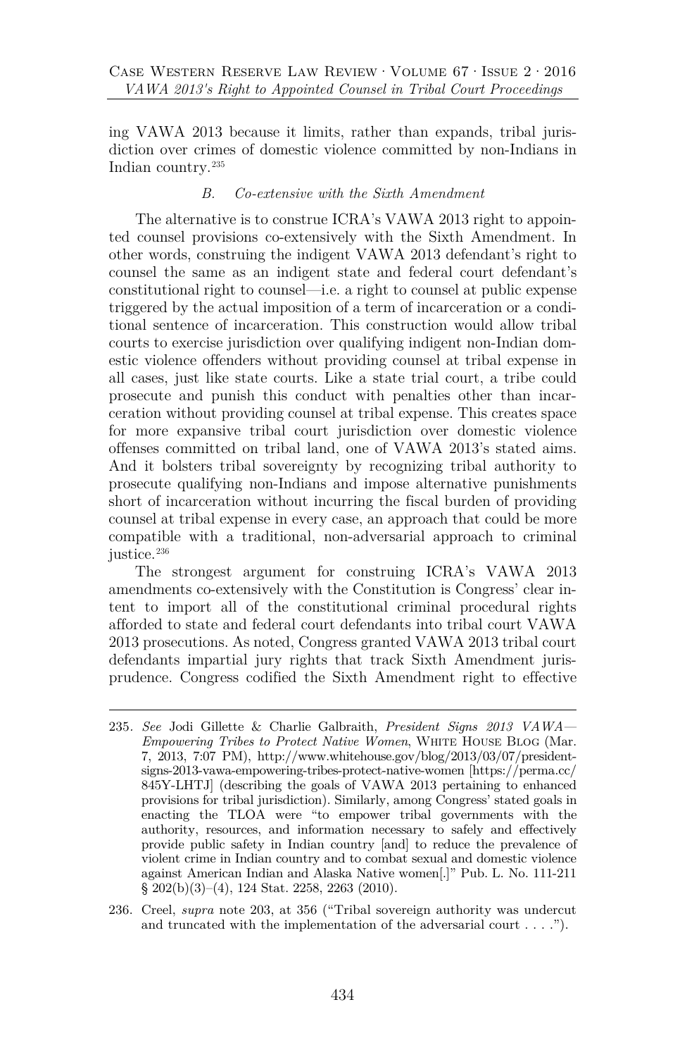ing VAWA 2013 because it limits, rather than expands, tribal jurisdiction over crimes of domestic violence committed by non-Indians in Indian country.[235]

### *B. Co-extensive with the Sixth Amendment*

The alternative is to construe ICRA's VAWA 2013 right to appointed counsel provisions co-extensively with the Sixth Amendment. In other words, construing the indigent VAWA 2013 defendant's right to counsel the same as an indigent state and federal court defendant's constitutional right to counsel—i.e. a right to counsel at public expense triggered by the actual imposition of a term of incarceration or a conditional sentence of incarceration. This construction would allow tribal courts to exercise jurisdiction over qualifying indigent non-Indian domestic violence offenders without providing counsel at tribal expense in all cases, just like state courts. Like a state trial court, a tribe could prosecute and punish this conduct with penalties other than incarceration without providing counsel at tribal expense. This creates space for more expansive tribal court jurisdiction over domestic violence offenses committed on tribal land, one of VAWA 2013's stated aims. And it bolsters tribal sovereignty by recognizing tribal authority to prosecute qualifying non-Indians and impose alternative punishments short of incarceration without incurring the fiscal burden of providing counsel at tribal expense in every case, an approach that could be more compatible with a traditional, non-adversarial approach to criminal justice.[236]

The strongest argument for construing ICRA's VAWA 2013 amendments co-extensively with the Constitution is Congress' clear intent to import all of the constitutional criminal procedural rights afforded to state and federal court defendants into tribal court VAWA 2013 prosecutions. As noted, Congress granted VAWA 2013 tribal court defendants impartial jury rights that track Sixth Amendment jurisprudence. Congress codified the Sixth Amendment right to effective

---

235. *See* Jodi Gillette & Charlie Galbraith, *President Signs 2013 VAWA—Empowering Tribes to Protect Native Women*, WHITE HOUSE BLOG (Mar. 7, 2013, 7:07 PM), http://www.whitehouse.gov/blog/2013/03/07/president-signs-2013-vawa-empowering-tribes-protect-native-women [https://perma.cc/845Y-LHTJ] (describing the goals of VAWA 2013 pertaining to enhanced provisions for tribal jurisdiction). Similarly, among Congress' stated goals in enacting the TLOA were "to empower tribal governments with the authority, resources, and information necessary to safely and effectively provide public safety in Indian country [and] to reduce the prevalence of violent crime in Indian country and to combat sexual and domestic violence against American Indian and Alaska Native women[.]" Pub. L. No. 111-211 § 202(b)(3)–(4), 124 Stat. 2258, 2263 (2010).

236. Creel, *supra* note 203, at 356 ("Tribal sovereign authority was undercut and truncated with the implementation of the adversarial court . . . .").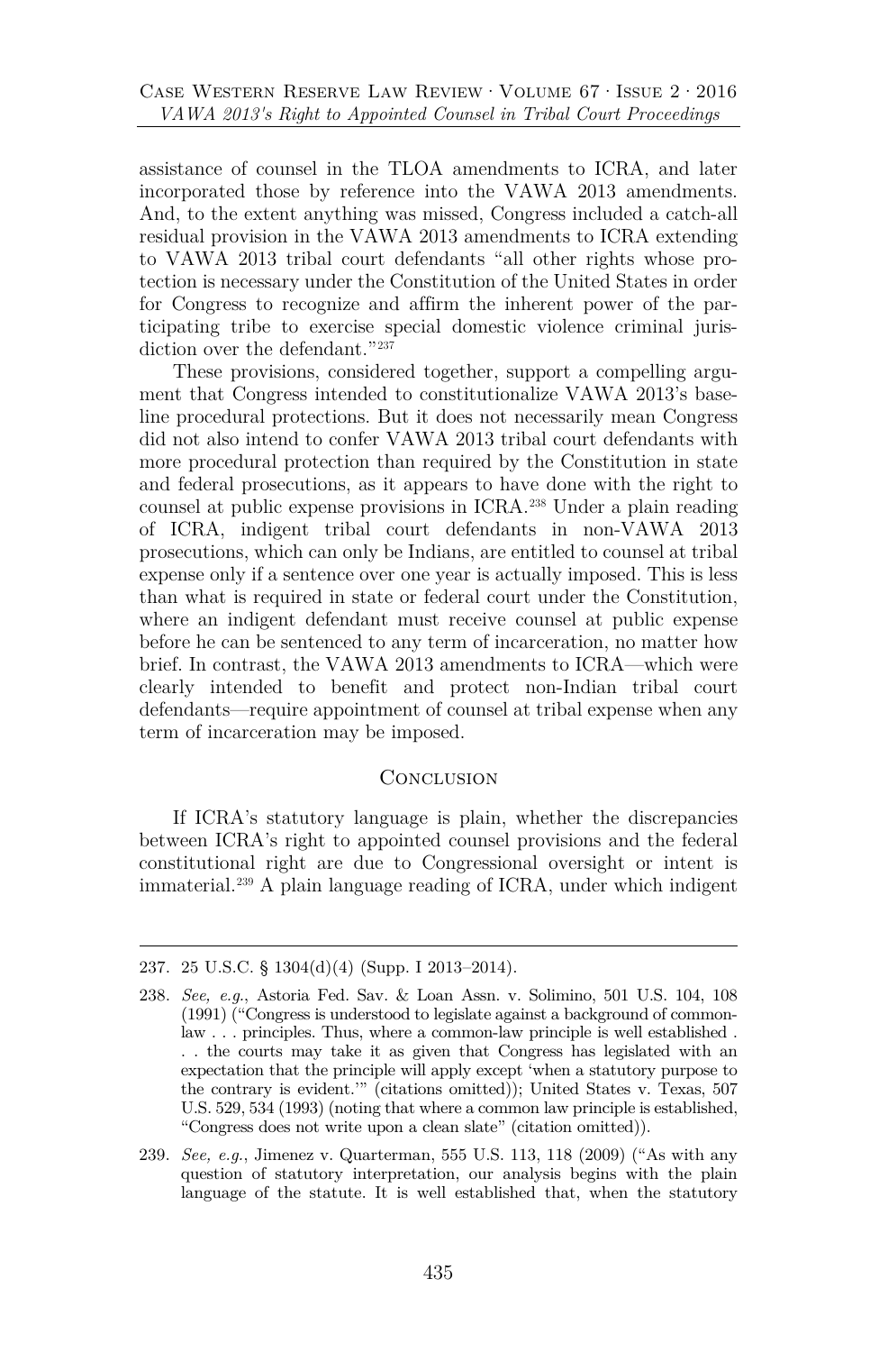assistance of counsel in the TLOA amendments to ICRA, and later incorporated those by reference into the VAWA 2013 amendments. And, to the extent anything was missed, Congress included a catch-all residual provision in the VAWA 2013 amendments to ICRA extending to VAWA 2013 tribal court defendants "all other rights whose protection is necessary under the Constitution of the United States in order for Congress to recognize and affirm the inherent power of the participating tribe to exercise special domestic violence criminal jurisdiction over the defendant."[237]

These provisions, considered together, support a compelling argument that Congress intended to constitutionalize VAWA 2013's baseline procedural protections. But it does not necessarily mean Congress did not also intend to confer VAWA 2013 tribal court defendants with more procedural protection than required by the Constitution in state and federal prosecutions, as it appears to have done with the right to counsel at public expense provisions in ICRA.[238] Under a plain reading of ICRA, indigent tribal court defendants in non-VAWA 2013 prosecutions, which can only be Indians, are entitled to counsel at tribal expense only if a sentence over one year is actually imposed. This is less than what is required in state or federal court under the Constitution, where an indigent defendant must receive counsel at public expense before he can be sentenced to any term of incarceration, no matter how brief. In contrast, the VAWA 2013 amendments to ICRA—which were clearly intended to benefit and protect non-Indian tribal court defendants—require appointment of counsel at tribal expense when any term of incarceration may be imposed.

## Conclusion

If ICRA's statutory language is plain, whether the discrepancies between ICRA's right to appointed counsel provisions and the federal constitutional right are due to Congressional oversight or intent is immaterial.[239] A plain language reading of ICRA, under which indigent

---

237. 25 U.S.C. § 1304(d)(4) (Supp. I 2013–2014).

238. *See, e.g.*, Astoria Fed. Sav. & Loan Assn. v. Solimino, 501 U.S. 104, 108 (1991) ("Congress is understood to legislate against a background of common-law . . . principles. Thus, where a common-law principle is well established . . . the courts may take it as given that Congress has legislated with an expectation that the principle will apply except 'when a statutory purpose to the contrary is evident.'" (citations omitted)); United States v. Texas, 507 U.S. 529, 534 (1993) (noting that where a common law principle is established, "Congress does not write upon a clean slate" (citation omitted)).

239. *See, e.g.*, Jimenez v. Quarterman, 555 U.S. 113, 118 (2009) ("As with any question of statutory interpretation, our analysis begins with the plain language of the statute. It is well established that, when the statutory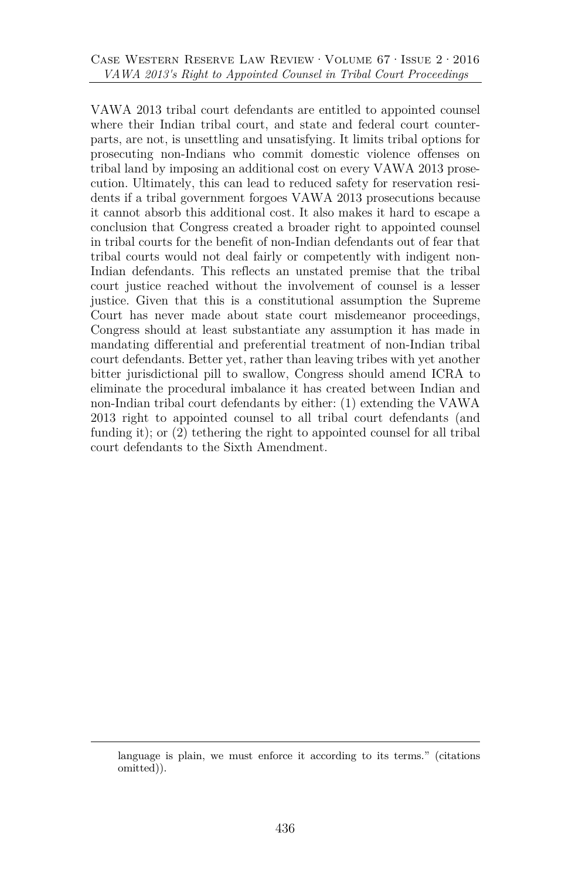VAWA 2013 tribal court defendants are entitled to appointed counsel where their Indian tribal court, and state and federal court counterparts, are not, is unsettling and unsatisfying. It limits tribal options for prosecuting non-Indians who commit domestic violence offenses on tribal land by imposing an additional cost on every VAWA 2013 prosecution. Ultimately, this can lead to reduced safety for reservation residents if a tribal government forgoes VAWA 2013 prosecutions because it cannot absorb this additional cost. It also makes it hard to escape a conclusion that Congress created a broader right to appointed counsel in tribal courts for the benefit of non-Indian defendants out of fear that tribal courts would not deal fairly or competently with indigent non-Indian defendants. This reflects an unstated premise that the tribal court justice reached without the involvement of counsel is a lesser justice. Given that this is a constitutional assumption the Supreme Court has never made about state court misdemeanor proceedings, Congress should at least substantiate any assumption it has made in mandating differential and preferential treatment of non-Indian tribal court defendants. Better yet, rather than leaving tribes with yet another bitter jurisdictional pill to swallow, Congress should amend ICRA to eliminate the procedural imbalance it has created between Indian and non-Indian tribal court defendants by either: (1) extending the VAWA 2013 right to appointed counsel to all tribal court defendants (and funding it); or (2) tethering the right to appointed counsel for all tribal court defendants to the Sixth Amendment.

---

language is plain, we must enforce it according to its terms." (citations omitted)).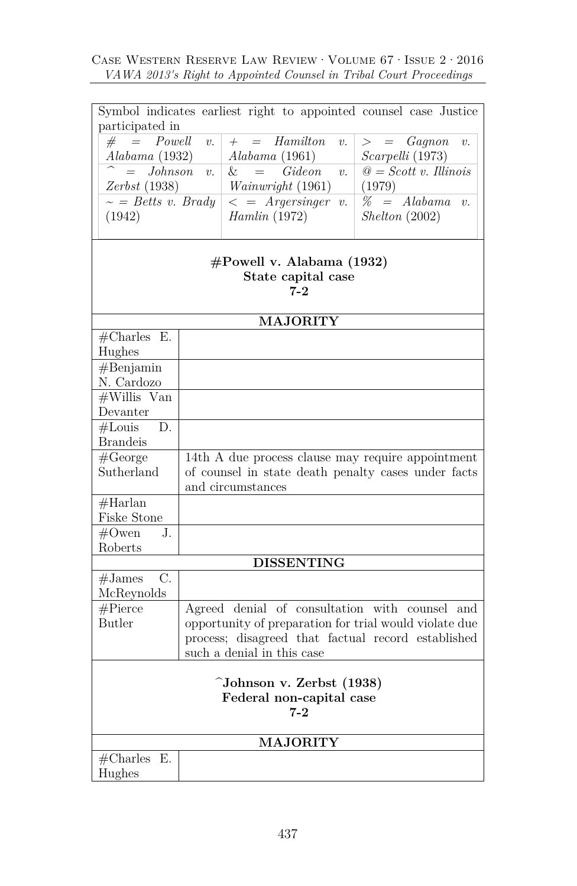| Symbol indicates earliest right to appointed counsel case Justice participated in | | |
|---|---|---|
| # = *Powell v. Alabama* (1932) | + = *Hamilton v. Alabama* (1961) | > = *Gagnon v. Scarpelli* (1973) |
| ^ = *Johnson v. Zerbst* (1938) | & = *Gideon v. Wainwright* (1961) | @ = *Scott v. Illinois* (1979) |
| ~ = *Betts v. Brady* (1942) | < = *Argersinger v. Hamlin* (1972) | % = *Alabama v. Shelton* (2002) |

**#Powell v. Alabama (1932)**
**State capital case**
**7-2**

| MAJORITY | |
|---|---|
| #Charles E. Hughes | |
| #Benjamin N. Cardozo | |
| #Willis Van Devanter | |
| #Louis D. Brandeis | |
| #George Sutherland | 14th A due process clause may require appointment of counsel in state death penalty cases under facts and circumstances |
| #Harlan Fiske Stone | |
| #Owen J. Roberts | |
| **DISSENTING** | |
| #James C. McReynolds | |
| #Pierce Butler | Agreed denial of consultation with counsel and opportunity of preparation for trial would violate due process; disagreed that factual record established such a denial in this case |

**^Johnson v. Zerbst (1938)**
**Federal non-capital case**
**7-2**

| MAJORITY | |
|---|---|
| #Charles E. Hughes | |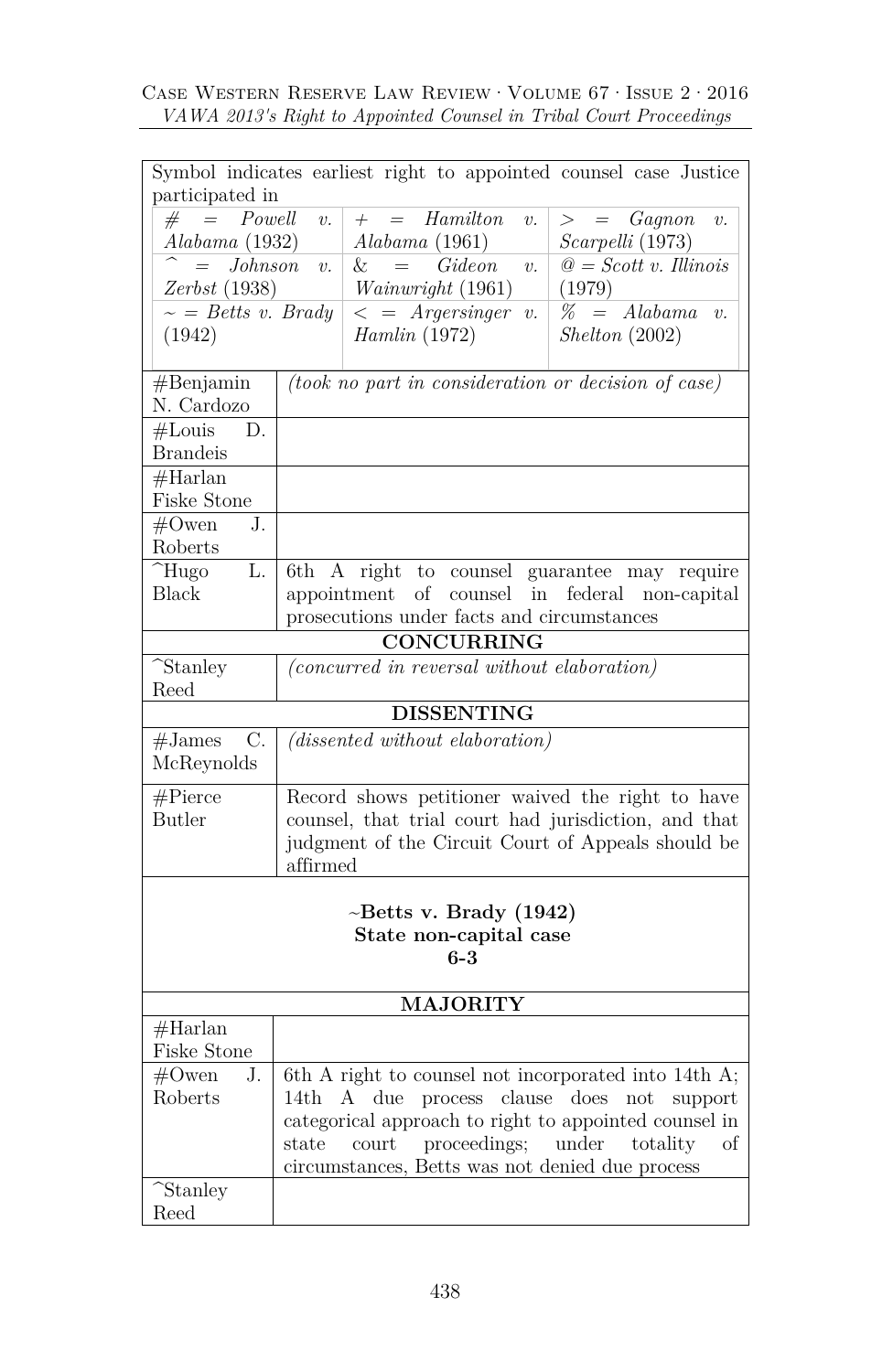| Symbol indicates earliest right to appointed counsel case Justice participated in | | |
|---|---|---|
| # = *Powell v. Alabama* (1932) | + = *Hamilton v. Alabama* (1961) | > = *Gagnon v. Scarpelli* (1973) |
| ^ = *Johnson v. Zerbst* (1938) | & = *Gideon v. Wainwright* (1961) | @ = *Scott v. Illinois* (1979) |
| ~ = *Betts v. Brady* (1942) | < = *Argersinger v. Hamlin* (1972) | % = *Alabama v. Shelton* (2002) |

| | |
|---|---|
| #Benjamin N. Cardozo | *(took no part in consideration or decision of case)* |
| #Louis D. Brandeis | |
| #Harlan Fiske Stone | |
| #Owen J. Roberts | |
| ^Hugo L. Black | 6th A right to counsel guarantee may require appointment of counsel in federal non-capital prosecutions under facts and circumstances |
| **CONCURRING** | |
| ^Stanley Reed | *(concurred in reversal without elaboration)* |
| **DISSENTING** | |
| #James C. McReynolds | *(dissented without elaboration)* |
| #Pierce Butler | Record shows petitioner waived the right to have counsel, that trial court had jurisdiction, and that judgment of the Circuit Court of Appeals should be affirmed |

| **~Betts v. Brady (1942)**<br>**State non-capital case**<br>**6-3** | |
|---|---|
| **MAJORITY** | |
| #Harlan Fiske Stone | |
| #Owen J. Roberts | 6th A right to counsel not incorporated into 14th A; 14th A due process clause does not support categorical approach to right to appointed counsel in state court proceedings; under totality of circumstances, Betts was not denied due process |
| ^Stanley Reed | |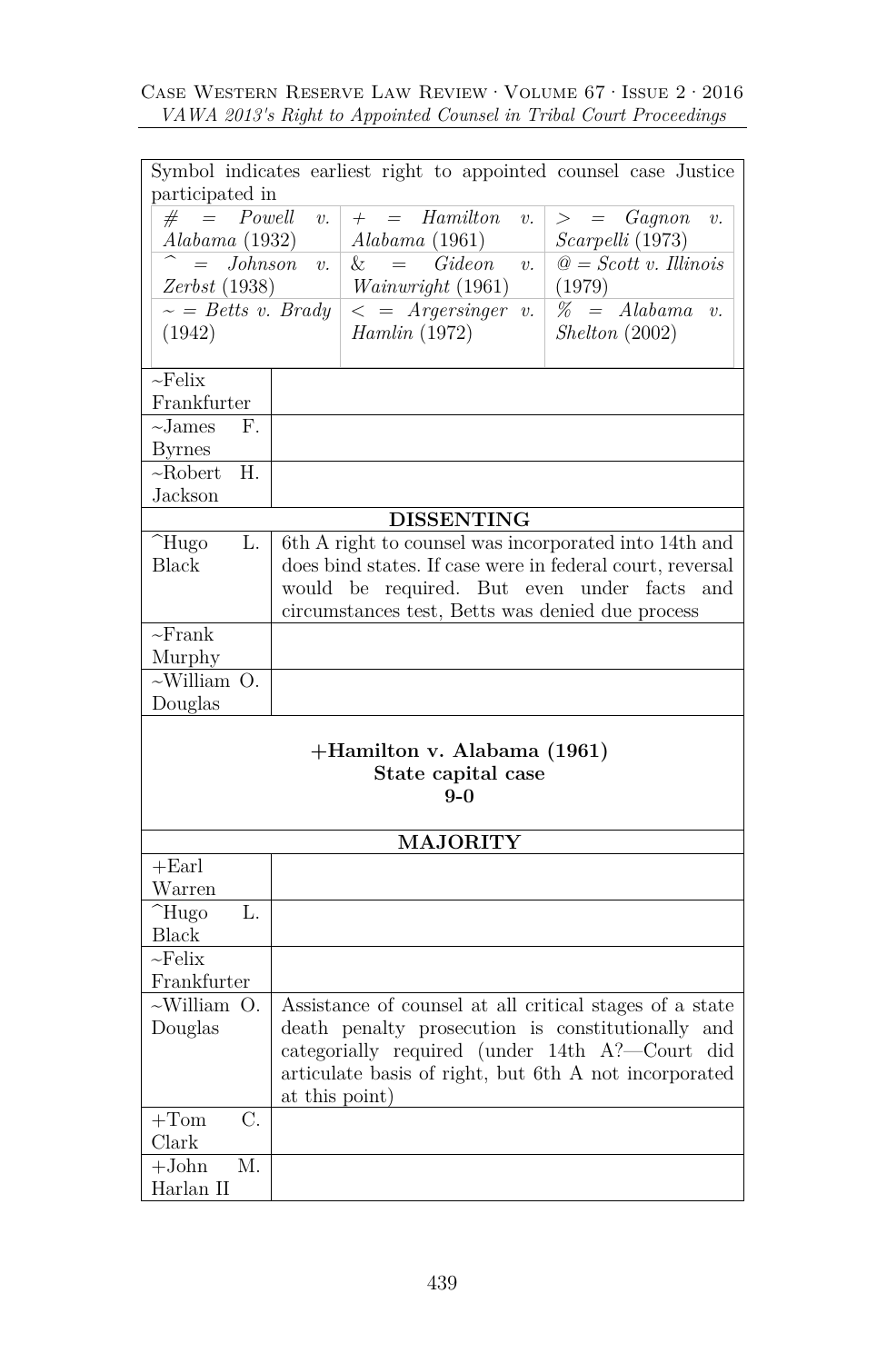| Symbol indicates earliest right to appointed counsel case Justice participated in | | |
|---|---|---|
| # = *Powell v. Alabama* (1932) | + = *Hamilton v. Alabama* (1961) | > = *Gagnon v. Scarpelli* (1973) |
| ^ = *Johnson v. Zerbst* (1938) | & = *Gideon v. Wainwright* (1961) | @ = *Scott v. Illinois* (1979) |
| ~ = *Betts v. Brady* (1942) | < = *Argersinger v. Hamlin* (1972) | % = *Alabama v. Shelton* (2002) |

| | |
|---|---|
| ~Felix Frankfurter | |
| ~James F. Byrnes | |
| ~Robert H. Jackson | |
| **DISSENTING** | |
| ^Hugo L. Black | 6th A right to counsel was incorporated into 14th and does bind states. If case were in federal court, reversal would be required. But even under facts and circumstances test, Betts was denied due process |
| ~Frank Murphy | |
| ~William O. Douglas | |
| **+Hamilton v. Alabama (1961)**<br>**State capital case**<br>**9-0** | |
| **MAJORITY** | |
| +Earl Warren | |
| ^Hugo L. Black | |
| ~Felix Frankfurter | |
| ~William O. Douglas | Assistance of counsel at all critical stages of a state death penalty prosecution is constitutionally and categorially required (under 14th A?—Court did articulate basis of right, but 6th A not incorporated at this point) |
| +Tom C. Clark | |
| +John M. Harlan II | |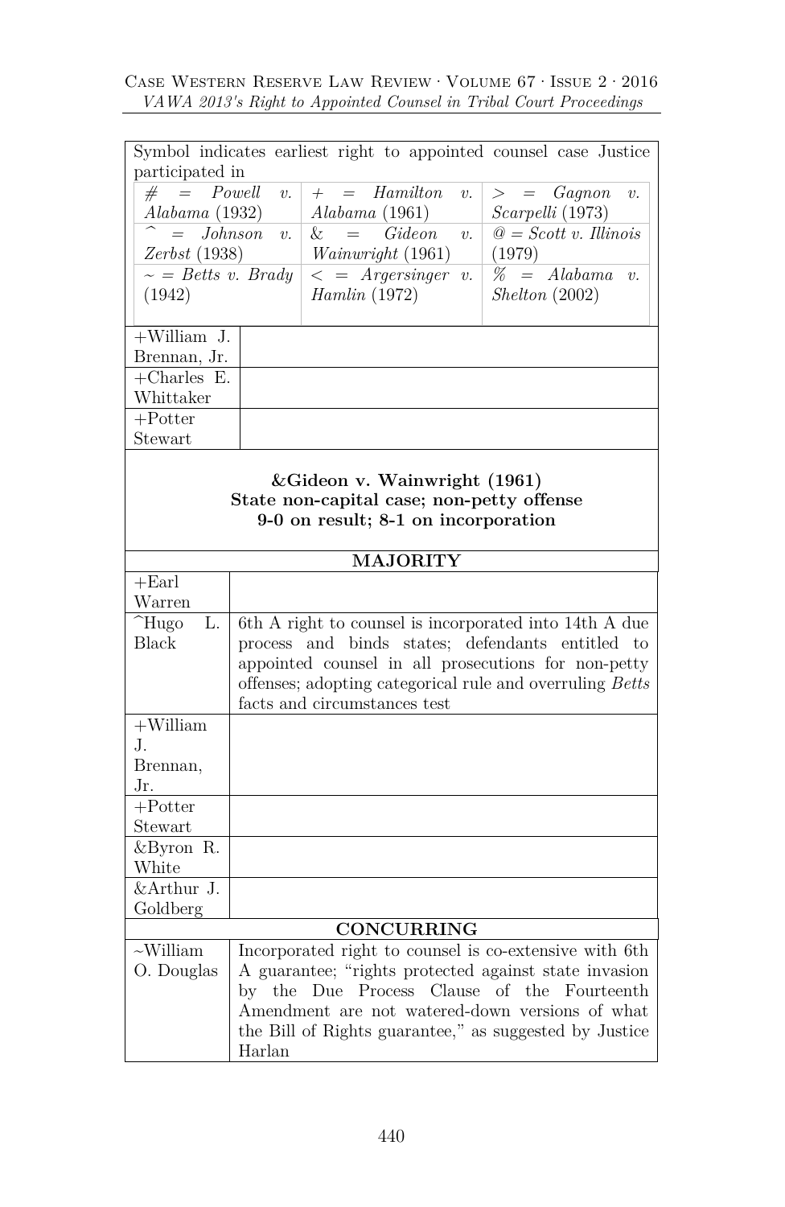| Symbol indicates earliest right to appointed counsel case Justice participated in | | |
|---|---|---|
| # = *Powell v. Alabama* (1932) | + = *Hamilton v. Alabama* (1961) | > = *Gagnon v. Scarpelli* (1973) |
| ^ = *Johnson v. Zerbst* (1938) | & = *Gideon v. Wainwright* (1961) | @ = *Scott v. Illinois* (1979) |
| ~ = *Betts v. Brady* (1942) | < = *Argersinger v. Hamlin* (1972) | % = *Alabama v. Shelton* (2002) |

| | |
|---|---|
| +William J. Brennan, Jr. | |
| +Charles E. Whittaker | |
| +Potter Stewart | |

**&Gideon v. Wainwright (1961)**
**State non-capital case; non-petty offense**
**9-0 on result; 8-1 on incorporation**

| **MAJORITY** | |
|---|---|
| +Earl Warren | |
| ^Hugo L. Black | 6th A right to counsel is incorporated into 14th A due process and binds states; defendants entitled to appointed counsel in all prosecutions for non-petty offenses; adopting categorical rule and overruling *Betts* facts and circumstances test |
| +William J. Brennan, Jr. | |
| +Potter Stewart | |
| &Byron R. White | |
| &Arthur J. Goldberg | |
| **CONCURRING** | |
| ~William O. Douglas | Incorporated right to counsel is co-extensive with 6th A guarantee; "rights protected against state invasion by the Due Process Clause of the Fourteenth Amendment are not watered-down versions of what the Bill of Rights guarantee," as suggested by Justice Harlan |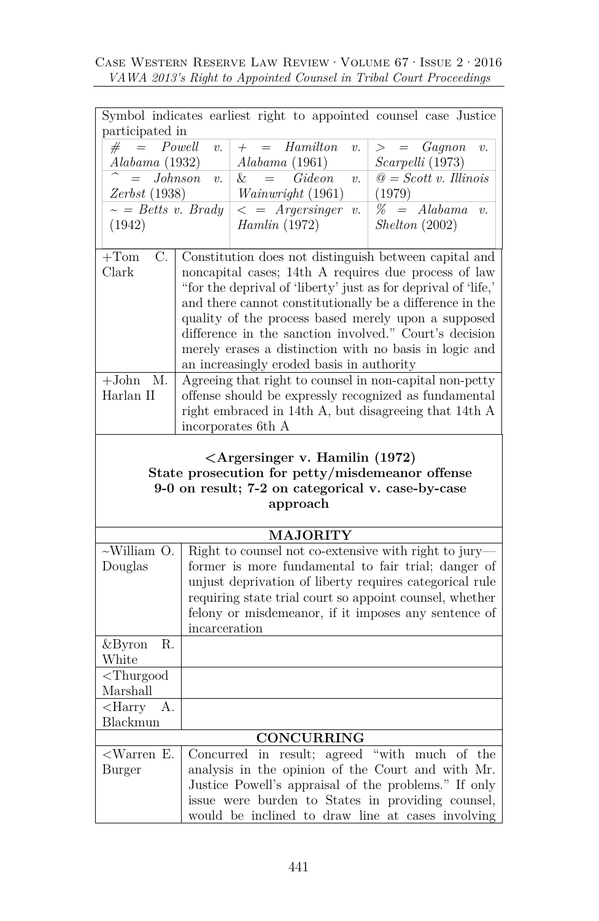| Symbol indicates earliest right to appointed counsel case Justice participated in | | |
|---|---|---|
| # = *Powell v. Alabama* (1932) | + = *Hamilton v. Alabama* (1961) | > = *Gagnon v. Scarpelli* (1973) |
| ^ = *Johnson v. Zerbst* (1938) | & = *Gideon v. Wainwright* (1961) | @ = *Scott v. Illinois* (1979) |
| ~ = *Betts v. Brady* (1942) | < = *Argersinger v. Hamlin* (1972) | % = *Alabama v. Shelton* (2002) |

| | |
|---|---|
| +Tom C. Clark | Constitution does not distinguish between capital and noncapital cases; 14th A requires due process of law "for the deprival of 'liberty' just as for deprival of 'life,' and there cannot constitutionally be a difference in the quality of the process based merely upon a supposed difference in the sanction involved." Court's decision merely erases a distinction with no basis in logic and an increasingly eroded basis in authority |
| +John M. Harlan II | Agreeing that right to counsel in non-capital non-petty offense should be expressly recognized as fundamental right embraced in 14th A, but disagreeing that 14th A incorporates 6th A |

| **<Argersinger v. Hamilin (1972)**<br>**State prosecution for petty/misdemeanor offense**<br>**9-0 on result; 7-2 on categorical v. case-by-case approach** | |
|---|---|
| **MAJORITY** | |
| ~William O. Douglas | Right to counsel not co-extensive with right to jury—former is more fundamental to fair trial; danger of unjust deprivation of liberty requires categorical rule requiring state trial court so appoint counsel, whether felony or misdemeanor, if it imposes any sentence of incarceration |
| &Byron R. White | |
| <Thurgood Marshall | |
| <Harry A. Blackmun | |
| **CONCURRING** | |
| <Warren E. Burger | Concurred in result; agreed "with much of the analysis in the opinion of the Court and with Mr. Justice Powell's appraisal of the problems." If only issue were burden to States in providing counsel, would be inclined to draw line at cases involving |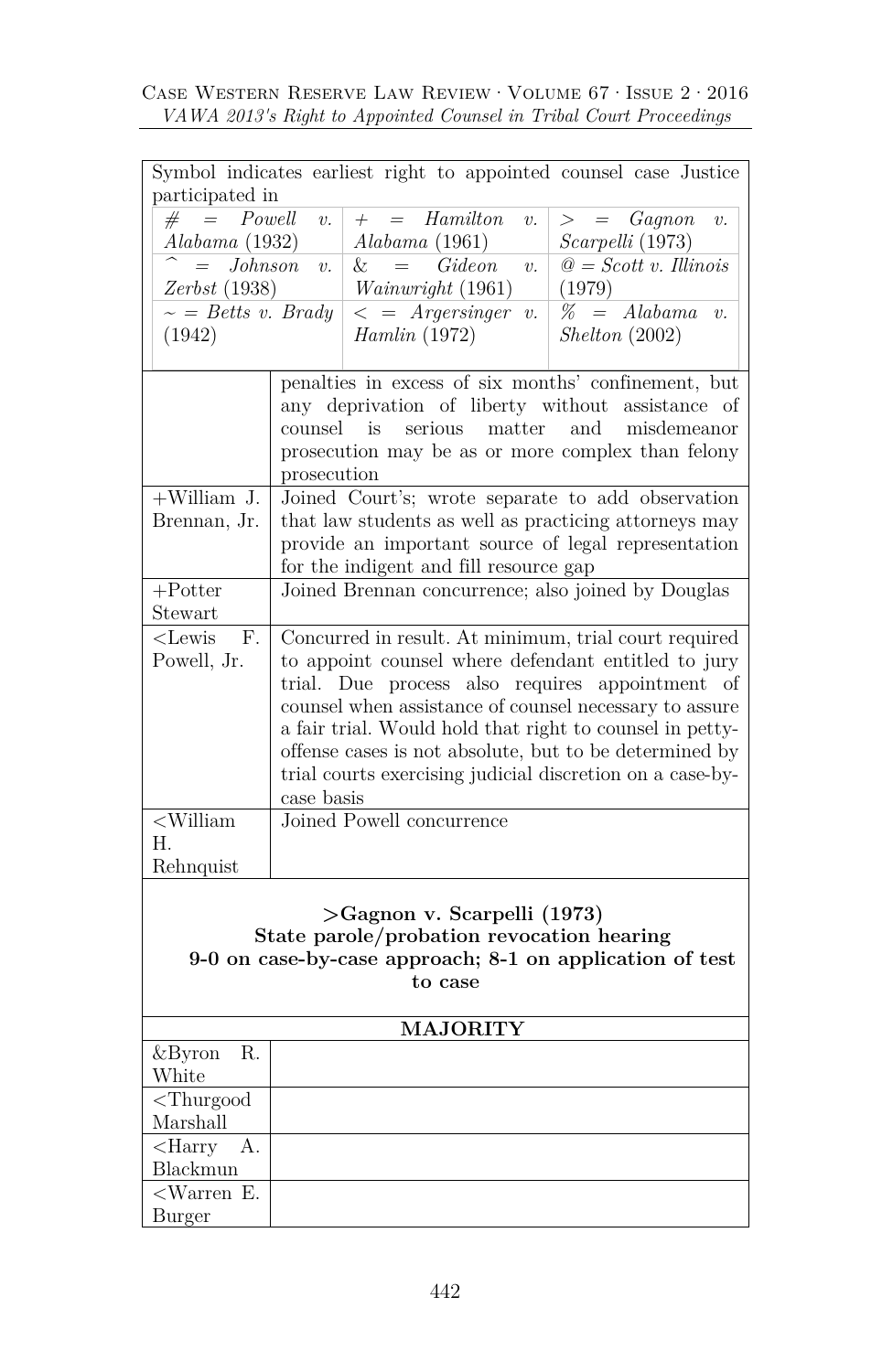| Symbol indicates earliest right to appointed counsel case Justice participated in | | |
|---|---|---|
| # = *Powell v. Alabama* (1932) | + = *Hamilton v. Alabama* (1961) | > = *Gagnon v. Scarpelli* (1973) |
| ^ = *Johnson v. Zerbst* (1938) | & = *Gideon v. Wainwright* (1961) | @ = *Scott v. Illinois* (1979) |
| ~ = *Betts v. Brady* (1942) | < = *Argersinger v. Hamlin* (1972) | % = *Alabama v. Shelton* (2002) |

| | |
|---|---|
| | penalties in excess of six months' confinement, but any deprivation of liberty without assistance of counsel is serious matter and misdemeanor prosecution may be as or more complex than felony prosecution |
| +William J. Brennan, Jr. | Joined Court's; wrote separate to add observation that law students as well as practicing attorneys may provide an important source of legal representation for the indigent and fill resource gap |
| +Potter Stewart | Joined Brennan concurrence; also joined by Douglas |
| <Lewis F. Powell, Jr. | Concurred in result. At minimum, trial court required to appoint counsel where defendant entitled to jury trial. Due process also requires appointment of counsel when assistance of counsel necessary to assure a fair trial. Would hold that right to counsel in petty-offense cases is not absolute, but to be determined by trial courts exercising judicial discretion on a case-by-case basis |
| <William H. Rehnquist | Joined Powell concurrence |

**>Gagnon v. Scarpelli (1973)**
**State parole/probation revocation hearing**
**9-0 on case-by-case approach; 8-1 on application of test to case**

| **MAJORITY** | |
|---|---|
| &Byron R. White | |
| <Thurgood Marshall | |
| <Harry A. Blackmun | |
| <Warren E. Burger | |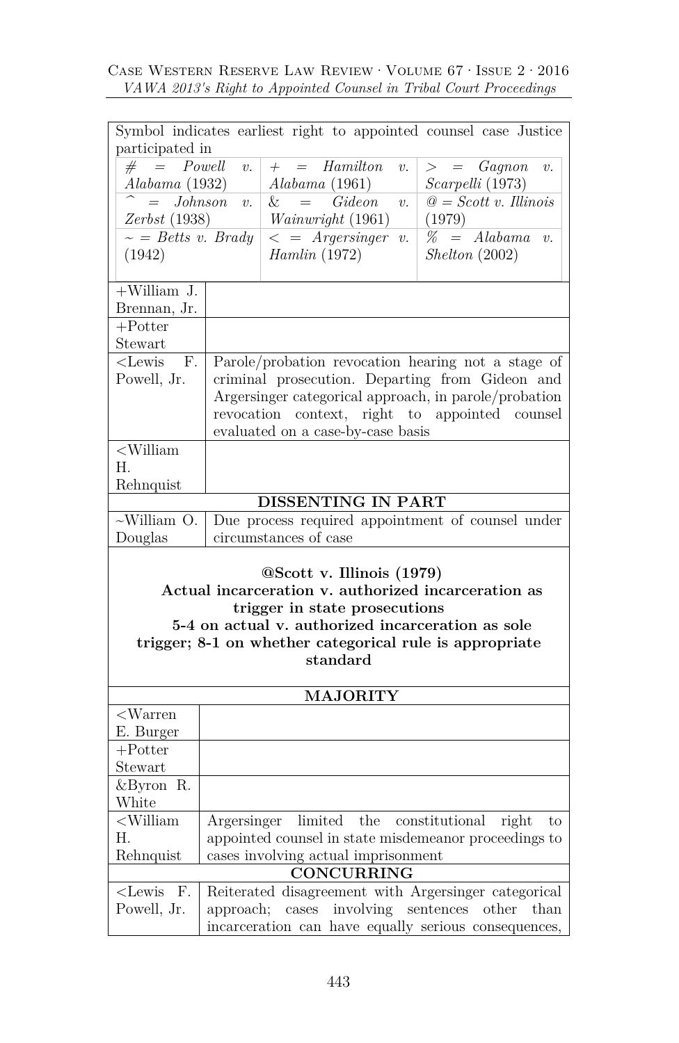| Symbol indicates earliest right to appointed counsel case Justice participated in | | |
|---|---|---|
| # = *Powell v. Alabama* (1932) | + = *Hamilton v. Alabama* (1961) | > = *Gagnon v. Scarpelli* (1973) |
| ^ = *Johnson v. Zerbst* (1938) | & = *Gideon v. Wainwright* (1961) | @ = *Scott v. Illinois* (1979) |
| ~ = *Betts v. Brady* (1942) | < = *Argersinger v. Hamlin* (1972) | % = *Alabama v. Shelton* (2002) |

| | |
|---|---|
| +William J. Brennan, Jr. | |
| +Potter Stewart | |
| <Lewis F. Powell, Jr. | Parole/probation revocation hearing not a stage of criminal prosecution. Departing from Gideon and Argersinger categorical approach, in parole/probation revocation context, right to appointed counsel evaluated on a case-by-case basis |
| <William H. Rehnquist | |
| **DISSENTING IN PART** | |
| ~William O. Douglas | Due process required appointment of counsel under circumstances of case |

**@Scott v. Illinois (1979)**
**Actual incarceration v. authorized incarceration as trigger in state prosecutions**
**5-4 on actual v. authorized incarceration as sole trigger; 8-1 on whether categorical rule is appropriate standard**

| **MAJORITY** | |
|---|---|
| <Warren E. Burger | |
| +Potter Stewart | |
| &Byron R. White | |
| <William H. Rehnquist | Argersinger limited the constitutional right to appointed counsel in state misdemeanor proceedings to cases involving actual imprisonment |
| **CONCURRING** | |
| <Lewis F. Powell, Jr. | Reiterated disagreement with Argersinger categorical approach; cases involving sentences other than incarceration can have equally serious consequences, |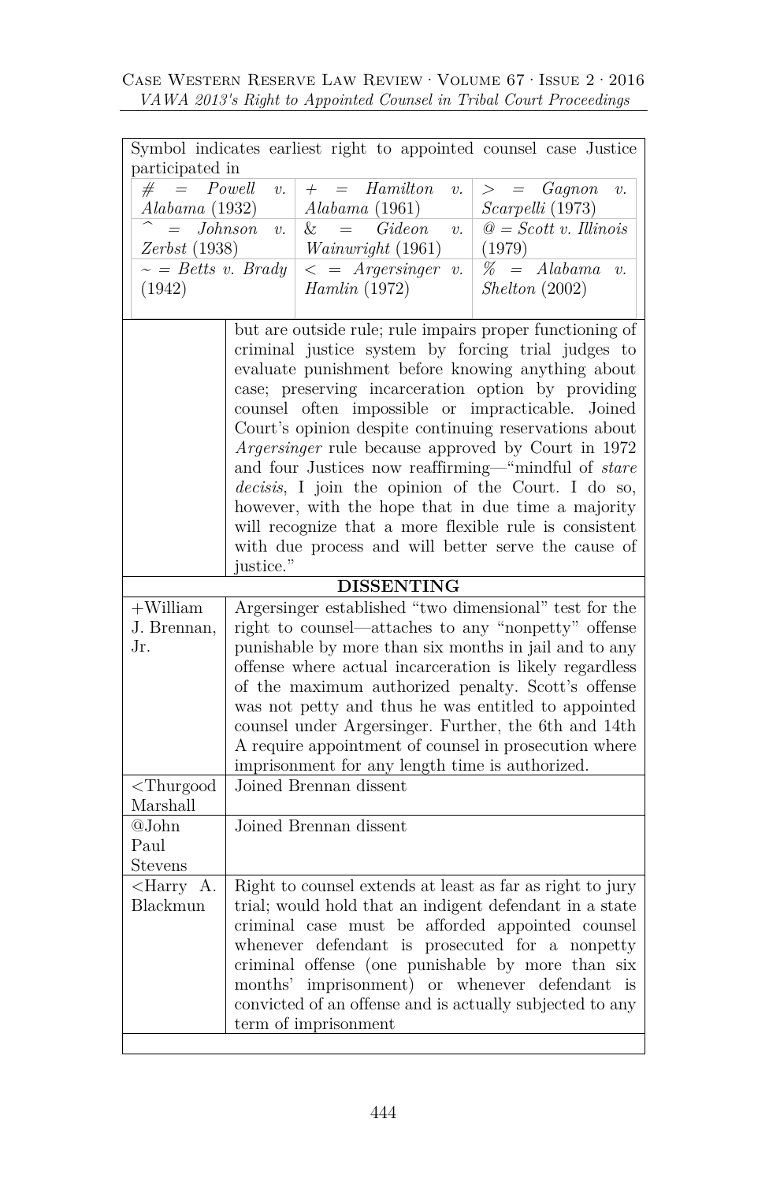| Symbol indicates earliest right to appointed counsel case Justice participated in | | |
|---|---|---|
| # = *Powell v. Alabama* (1932) | + = *Hamilton v. Alabama* (1961) | > = *Gagnon v. Scarpelli* (1973) |
| ^ = *Johnson v. Zerbst* (1938) | & = *Gideon v. Wainwright* (1961) | @ = *Scott v. Illinois* (1979) |
| ~ = *Betts v. Brady* (1942) | < = *Argersinger v. Hamlin* (1972) | % = *Alabama v. Shelton* (2002) |

| | |
|---|---|
| | but are outside rule; rule impairs proper functioning of criminal justice system by forcing trial judges to evaluate punishment before knowing anything about case; preserving incarceration option by providing counsel often impossible or impracticable. Joined Court's opinion despite continuing reservations about *Argersinger* rule because approved by Court in 1972 and four Justices now reaffirming—"mindful of *stare decisis*, I join the opinion of the Court. I do so, however, with the hope that in due time a majority will recognize that a more flexible rule is consistent with due process and will better serve the cause of justice." |
| **DISSENTING** | |
| +William J. Brennan, Jr. | Argersinger established "two dimensional" test for the right to counsel—attaches to any "nonpetty" offense punishable by more than six months in jail and to any offense where actual incarceration is likely regardless of the maximum authorized penalty. Scott's offense was not petty and thus he was entitled to appointed counsel under Argersinger. Further, the 6th and 14th A require appointment of counsel in prosecution where imprisonment for any length time is authorized. |
| <Thurgood Marshall | Joined Brennan dissent |
| @John Paul Stevens | Joined Brennan dissent |
| <Harry A. Blackmun | Right to counsel extends at least as far as right to jury trial; would hold that an indigent defendant in a state criminal case must be afforded appointed counsel whenever defendant is prosecuted for a nonpetty criminal offense (one punishable by more than six months' imprisonment) or whenever defendant is convicted of an offense and is actually subjected to any term of imprisonment |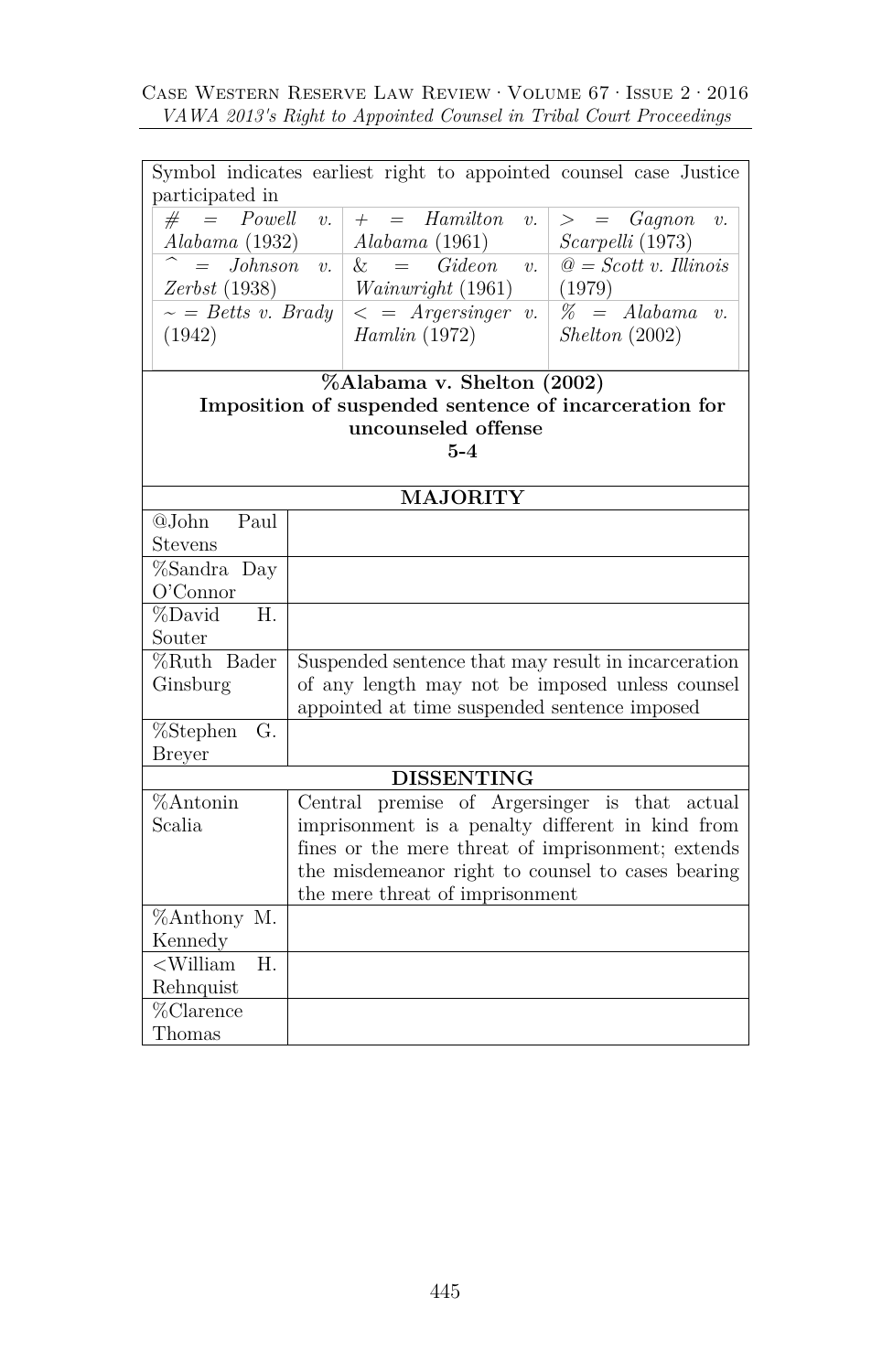| Symbol indicates earliest right to appointed counsel case Justice participated in | | |
|---|---|---|
| # = *Powell v. Alabama* (1932) | + = *Hamilton v. Alabama* (1961) | > = *Gagnon v. Scarpelli* (1973) |
| ^ = *Johnson v. Zerbst* (1938) | & = *Gideon v. Wainwright* (1961) | @ = *Scott v. Illinois* (1979) |
| ~ = *Betts v. Brady* (1942) | < = *Argersinger v. Hamlin* (1972) | % = *Alabama v. Shelton* (2002) |

| **%Alabama v. Shelton (2002)**<br>**Imposition of suspended sentence of incarceration for uncounseled offense**<br>**5-4** | |
|---|---|
| **MAJORITY** | |
| @John Paul Stevens | |
| %Sandra Day O'Connor | |
| %David H. Souter | |
| %Ruth Bader Ginsburg | Suspended sentence that may result in incarceration of any length may not be imposed unless counsel appointed at time suspended sentence imposed |
| %Stephen G. Breyer | |
| **DISSENTING** | |
| %Antonin Scalia | Central premise of Argersinger is that actual imprisonment is a penalty different in kind from fines or the mere threat of imprisonment; extends the misdemeanor right to counsel to cases bearing the mere threat of imprisonment |
| %Anthony M. Kennedy | |
| <William H. Rehnquist | |
| %Clarence Thomas | |